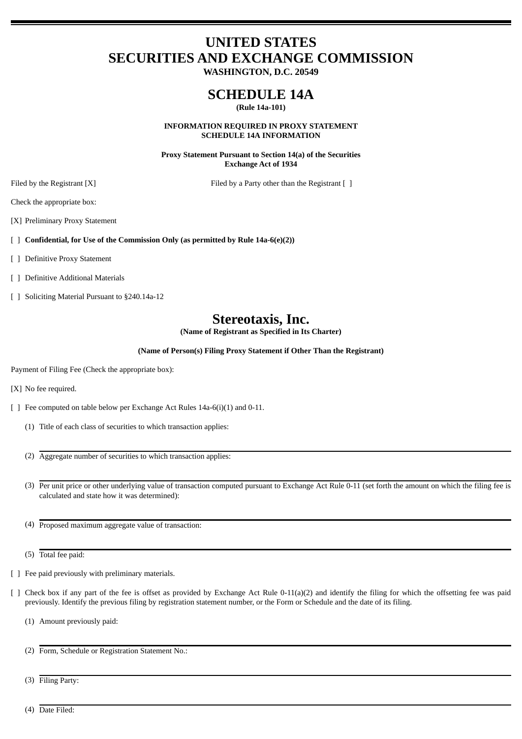# UNITED STATES
# SECURITIES AND EXCHANGE COMMISSION
**WASHINGTON, D.C. 20549**

# SCHEDULE 14A
**(Rule 14a-101)**

**INFORMATION REQUIRED IN PROXY STATEMENT**
**SCHEDULE 14A INFORMATION**

**Proxy Statement Pursuant to Section 14(a) of the Securities Exchange Act of 1934**

Filed by the Registrant [X]     Filed by a Party other than the Registrant [ ]

Check the appropriate box:

[X] Preliminary Proxy Statement

[ ] **Confidential, for Use of the Commission Only (as permitted by Rule 14a-6(e)(2))**

[ ] Definitive Proxy Statement

[ ] Definitive Additional Materials

[ ] Soliciting Material Pursuant to §240.14a-12

# Stereotaxis, Inc.
**(Name of Registrant as Specified in Its Charter)**

**(Name of Person(s) Filing Proxy Statement if Other Than the Registrant)**

Payment of Filing Fee (Check the appropriate box):

[X] No fee required.

[ ] Fee computed on table below per Exchange Act Rules 14a-6(i)(1) and 0-11.

(1) Title of each class of securities to which transaction applies:

(2) Aggregate number of securities to which transaction applies:

(3) Per unit price or other underlying value of transaction computed pursuant to Exchange Act Rule 0-11 (set forth the amount on which the filing fee is calculated and state how it was determined):

(4) Proposed maximum aggregate value of transaction:

(5) Total fee paid:

[ ] Fee paid previously with preliminary materials.

[ ] Check box if any part of the fee is offset as provided by Exchange Act Rule 0-11(a)(2) and identify the filing for which the offsetting fee was paid previously. Identify the previous filing by registration statement number, or the Form or Schedule and the date of its filing.

(1) Amount previously paid:

(2) Form, Schedule or Registration Statement No.:

(3) Filing Party:

(4) Date Filed: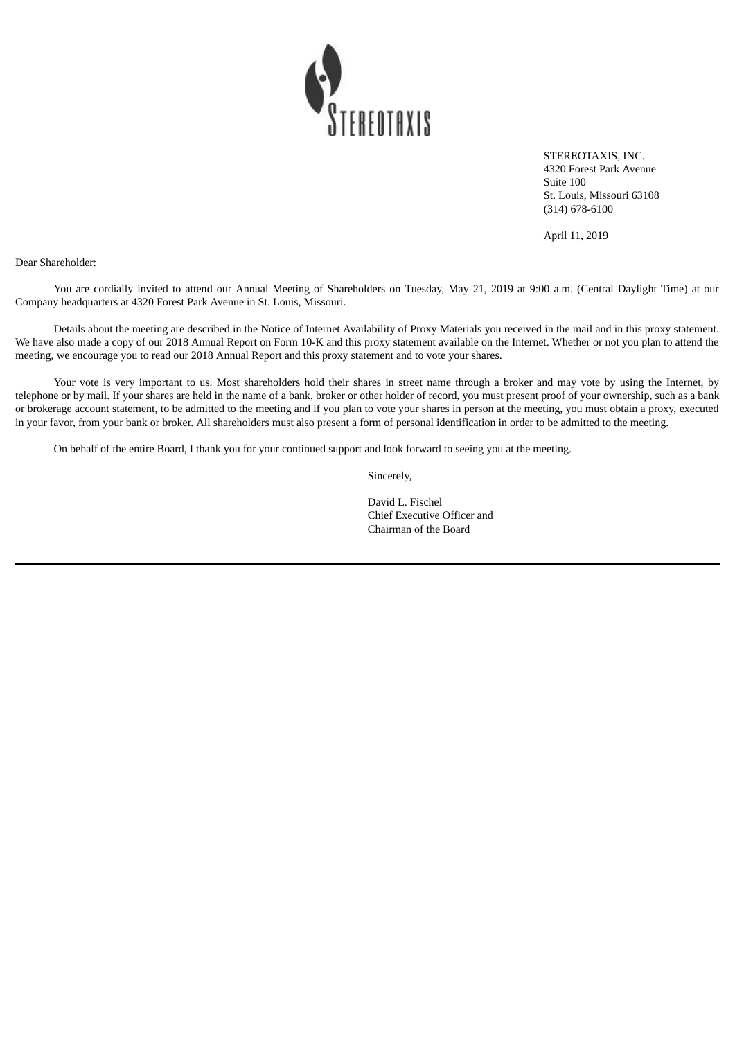STEREOTAXIS, INC.
4320 Forest Park Avenue
Suite 100
St. Louis, Missouri 63108
(314) 678-6100

April 11, 2019

Dear Shareholder:

You are cordially invited to attend our Annual Meeting of Shareholders on Tuesday, May 21, 2019 at 9:00 a.m. (Central Daylight Time) at our Company headquarters at 4320 Forest Park Avenue in St. Louis, Missouri.

Details about the meeting are described in the Notice of Internet Availability of Proxy Materials you received in the mail and in this proxy statement. We have also made a copy of our 2018 Annual Report on Form 10-K and this proxy statement available on the Internet. Whether or not you plan to attend the meeting, we encourage you to read our 2018 Annual Report and this proxy statement and to vote your shares.

Your vote is very important to us. Most shareholders hold their shares in street name through a broker and may vote by using the Internet, by telephone or by mail. If your shares are held in the name of a bank, broker or other holder of record, you must present proof of your ownership, such as a bank or brokerage account statement, to be admitted to the meeting and if you plan to vote your shares in person at the meeting, you must obtain a proxy, executed in your favor, from your bank or broker. All shareholders must also present a form of personal identification in order to be admitted to the meeting.

On behalf of the entire Board, I thank you for your continued support and look forward to seeing you at the meeting.

Sincerely,

David L. Fischel
Chief Executive Officer and
Chairman of the Board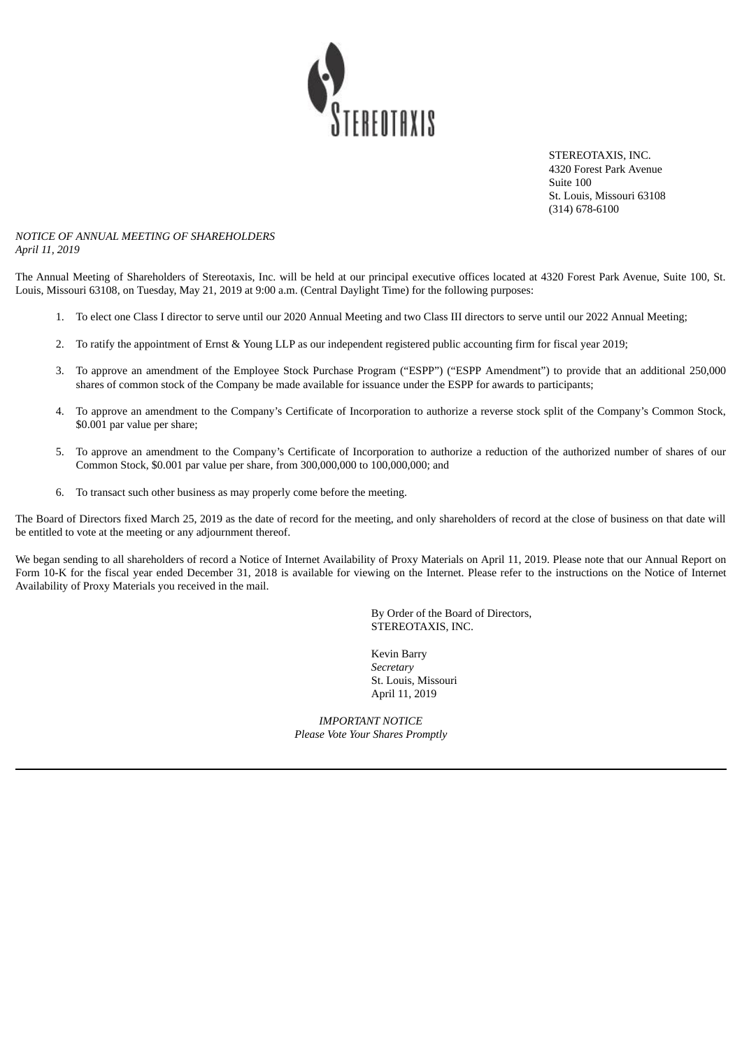STEREOTAXIS, INC.
4320 Forest Park Avenue
Suite 100
St. Louis, Missouri 63108
(314) 678-6100

*NOTICE OF ANNUAL MEETING OF SHAREHOLDERS*
*April 11, 2019*

The Annual Meeting of Shareholders of Stereotaxis, Inc. will be held at our principal executive offices located at 4320 Forest Park Avenue, Suite 100, St. Louis, Missouri 63108, on Tuesday, May 21, 2019 at 9:00 a.m. (Central Daylight Time) for the following purposes:

1. To elect one Class I director to serve until our 2020 Annual Meeting and two Class III directors to serve until our 2022 Annual Meeting;

2. To ratify the appointment of Ernst & Young LLP as our independent registered public accounting firm for fiscal year 2019;

3. To approve an amendment of the Employee Stock Purchase Program ("ESPP") ("ESPP Amendment") to provide that an additional 250,000 shares of common stock of the Company be made available for issuance under the ESPP for awards to participants;

4. To approve an amendment to the Company's Certificate of Incorporation to authorize a reverse stock split of the Company's Common Stock, $0.001 par value per share;

5. To approve an amendment to the Company's Certificate of Incorporation to authorize a reduction of the authorized number of shares of our Common Stock, $0.001 par value per share, from 300,000,000 to 100,000,000; and

6. To transact such other business as may properly come before the meeting.

The Board of Directors fixed March 25, 2019 as the date of record for the meeting, and only shareholders of record at the close of business on that date will be entitled to vote at the meeting or any adjournment thereof.

We began sending to all shareholders of record a Notice of Internet Availability of Proxy Materials on April 11, 2019. Please note that our Annual Report on Form 10-K for the fiscal year ended December 31, 2018 is available for viewing on the Internet. Please refer to the instructions on the Notice of Internet Availability of Proxy Materials you received in the mail.

By Order of the Board of Directors,
STEREOTAXIS, INC.

Kevin Barry
*Secretary*
St. Louis, Missouri
April 11, 2019

*IMPORTANT NOTICE*
*Please Vote Your Shares Promptly*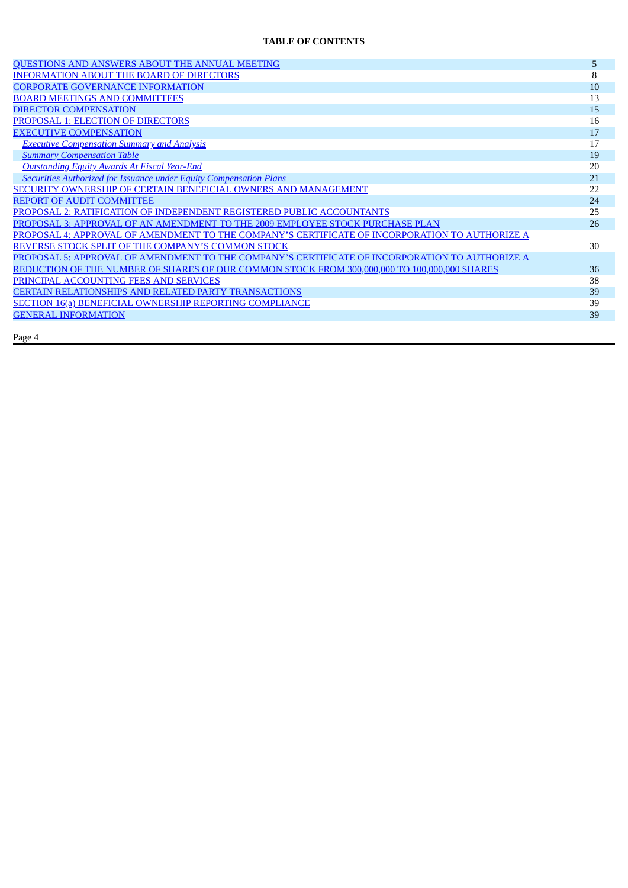**TABLE OF CONTENTS**

| | |
|---|---|
| QUESTIONS AND ANSWERS ABOUT THE ANNUAL MEETING | 5 |
| INFORMATION ABOUT THE BOARD OF DIRECTORS | 8 |
| CORPORATE GOVERNANCE INFORMATION | 10 |
| BOARD MEETINGS AND COMMITTEES | 13 |
| DIRECTOR COMPENSATION | 15 |
| PROPOSAL 1: ELECTION OF DIRECTORS | 16 |
| EXECUTIVE COMPENSATION | 17 |
| *Executive Compensation Summary and Analysis* | 17 |
| *Summary Compensation Table* | 19 |
| *Outstanding Equity Awards At Fiscal Year-End* | 20 |
| *Securities Authorized for Issuance under Equity Compensation Plans* | 21 |
| SECURITY OWNERSHIP OF CERTAIN BENEFICIAL OWNERS AND MANAGEMENT | 22 |
| REPORT OF AUDIT COMMITTEE | 24 |
| PROPOSAL 2: RATIFICATION OF INDEPENDENT REGISTERED PUBLIC ACCOUNTANTS | 25 |
| PROPOSAL 3: APPROVAL OF AN AMENDMENT TO THE 2009 EMPLOYEE STOCK PURCHASE PLAN | 26 |
| PROPOSAL 4: APPROVAL OF AMENDMENT TO THE COMPANY'S CERTIFICATE OF INCORPORATION TO AUTHORIZE A REVERSE STOCK SPLIT OF THE COMPANY'S COMMON STOCK | 30 |
| PROPOSAL 5: APPROVAL OF AMENDMENT TO THE COMPANY'S CERTIFICATE OF INCORPORATION TO AUTHORIZE A REDUCTION OF THE NUMBER OF SHARES OF OUR COMMON STOCK FROM 300,000,000 TO 100,000,000 SHARES | 36 |
| PRINCIPAL ACCOUNTING FEES AND SERVICES | 38 |
| CERTAIN RELATIONSHIPS AND RELATED PARTY TRANSACTIONS | 39 |
| SECTION 16(a) BENEFICIAL OWNERSHIP REPORTING COMPLIANCE | 39 |
| GENERAL INFORMATION | 39 |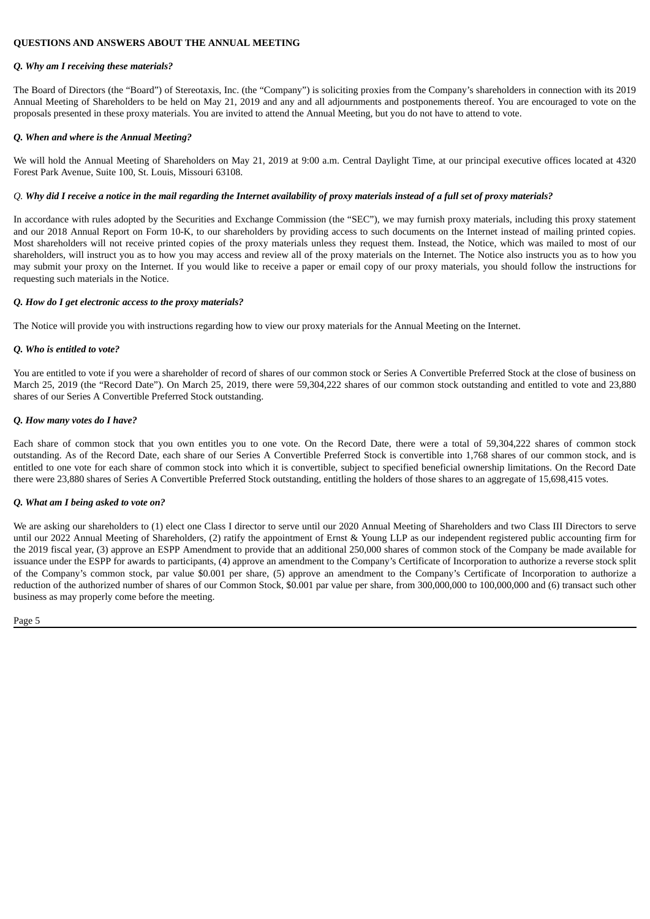**QUESTIONS AND ANSWERS ABOUT THE ANNUAL MEETING**

***Q. Why am I receiving these materials?***

The Board of Directors (the "Board") of Stereotaxis, Inc. (the "Company") is soliciting proxies from the Company's shareholders in connection with its 2019 Annual Meeting of Shareholders to be held on May 21, 2019 and any and all adjournments and postponements thereof. You are encouraged to vote on the proposals presented in these proxy materials. You are invited to attend the Annual Meeting, but you do not have to attend to vote.

***Q. When and where is the Annual Meeting?***

We will hold the Annual Meeting of Shareholders on May 21, 2019 at 9:00 a.m. Central Daylight Time, at our principal executive offices located at 4320 Forest Park Avenue, Suite 100, St. Louis, Missouri 63108.

*Q.* ***Why did I receive a notice in the mail regarding the Internet availability of proxy materials instead of a full set of proxy materials?***

In accordance with rules adopted by the Securities and Exchange Commission (the "SEC"), we may furnish proxy materials, including this proxy statement and our 2018 Annual Report on Form 10-K, to our shareholders by providing access to such documents on the Internet instead of mailing printed copies. Most shareholders will not receive printed copies of the proxy materials unless they request them. Instead, the Notice, which was mailed to most of our shareholders, will instruct you as to how you may access and review all of the proxy materials on the Internet. The Notice also instructs you as to how you may submit your proxy on the Internet. If you would like to receive a paper or email copy of our proxy materials, you should follow the instructions for requesting such materials in the Notice.

***Q. How do I get electronic access to the proxy materials?***

The Notice will provide you with instructions regarding how to view our proxy materials for the Annual Meeting on the Internet.

***Q. Who is entitled to vote?***

You are entitled to vote if you were a shareholder of record of shares of our common stock or Series A Convertible Preferred Stock at the close of business on March 25, 2019 (the "Record Date"). On March 25, 2019, there were 59,304,222 shares of our common stock outstanding and entitled to vote and 23,880 shares of our Series A Convertible Preferred Stock outstanding.

***Q. How many votes do I have?***

Each share of common stock that you own entitles you to one vote. On the Record Date, there were a total of 59,304,222 shares of common stock outstanding. As of the Record Date, each share of our Series A Convertible Preferred Stock is convertible into 1,768 shares of our common stock, and is entitled to one vote for each share of common stock into which it is convertible, subject to specified beneficial ownership limitations. On the Record Date there were 23,880 shares of Series A Convertible Preferred Stock outstanding, entitling the holders of those shares to an aggregate of 15,698,415 votes.

***Q. What am I being asked to vote on?***

We are asking our shareholders to (1) elect one Class I director to serve until our 2020 Annual Meeting of Shareholders and two Class III Directors to serve until our 2022 Annual Meeting of Shareholders, (2) ratify the appointment of Ernst & Young LLP as our independent registered public accounting firm for the 2019 fiscal year, (3) approve an ESPP Amendment to provide that an additional 250,000 shares of common stock of the Company be made available for issuance under the ESPP for awards to participants, (4) approve an amendment to the Company's Certificate of Incorporation to authorize a reverse stock split of the Company's common stock, par value $0.001 per share, (5) approve an amendment to the Company's Certificate of Incorporation to authorize a reduction of the authorized number of shares of our Common Stock, $0.001 par value per share, from 300,000,000 to 100,000,000 and (6) transact such other business as may properly come before the meeting.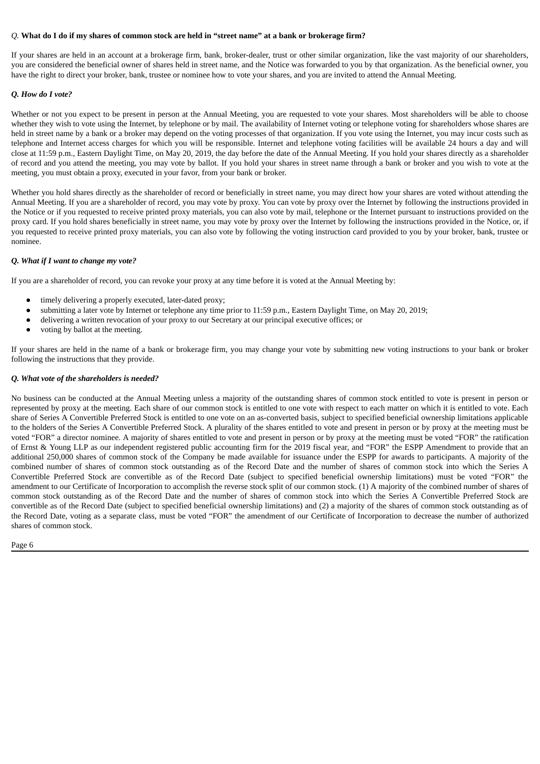*Q.* **What do I do if my shares of common stock are held in "street name" at a bank or brokerage firm?**

If your shares are held in an account at a brokerage firm, bank, broker-dealer, trust or other similar organization, like the vast majority of our shareholders, you are considered the beneficial owner of shares held in street name, and the Notice was forwarded to you by that organization. As the beneficial owner, you have the right to direct your broker, bank, trustee or nominee how to vote your shares, and you are invited to attend the Annual Meeting.

***Q. How do I vote?***

Whether or not you expect to be present in person at the Annual Meeting, you are requested to vote your shares. Most shareholders will be able to choose whether they wish to vote using the Internet, by telephone or by mail. The availability of Internet voting or telephone voting for shareholders whose shares are held in street name by a bank or a broker may depend on the voting processes of that organization. If you vote using the Internet, you may incur costs such as telephone and Internet access charges for which you will be responsible. Internet and telephone voting facilities will be available 24 hours a day and will close at 11:59 p.m., Eastern Daylight Time, on May 20, 2019, the day before the date of the Annual Meeting. If you hold your shares directly as a shareholder of record and you attend the meeting, you may vote by ballot. If you hold your shares in street name through a bank or broker and you wish to vote at the meeting, you must obtain a proxy, executed in your favor, from your bank or broker.

Whether you hold shares directly as the shareholder of record or beneficially in street name, you may direct how your shares are voted without attending the Annual Meeting. If you are a shareholder of record, you may vote by proxy. You can vote by proxy over the Internet by following the instructions provided in the Notice or if you requested to receive printed proxy materials, you can also vote by mail, telephone or the Internet pursuant to instructions provided on the proxy card. If you hold shares beneficially in street name, you may vote by proxy over the Internet by following the instructions provided in the Notice, or, if you requested to receive printed proxy materials, you can also vote by following the voting instruction card provided to you by your broker, bank, trustee or nominee.

***Q. What if I want to change my vote?***

If you are a shareholder of record, you can revoke your proxy at any time before it is voted at the Annual Meeting by:

- timely delivering a properly executed, later-dated proxy;
- submitting a later vote by Internet or telephone any time prior to 11:59 p.m., Eastern Daylight Time, on May 20, 2019;
- delivering a written revocation of your proxy to our Secretary at our principal executive offices; or
- voting by ballot at the meeting.

If your shares are held in the name of a bank or brokerage firm, you may change your vote by submitting new voting instructions to your bank or broker following the instructions that they provide.

***Q. What vote of the shareholders is needed?***

No business can be conducted at the Annual Meeting unless a majority of the outstanding shares of common stock entitled to vote is present in person or represented by proxy at the meeting. Each share of our common stock is entitled to one vote with respect to each matter on which it is entitled to vote. Each share of Series A Convertible Preferred Stock is entitled to one vote on an as-converted basis, subject to specified beneficial ownership limitations applicable to the holders of the Series A Convertible Preferred Stock. A plurality of the shares entitled to vote and present in person or by proxy at the meeting must be voted "FOR" a director nominee. A majority of shares entitled to vote and present in person or by proxy at the meeting must be voted "FOR" the ratification of Ernst & Young LLP as our independent registered public accounting firm for the 2019 fiscal year, and "FOR" the ESPP Amendment to provide that an additional 250,000 shares of common stock of the Company be made available for issuance under the ESPP for awards to participants. A majority of the combined number of shares of common stock outstanding as of the Record Date and the number of shares of common stock into which the Series A Convertible Preferred Stock are convertible as of the Record Date (subject to specified beneficial ownership limitations) must be voted "FOR" the amendment to our Certificate of Incorporation to accomplish the reverse stock split of our common stock. (1) A majority of the combined number of shares of common stock outstanding as of the Record Date and the number of shares of common stock into which the Series A Convertible Preferred Stock are convertible as of the Record Date (subject to specified beneficial ownership limitations) and (2) a majority of the shares of common stock outstanding as of the Record Date, voting as a separate class, must be voted "FOR" the amendment of our Certificate of Incorporation to decrease the number of authorized shares of common stock.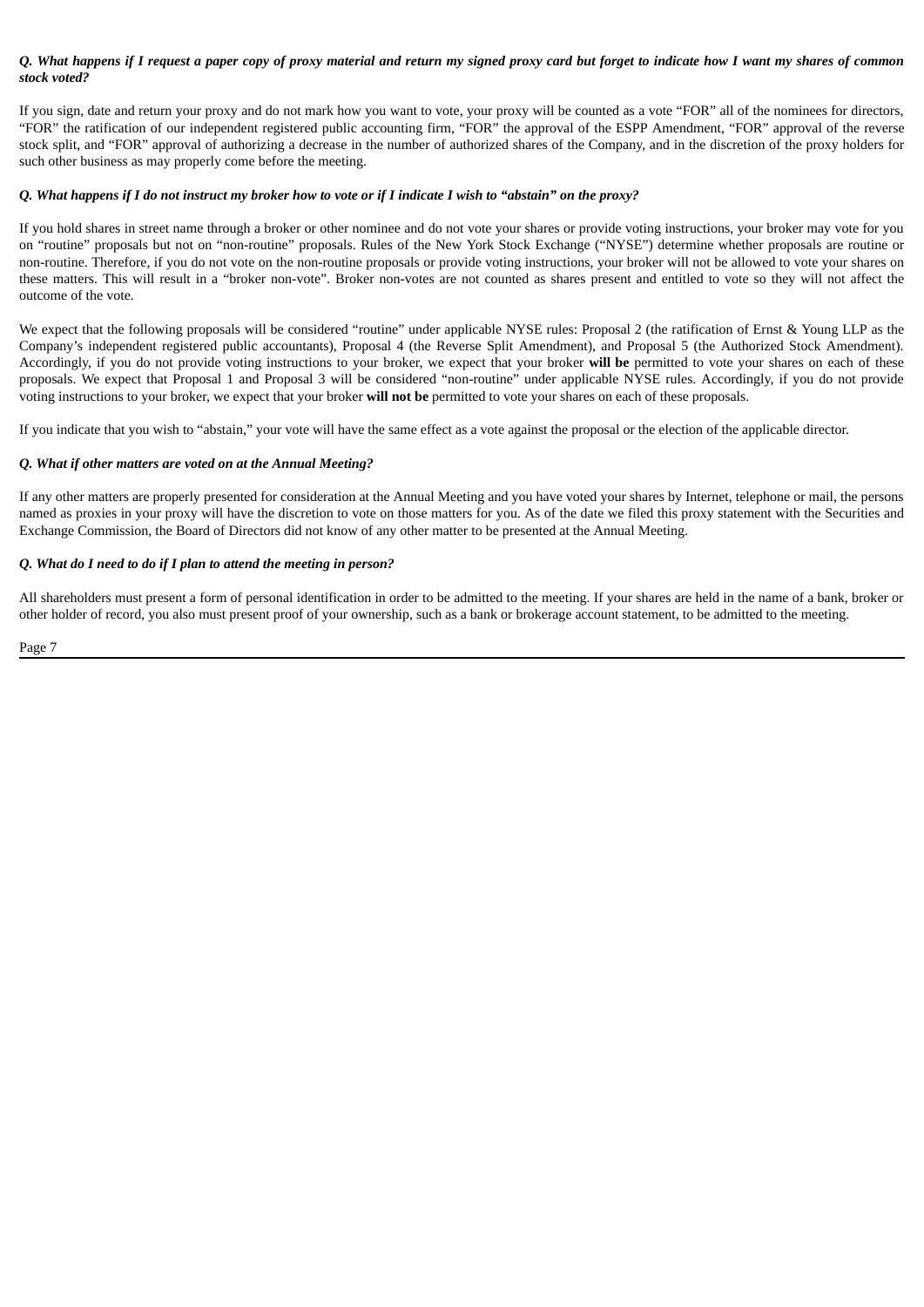***Q. What happens if I request a paper copy of proxy material and return my signed proxy card but forget to indicate how I want my shares of common stock voted?***

If you sign, date and return your proxy and do not mark how you want to vote, your proxy will be counted as a vote "FOR" all of the nominees for directors, "FOR" the ratification of our independent registered public accounting firm, "FOR" the approval of the ESPP Amendment, "FOR" approval of the reverse stock split, and "FOR" approval of authorizing a decrease in the number of authorized shares of the Company, and in the discretion of the proxy holders for such other business as may properly come before the meeting.

***Q. What happens if I do not instruct my broker how to vote or if I indicate I wish to "abstain" on the proxy?***

If you hold shares in street name through a broker or other nominee and do not vote your shares or provide voting instructions, your broker may vote for you on "routine" proposals but not on "non-routine" proposals. Rules of the New York Stock Exchange ("NYSE") determine whether proposals are routine or non-routine. Therefore, if you do not vote on the non-routine proposals or provide voting instructions, your broker will not be allowed to vote your shares on these matters. This will result in a "broker non-vote". Broker non-votes are not counted as shares present and entitled to vote so they will not affect the outcome of the vote.

We expect that the following proposals will be considered "routine" under applicable NYSE rules: Proposal 2 (the ratification of Ernst & Young LLP as the Company's independent registered public accountants), Proposal 4 (the Reverse Split Amendment), and Proposal 5 (the Authorized Stock Amendment). Accordingly, if you do not provide voting instructions to your broker, we expect that your broker **will be** permitted to vote your shares on each of these proposals. We expect that Proposal 1 and Proposal 3 will be considered "non-routine" under applicable NYSE rules. Accordingly, if you do not provide voting instructions to your broker, we expect that your broker **will not be** permitted to vote your shares on each of these proposals.

If you indicate that you wish to "abstain," your vote will have the same effect as a vote against the proposal or the election of the applicable director.

***Q. What if other matters are voted on at the Annual Meeting?***

If any other matters are properly presented for consideration at the Annual Meeting and you have voted your shares by Internet, telephone or mail, the persons named as proxies in your proxy will have the discretion to vote on those matters for you. As of the date we filed this proxy statement with the Securities and Exchange Commission, the Board of Directors did not know of any other matter to be presented at the Annual Meeting.

***Q. What do I need to do if I plan to attend the meeting in person?***

All shareholders must present a form of personal identification in order to be admitted to the meeting. If your shares are held in the name of a bank, broker or other holder of record, you also must present proof of your ownership, such as a bank or brokerage account statement, to be admitted to the meeting.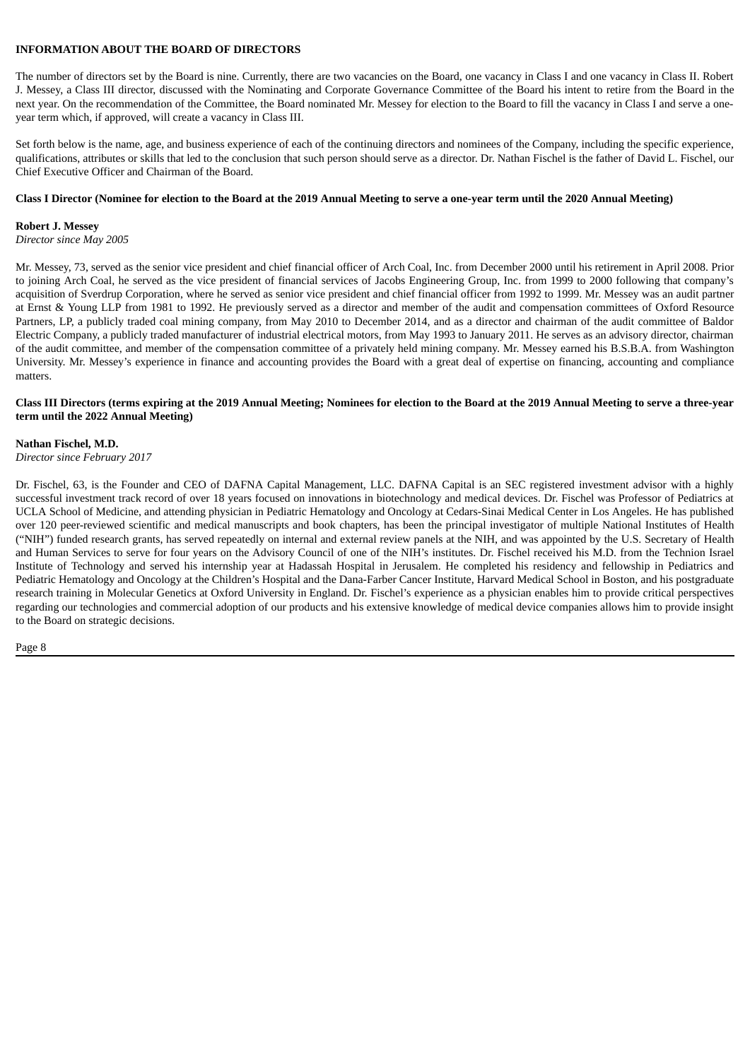## INFORMATION ABOUT THE BOARD OF DIRECTORS

The number of directors set by the Board is nine. Currently, there are two vacancies on the Board, one vacancy in Class I and one vacancy in Class II. Robert J. Messey, a Class III director, discussed with the Nominating and Corporate Governance Committee of the Board his intent to retire from the Board in the next year. On the recommendation of the Committee, the Board nominated Mr. Messey for election to the Board to fill the vacancy in Class I and serve a one-year term which, if approved, will create a vacancy in Class III.

Set forth below is the name, age, and business experience of each of the continuing directors and nominees of the Company, including the specific experience, qualifications, attributes or skills that led to the conclusion that such person should serve as a director. Dr. Nathan Fischel is the father of David L. Fischel, our Chief Executive Officer and Chairman of the Board.

### Class I Director (Nominee for election to the Board at the 2019 Annual Meeting to serve a one-year term until the 2020 Annual Meeting)

**Robert J. Messey**
*Director since May 2005*

Mr. Messey, 73, served as the senior vice president and chief financial officer of Arch Coal, Inc. from December 2000 until his retirement in April 2008. Prior to joining Arch Coal, he served as the vice president of financial services of Jacobs Engineering Group, Inc. from 1999 to 2000 following that company's acquisition of Sverdrup Corporation, where he served as senior vice president and chief financial officer from 1992 to 1999. Mr. Messey was an audit partner at Ernst & Young LLP from 1981 to 1992. He previously served as a director and member of the audit and compensation committees of Oxford Resource Partners, LP, a publicly traded coal mining company, from May 2010 to December 2014, and as a director and chairman of the audit committee of Baldor Electric Company, a publicly traded manufacturer of industrial electrical motors, from May 1993 to January 2011. He serves as an advisory director, chairman of the audit committee, and member of the compensation committee of a privately held mining company. Mr. Messey earned his B.S.B.A. from Washington University. Mr. Messey's experience in finance and accounting provides the Board with a great deal of expertise on financing, accounting and compliance matters.

### Class III Directors (terms expiring at the 2019 Annual Meeting; Nominees for election to the Board at the 2019 Annual Meeting to serve a three-year term until the 2022 Annual Meeting)

**Nathan Fischel, M.D.**
*Director since February 2017*

Dr. Fischel, 63, is the Founder and CEO of DAFNA Capital Management, LLC. DAFNA Capital is an SEC registered investment advisor with a highly successful investment track record of over 18 years focused on innovations in biotechnology and medical devices. Dr. Fischel was Professor of Pediatrics at UCLA School of Medicine, and attending physician in Pediatric Hematology and Oncology at Cedars-Sinai Medical Center in Los Angeles. He has published over 120 peer-reviewed scientific and medical manuscripts and book chapters, has been the principal investigator of multiple National Institutes of Health ("NIH") funded research grants, has served repeatedly on internal and external review panels at the NIH, and was appointed by the U.S. Secretary of Health and Human Services to serve for four years on the Advisory Council of one of the NIH's institutes. Dr. Fischel received his M.D. from the Technion Israel Institute of Technology and served his internship year at Hadassah Hospital in Jerusalem. He completed his residency and fellowship in Pediatrics and Pediatric Hematology and Oncology at the Children's Hospital and the Dana-Farber Cancer Institute, Harvard Medical School in Boston, and his postgraduate research training in Molecular Genetics at Oxford University in England. Dr. Fischel's experience as a physician enables him to provide critical perspectives regarding our technologies and commercial adoption of our products and his extensive knowledge of medical device companies allows him to provide insight to the Board on strategic decisions.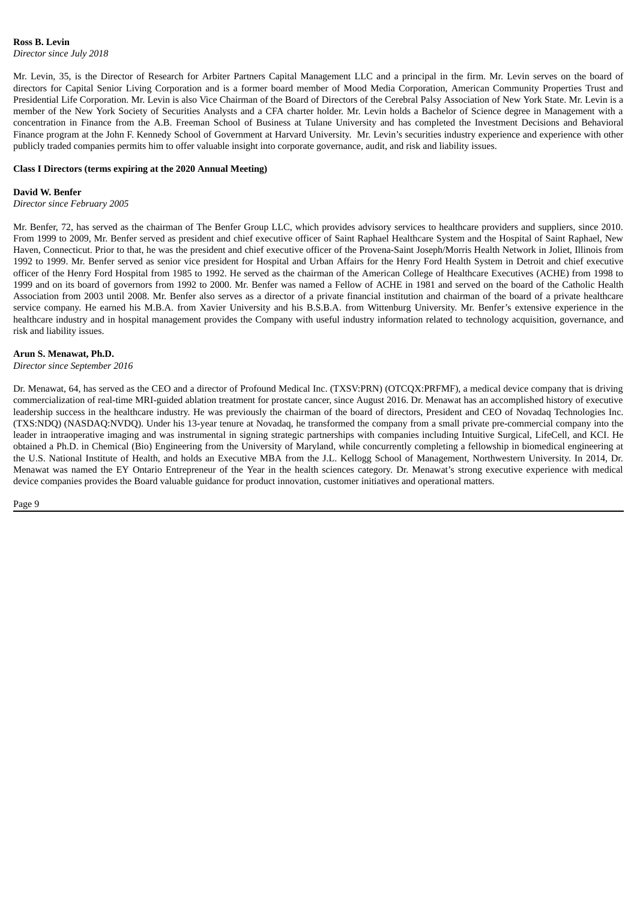**Ross B. Levin**
*Director since July 2018*

Mr. Levin, 35, is the Director of Research for Arbiter Partners Capital Management LLC and a principal in the firm. Mr. Levin serves on the board of directors for Capital Senior Living Corporation and is a former board member of Mood Media Corporation, American Community Properties Trust and Presidential Life Corporation. Mr. Levin is also Vice Chairman of the Board of Directors of the Cerebral Palsy Association of New York State. Mr. Levin is a member of the New York Society of Securities Analysts and a CFA charter holder. Mr. Levin holds a Bachelor of Science degree in Management with a concentration in Finance from the A.B. Freeman School of Business at Tulane University and has completed the Investment Decisions and Behavioral Finance program at the John F. Kennedy School of Government at Harvard University. Mr. Levin's securities industry experience and experience with other publicly traded companies permits him to offer valuable insight into corporate governance, audit, and risk and liability issues.

**Class I Directors (terms expiring at the 2020 Annual Meeting)**

**David W. Benfer**
*Director since February 2005*

Mr. Benfer, 72, has served as the chairman of The Benfer Group LLC, which provides advisory services to healthcare providers and suppliers, since 2010. From 1999 to 2009, Mr. Benfer served as president and chief executive officer of Saint Raphael Healthcare System and the Hospital of Saint Raphael, New Haven, Connecticut. Prior to that, he was the president and chief executive officer of the Provena-Saint Joseph/Morris Health Network in Joliet, Illinois from 1992 to 1999. Mr. Benfer served as senior vice president for Hospital and Urban Affairs for the Henry Ford Health System in Detroit and chief executive officer of the Henry Ford Hospital from 1985 to 1992. He served as the chairman of the American College of Healthcare Executives (ACHE) from 1998 to 1999 and on its board of governors from 1992 to 2000. Mr. Benfer was named a Fellow of ACHE in 1981 and served on the board of the Catholic Health Association from 2003 until 2008. Mr. Benfer also serves as a director of a private financial institution and chairman of the board of a private healthcare service company. He earned his M.B.A. from Xavier University and his B.S.B.A. from Wittenburg University. Mr. Benfer's extensive experience in the healthcare industry and in hospital management provides the Company with useful industry information related to technology acquisition, governance, and risk and liability issues.

**Arun S. Menawat, Ph.D.**
*Director since September 2016*

Dr. Menawat, 64, has served as the CEO and a director of Profound Medical Inc. (TXSV:PRN) (OTCQX:PRFMF), a medical device company that is driving commercialization of real-time MRI-guided ablation treatment for prostate cancer, since August 2016. Dr. Menawat has an accomplished history of executive leadership success in the healthcare industry. He was previously the chairman of the board of directors, President and CEO of Novadaq Technologies Inc. (TXS:NDQ) (NASDAQ:NVDQ). Under his 13-year tenure at Novadaq, he transformed the company from a small private pre-commercial company into the leader in intraoperative imaging and was instrumental in signing strategic partnerships with companies including Intuitive Surgical, LifeCell, and KCI. He obtained a Ph.D. in Chemical (Bio) Engineering from the University of Maryland, while concurrently completing a fellowship in biomedical engineering at the U.S. National Institute of Health, and holds an Executive MBA from the J.L. Kellogg School of Management, Northwestern University. In 2014, Dr. Menawat was named the EY Ontario Entrepreneur of the Year in the health sciences category. Dr. Menawat's strong executive experience with medical device companies provides the Board valuable guidance for product innovation, customer initiatives and operational matters.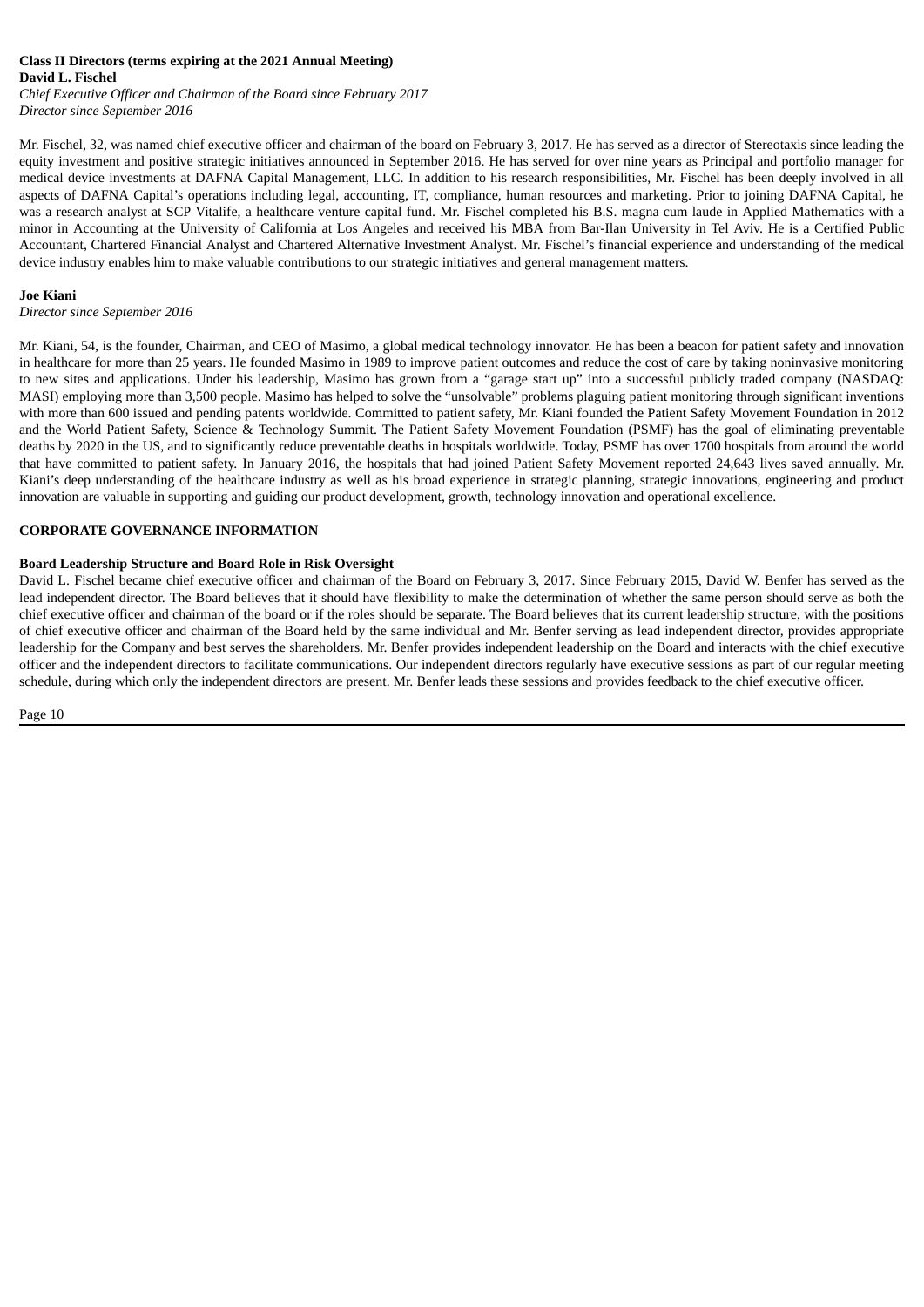**Class II Directors (terms expiring at the 2021 Annual Meeting)**

**David L. Fischel**

*Chief Executive Officer and Chairman of the Board since February 2017*
*Director since September 2016*

Mr. Fischel, 32, was named chief executive officer and chairman of the board on February 3, 2017. He has served as a director of Stereotaxis since leading the equity investment and positive strategic initiatives announced in September 2016. He has served for over nine years as Principal and portfolio manager for medical device investments at DAFNA Capital Management, LLC. In addition to his research responsibilities, Mr. Fischel has been deeply involved in all aspects of DAFNA Capital's operations including legal, accounting, IT, compliance, human resources and marketing. Prior to joining DAFNA Capital, he was a research analyst at SCP Vitalife, a healthcare venture capital fund. Mr. Fischel completed his B.S. magna cum laude in Applied Mathematics with a minor in Accounting at the University of California at Los Angeles and received his MBA from Bar-Ilan University in Tel Aviv. He is a Certified Public Accountant, Chartered Financial Analyst and Chartered Alternative Investment Analyst. Mr. Fischel's financial experience and understanding of the medical device industry enables him to make valuable contributions to our strategic initiatives and general management matters.

**Joe Kiani**

*Director since September 2016*

Mr. Kiani, 54, is the founder, Chairman, and CEO of Masimo, a global medical technology innovator. He has been a beacon for patient safety and innovation in healthcare for more than 25 years. He founded Masimo in 1989 to improve patient outcomes and reduce the cost of care by taking noninvasive monitoring to new sites and applications. Under his leadership, Masimo has grown from a "garage start up" into a successful publicly traded company (NASDAQ: MASI) employing more than 3,500 people. Masimo has helped to solve the "unsolvable" problems plaguing patient monitoring through significant inventions with more than 600 issued and pending patents worldwide. Committed to patient safety, Mr. Kiani founded the Patient Safety Movement Foundation in 2012 and the World Patient Safety, Science & Technology Summit. The Patient Safety Movement Foundation (PSMF) has the goal of eliminating preventable deaths by 2020 in the US, and to significantly reduce preventable deaths in hospitals worldwide. Today, PSMF has over 1700 hospitals from around the world that have committed to patient safety. In January 2016, the hospitals that had joined Patient Safety Movement reported 24,643 lives saved annually. Mr. Kiani's deep understanding of the healthcare industry as well as his broad experience in strategic planning, strategic innovations, engineering and product innovation are valuable in supporting and guiding our product development, growth, technology innovation and operational excellence.

## CORPORATE GOVERNANCE INFORMATION

**Board Leadership Structure and Board Role in Risk Oversight**

David L. Fischel became chief executive officer and chairman of the Board on February 3, 2017. Since February 2015, David W. Benfer has served as the lead independent director. The Board believes that it should have flexibility to make the determination of whether the same person should serve as both the chief executive officer and chairman of the board or if the roles should be separate. The Board believes that its current leadership structure, with the positions of chief executive officer and chairman of the Board held by the same individual and Mr. Benfer serving as lead independent director, provides appropriate leadership for the Company and best serves the shareholders. Mr. Benfer provides independent leadership on the Board and interacts with the chief executive officer and the independent directors to facilitate communications. Our independent directors regularly have executive sessions as part of our regular meeting schedule, during which only the independent directors are present. Mr. Benfer leads these sessions and provides feedback to the chief executive officer.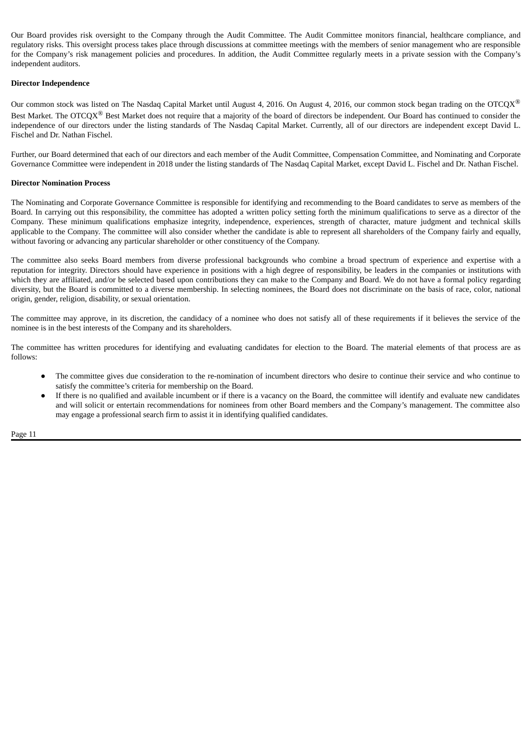Our Board provides risk oversight to the Company through the Audit Committee. The Audit Committee monitors financial, healthcare compliance, and regulatory risks. This oversight process takes place through discussions at committee meetings with the members of senior management who are responsible for the Company's risk management policies and procedures. In addition, the Audit Committee regularly meets in a private session with the Company's independent auditors.

**Director Independence**

Our common stock was listed on The Nasdaq Capital Market until August 4, 2016. On August 4, 2016, our common stock began trading on the OTCQX® Best Market. The OTCQX® Best Market does not require that a majority of the board of directors be independent. Our Board has continued to consider the independence of our directors under the listing standards of The Nasdaq Capital Market. Currently, all of our directors are independent except David L. Fischel and Dr. Nathan Fischel.

Further, our Board determined that each of our directors and each member of the Audit Committee, Compensation Committee, and Nominating and Corporate Governance Committee were independent in 2018 under the listing standards of The Nasdaq Capital Market, except David L. Fischel and Dr. Nathan Fischel.

**Director Nomination Process**

The Nominating and Corporate Governance Committee is responsible for identifying and recommending to the Board candidates to serve as members of the Board. In carrying out this responsibility, the committee has adopted a written policy setting forth the minimum qualifications to serve as a director of the Company. These minimum qualifications emphasize integrity, independence, experiences, strength of character, mature judgment and technical skills applicable to the Company. The committee will also consider whether the candidate is able to represent all shareholders of the Company fairly and equally, without favoring or advancing any particular shareholder or other constituency of the Company.

The committee also seeks Board members from diverse professional backgrounds who combine a broad spectrum of experience and expertise with a reputation for integrity. Directors should have experience in positions with a high degree of responsibility, be leaders in the companies or institutions with which they are affiliated, and/or be selected based upon contributions they can make to the Company and Board. We do not have a formal policy regarding diversity, but the Board is committed to a diverse membership. In selecting nominees, the Board does not discriminate on the basis of race, color, national origin, gender, religion, disability, or sexual orientation.

The committee may approve, in its discretion, the candidacy of a nominee who does not satisfy all of these requirements if it believes the service of the nominee is in the best interests of the Company and its shareholders.

The committee has written procedures for identifying and evaluating candidates for election to the Board. The material elements of that process are as follows:

- The committee gives due consideration to the re-nomination of incumbent directors who desire to continue their service and who continue to satisfy the committee's criteria for membership on the Board.
- If there is no qualified and available incumbent or if there is a vacancy on the Board, the committee will identify and evaluate new candidates and will solicit or entertain recommendations for nominees from other Board members and the Company's management. The committee also may engage a professional search firm to assist it in identifying qualified candidates.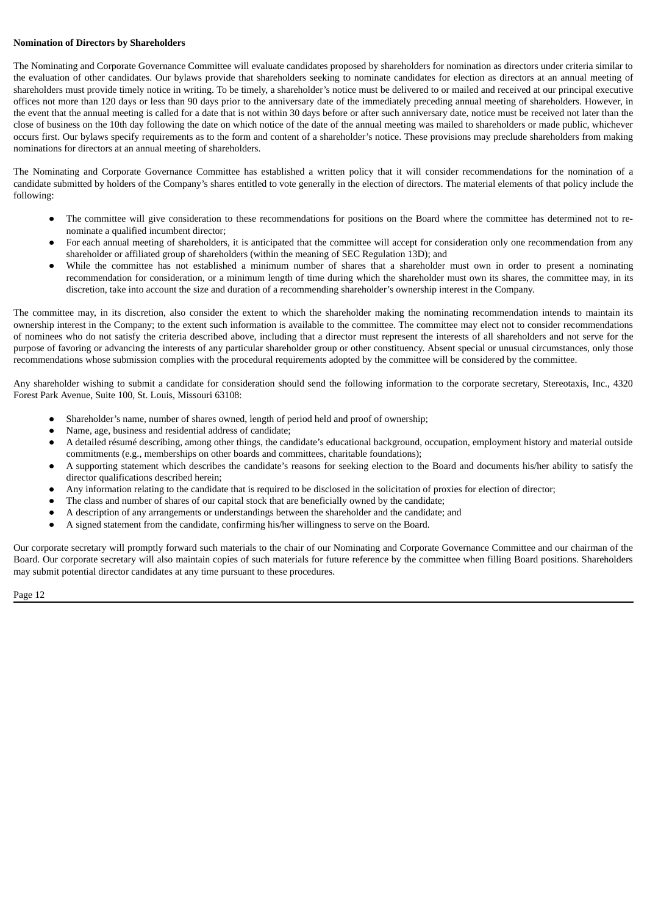**Nomination of Directors by Shareholders**

The Nominating and Corporate Governance Committee will evaluate candidates proposed by shareholders for nomination as directors under criteria similar to the evaluation of other candidates. Our bylaws provide that shareholders seeking to nominate candidates for election as directors at an annual meeting of shareholders must provide timely notice in writing. To be timely, a shareholder's notice must be delivered to or mailed and received at our principal executive offices not more than 120 days or less than 90 days prior to the anniversary date of the immediately preceding annual meeting of shareholders. However, in the event that the annual meeting is called for a date that is not within 30 days before or after such anniversary date, notice must be received not later than the close of business on the 10th day following the date on which notice of the date of the annual meeting was mailed to shareholders or made public, whichever occurs first. Our bylaws specify requirements as to the form and content of a shareholder's notice. These provisions may preclude shareholders from making nominations for directors at an annual meeting of shareholders.

The Nominating and Corporate Governance Committee has established a written policy that it will consider recommendations for the nomination of a candidate submitted by holders of the Company's shares entitled to vote generally in the election of directors. The material elements of that policy include the following:

- The committee will give consideration to these recommendations for positions on the Board where the committee has determined not to re-nominate a qualified incumbent director;
- For each annual meeting of shareholders, it is anticipated that the committee will accept for consideration only one recommendation from any shareholder or affiliated group of shareholders (within the meaning of SEC Regulation 13D); and
- While the committee has not established a minimum number of shares that a shareholder must own in order to present a nominating recommendation for consideration, or a minimum length of time during which the shareholder must own its shares, the committee may, in its discretion, take into account the size and duration of a recommending shareholder's ownership interest in the Company.

The committee may, in its discretion, also consider the extent to which the shareholder making the nominating recommendation intends to maintain its ownership interest in the Company; to the extent such information is available to the committee. The committee may elect not to consider recommendations of nominees who do not satisfy the criteria described above, including that a director must represent the interests of all shareholders and not serve for the purpose of favoring or advancing the interests of any particular shareholder group or other constituency. Absent special or unusual circumstances, only those recommendations whose submission complies with the procedural requirements adopted by the committee will be considered by the committee.

Any shareholder wishing to submit a candidate for consideration should send the following information to the corporate secretary, Stereotaxis, Inc., 4320 Forest Park Avenue, Suite 100, St. Louis, Missouri 63108:

- Shareholder's name, number of shares owned, length of period held and proof of ownership;
- Name, age, business and residential address of candidate;
- A detailed résumé describing, among other things, the candidate's educational background, occupation, employment history and material outside commitments (e.g., memberships on other boards and committees, charitable foundations);
- A supporting statement which describes the candidate's reasons for seeking election to the Board and documents his/her ability to satisfy the director qualifications described herein;
- Any information relating to the candidate that is required to be disclosed in the solicitation of proxies for election of director;
- The class and number of shares of our capital stock that are beneficially owned by the candidate;
- A description of any arrangements or understandings between the shareholder and the candidate; and
- A signed statement from the candidate, confirming his/her willingness to serve on the Board.

Our corporate secretary will promptly forward such materials to the chair of our Nominating and Corporate Governance Committee and our chairman of the Board. Our corporate secretary will also maintain copies of such materials for future reference by the committee when filling Board positions. Shareholders may submit potential director candidates at any time pursuant to these procedures.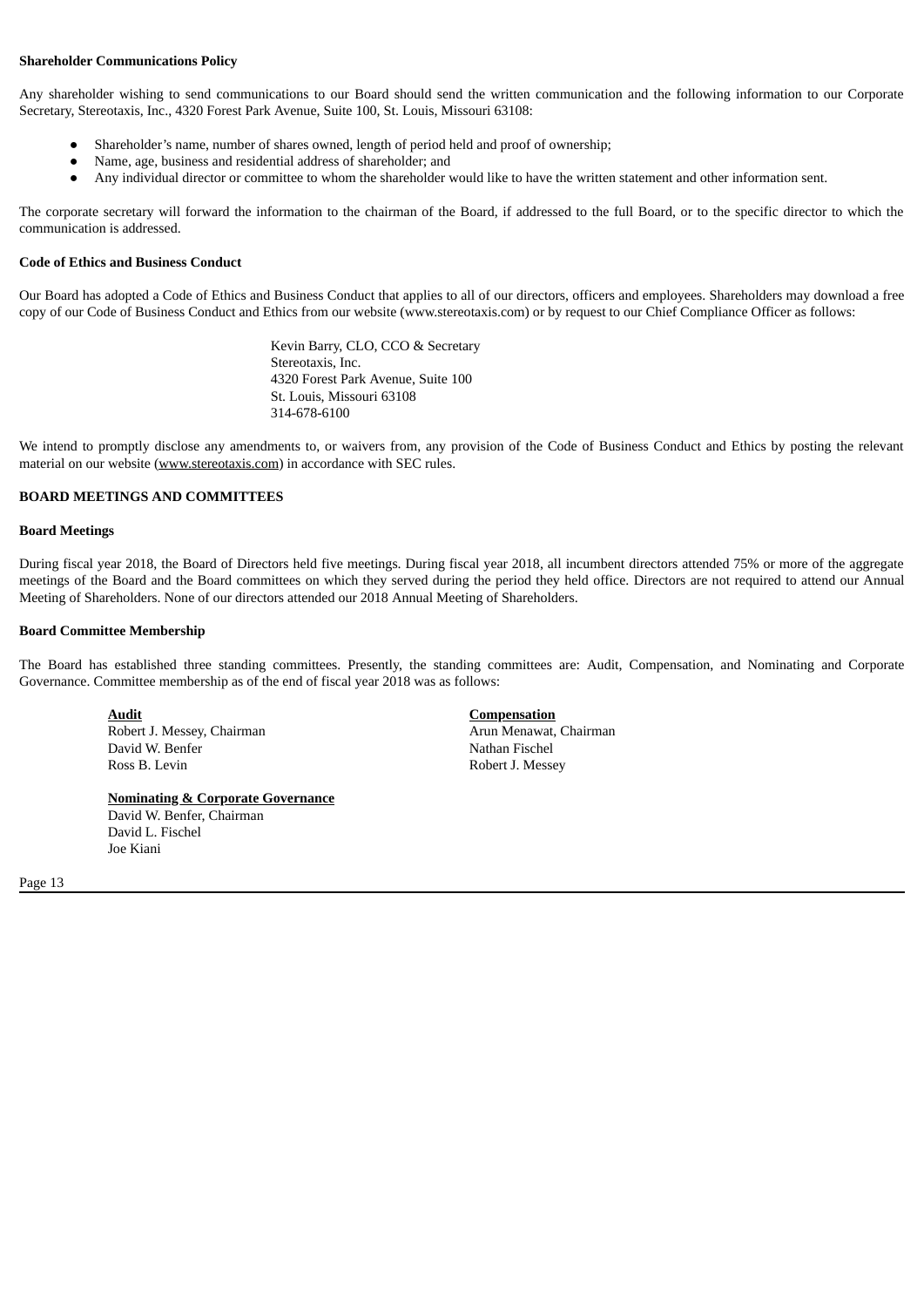**Shareholder Communications Policy**

Any shareholder wishing to send communications to our Board should send the written communication and the following information to our Corporate Secretary, Stereotaxis, Inc., 4320 Forest Park Avenue, Suite 100, St. Louis, Missouri 63108:

- Shareholder's name, number of shares owned, length of period held and proof of ownership;
- Name, age, business and residential address of shareholder; and
- Any individual director or committee to whom the shareholder would like to have the written statement and other information sent.

The corporate secretary will forward the information to the chairman of the Board, if addressed to the full Board, or to the specific director to which the communication is addressed.

**Code of Ethics and Business Conduct**

Our Board has adopted a Code of Ethics and Business Conduct that applies to all of our directors, officers and employees. Shareholders may download a free copy of our Code of Business Conduct and Ethics from our website (www.stereotaxis.com) or by request to our Chief Compliance Officer as follows:

Kevin Barry, CLO, CCO & Secretary
Stereotaxis, Inc.
4320 Forest Park Avenue, Suite 100
St. Louis, Missouri 63108
314-678-6100

We intend to promptly disclose any amendments to, or waivers from, any provision of the Code of Business Conduct and Ethics by posting the relevant material on our website (www.stereotaxis.com) in accordance with SEC rules.

**BOARD MEETINGS AND COMMITTEES**

**Board Meetings**

During fiscal year 2018, the Board of Directors held five meetings. During fiscal year 2018, all incumbent directors attended 75% or more of the aggregate meetings of the Board and the Board committees on which they served during the period they held office. Directors are not required to attend our Annual Meeting of Shareholders. None of our directors attended our 2018 Annual Meeting of Shareholders.

**Board Committee Membership**

The Board has established three standing committees. Presently, the standing committees are: Audit, Compensation, and Nominating and Corporate Governance. Committee membership as of the end of fiscal year 2018 was as follows:

**Audit**
Robert J. Messey, Chairman
David W. Benfer
Ross B. Levin

**Compensation**
Arun Menawat, Chairman
Nathan Fischel
Robert J. Messey

**Nominating & Corporate Governance**
David W. Benfer, Chairman
David L. Fischel
Joe Kiani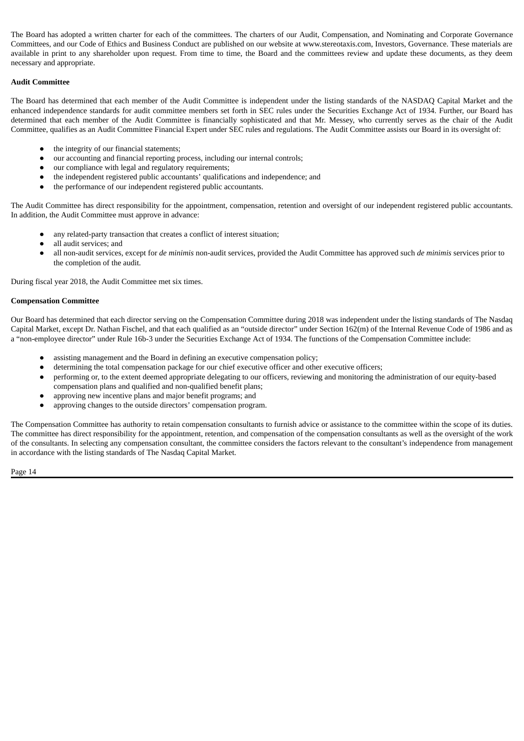The Board has adopted a written charter for each of the committees. The charters of our Audit, Compensation, and Nominating and Corporate Governance Committees, and our Code of Ethics and Business Conduct are published on our website at www.stereotaxis.com, Investors, Governance. These materials are available in print to any shareholder upon request. From time to time, the Board and the committees review and update these documents, as they deem necessary and appropriate.

**Audit Committee**

The Board has determined that each member of the Audit Committee is independent under the listing standards of the NASDAQ Capital Market and the enhanced independence standards for audit committee members set forth in SEC rules under the Securities Exchange Act of 1934. Further, our Board has determined that each member of the Audit Committee is financially sophisticated and that Mr. Messey, who currently serves as the chair of the Audit Committee, qualifies as an Audit Committee Financial Expert under SEC rules and regulations. The Audit Committee assists our Board in its oversight of:

- the integrity of our financial statements;
- our accounting and financial reporting process, including our internal controls;
- our compliance with legal and regulatory requirements;
- the independent registered public accountants' qualifications and independence; and
- the performance of our independent registered public accountants.

The Audit Committee has direct responsibility for the appointment, compensation, retention and oversight of our independent registered public accountants. In addition, the Audit Committee must approve in advance:

- any related-party transaction that creates a conflict of interest situation;
- all audit services; and
- all non-audit services, except for *de minimis* non-audit services, provided the Audit Committee has approved such *de minimis* services prior to the completion of the audit.

During fiscal year 2018, the Audit Committee met six times.

**Compensation Committee**

Our Board has determined that each director serving on the Compensation Committee during 2018 was independent under the listing standards of The Nasdaq Capital Market, except Dr. Nathan Fischel, and that each qualified as an "outside director" under Section 162(m) of the Internal Revenue Code of 1986 and as a "non-employee director" under Rule 16b-3 under the Securities Exchange Act of 1934. The functions of the Compensation Committee include:

- assisting management and the Board in defining an executive compensation policy;
- determining the total compensation package for our chief executive officer and other executive officers;
- performing or, to the extent deemed appropriate delegating to our officers, reviewing and monitoring the administration of our equity-based compensation plans and qualified and non-qualified benefit plans;
- approving new incentive plans and major benefit programs; and
- approving changes to the outside directors' compensation program.

The Compensation Committee has authority to retain compensation consultants to furnish advice or assistance to the committee within the scope of its duties. The committee has direct responsibility for the appointment, retention, and compensation of the compensation consultants as well as the oversight of the work of the consultants. In selecting any compensation consultant, the committee considers the factors relevant to the consultant's independence from management in accordance with the listing standards of The Nasdaq Capital Market.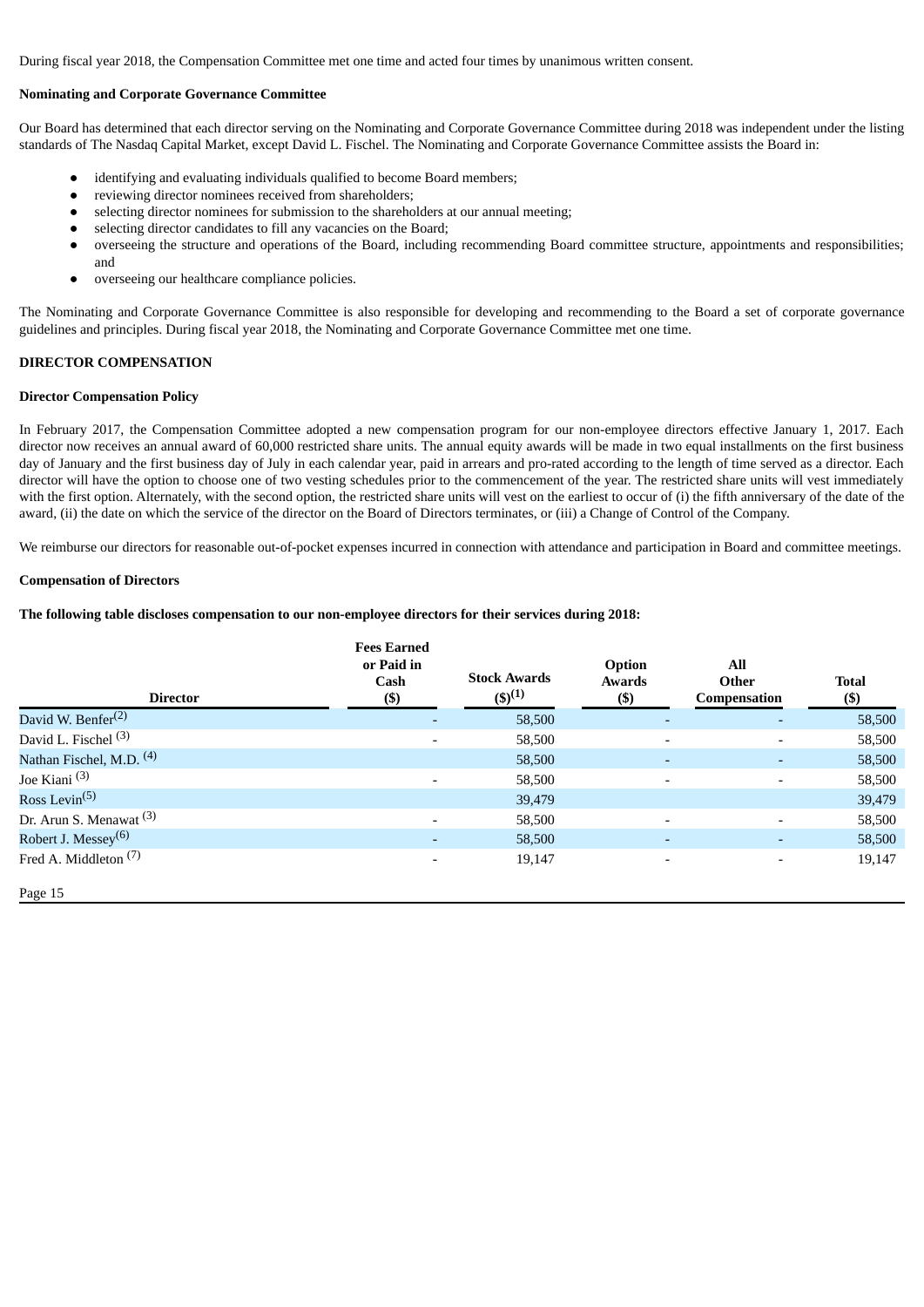During fiscal year 2018, the Compensation Committee met one time and acted four times by unanimous written consent.

**Nominating and Corporate Governance Committee**

Our Board has determined that each director serving on the Nominating and Corporate Governance Committee during 2018 was independent under the listing standards of The Nasdaq Capital Market, except David L. Fischel. The Nominating and Corporate Governance Committee assists the Board in:

- identifying and evaluating individuals qualified to become Board members;
- reviewing director nominees received from shareholders;
- selecting director nominees for submission to the shareholders at our annual meeting;
- selecting director candidates to fill any vacancies on the Board;
- overseeing the structure and operations of the Board, including recommending Board committee structure, appointments and responsibilities; and
- overseeing our healthcare compliance policies.

The Nominating and Corporate Governance Committee is also responsible for developing and recommending to the Board a set of corporate governance guidelines and principles. During fiscal year 2018, the Nominating and Corporate Governance Committee met one time.

## DIRECTOR COMPENSATION

**Director Compensation Policy**

In February 2017, the Compensation Committee adopted a new compensation program for our non-employee directors effective January 1, 2017. Each director now receives an annual award of 60,000 restricted share units. The annual equity awards will be made in two equal installments on the first business day of January and the first business day of July in each calendar year, paid in arrears and pro-rated according to the length of time served as a director. Each director will have the option to choose one of two vesting schedules prior to the commencement of the year. The restricted share units will vest immediately with the first option. Alternately, with the second option, the restricted share units will vest on the earliest to occur of (i) the fifth anniversary of the date of the award, (ii) the date on which the service of the director on the Board of Directors terminates, or (iii) a Change of Control of the Company.

We reimburse our directors for reasonable out-of-pocket expenses incurred in connection with attendance and participation in Board and committee meetings.

**Compensation of Directors**

**The following table discloses compensation to our non-employee directors for their services during 2018:**

| Director | Fees Earned or Paid in Cash ($) | Stock Awards ($)[1] | Option Awards ($) | All Other Compensation | Total ($) |
|---|---|---|---|---|---|
| David W. Benfer[2] | - | 58,500 | - | - | 58,500 |
| David L. Fischel [3] | - | 58,500 | - | - | 58,500 |
| Nathan Fischel, M.D. [4] | | 58,500 | - | - | 58,500 |
| Joe Kiani [3] | - | 58,500 | - | - | 58,500 |
| Ross Levin[5] | | 39,479 | | | 39,479 |
| Dr. Arun S. Menawat [3] | - | 58,500 | - | - | 58,500 |
| Robert J. Messey[6] | - | 58,500 | - | - | 58,500 |
| Fred A. Middleton [7] | - | 19,147 | - | - | 19,147 |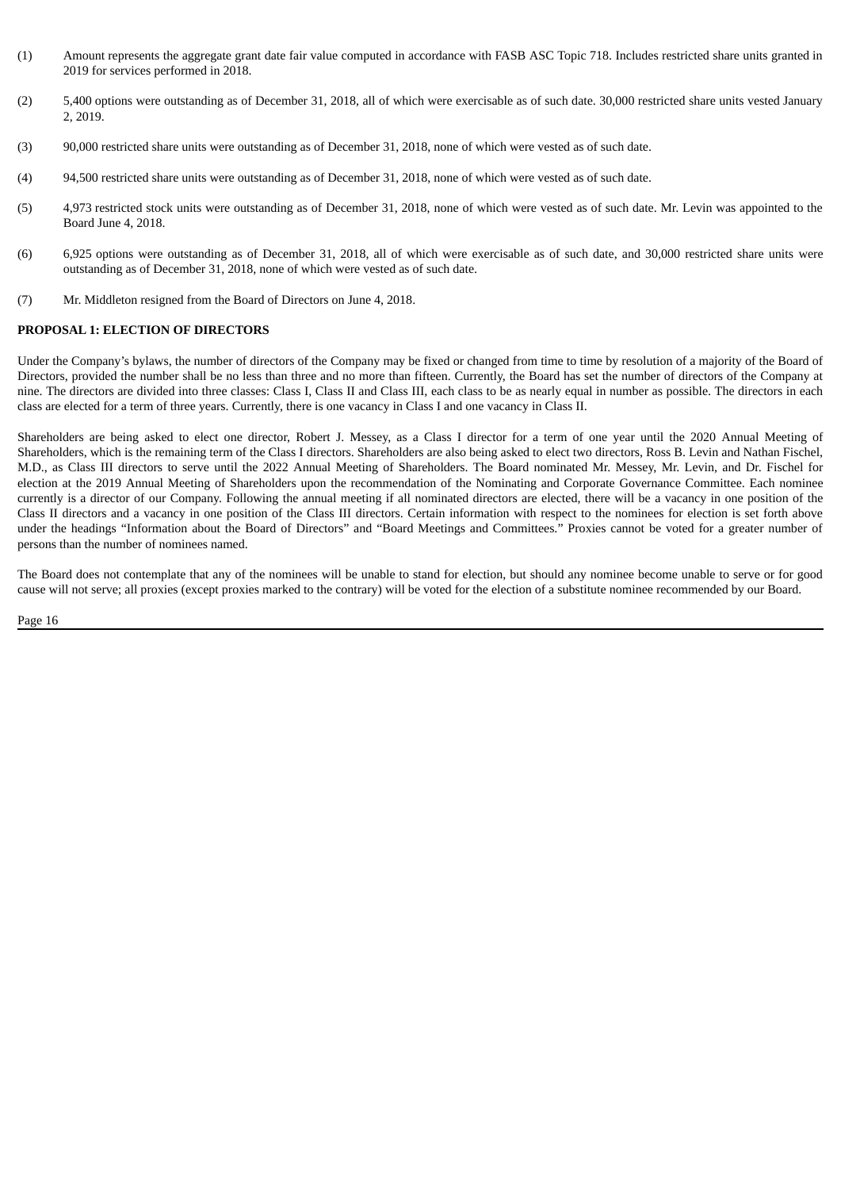(1) Amount represents the aggregate grant date fair value computed in accordance with FASB ASC Topic 718. Includes restricted share units granted in 2019 for services performed in 2018.

(2) 5,400 options were outstanding as of December 31, 2018, all of which were exercisable as of such date. 30,000 restricted share units vested January 2, 2019.

(3) 90,000 restricted share units were outstanding as of December 31, 2018, none of which were vested as of such date.

(4) 94,500 restricted share units were outstanding as of December 31, 2018, none of which were vested as of such date.

(5) 4,973 restricted stock units were outstanding as of December 31, 2018, none of which were vested as of such date. Mr. Levin was appointed to the Board June 4, 2018.

(6) 6,925 options were outstanding as of December 31, 2018, all of which were exercisable as of such date, and 30,000 restricted share units were outstanding as of December 31, 2018, none of which were vested as of such date.

(7) Mr. Middleton resigned from the Board of Directors on June 4, 2018.

**PROPOSAL 1: ELECTION OF DIRECTORS**

Under the Company's bylaws, the number of directors of the Company may be fixed or changed from time to time by resolution of a majority of the Board of Directors, provided the number shall be no less than three and no more than fifteen. Currently, the Board has set the number of directors of the Company at nine. The directors are divided into three classes: Class I, Class II and Class III, each class to be as nearly equal in number as possible. The directors in each class are elected for a term of three years. Currently, there is one vacancy in Class I and one vacancy in Class II.

Shareholders are being asked to elect one director, Robert J. Messey, as a Class I director for a term of one year until the 2020 Annual Meeting of Shareholders, which is the remaining term of the Class I directors. Shareholders are also being asked to elect two directors, Ross B. Levin and Nathan Fischel, M.D., as Class III directors to serve until the 2022 Annual Meeting of Shareholders. The Board nominated Mr. Messey, Mr. Levin, and Dr. Fischel for election at the 2019 Annual Meeting of Shareholders upon the recommendation of the Nominating and Corporate Governance Committee. Each nominee currently is a director of our Company. Following the annual meeting if all nominated directors are elected, there will be a vacancy in one position of the Class II directors and a vacancy in one position of the Class III directors. Certain information with respect to the nominees for election is set forth above under the headings "Information about the Board of Directors" and "Board Meetings and Committees." Proxies cannot be voted for a greater number of persons than the number of nominees named.

The Board does not contemplate that any of the nominees will be unable to stand for election, but should any nominee become unable to serve or for good cause will not serve; all proxies (except proxies marked to the contrary) will be voted for the election of a substitute nominee recommended by our Board.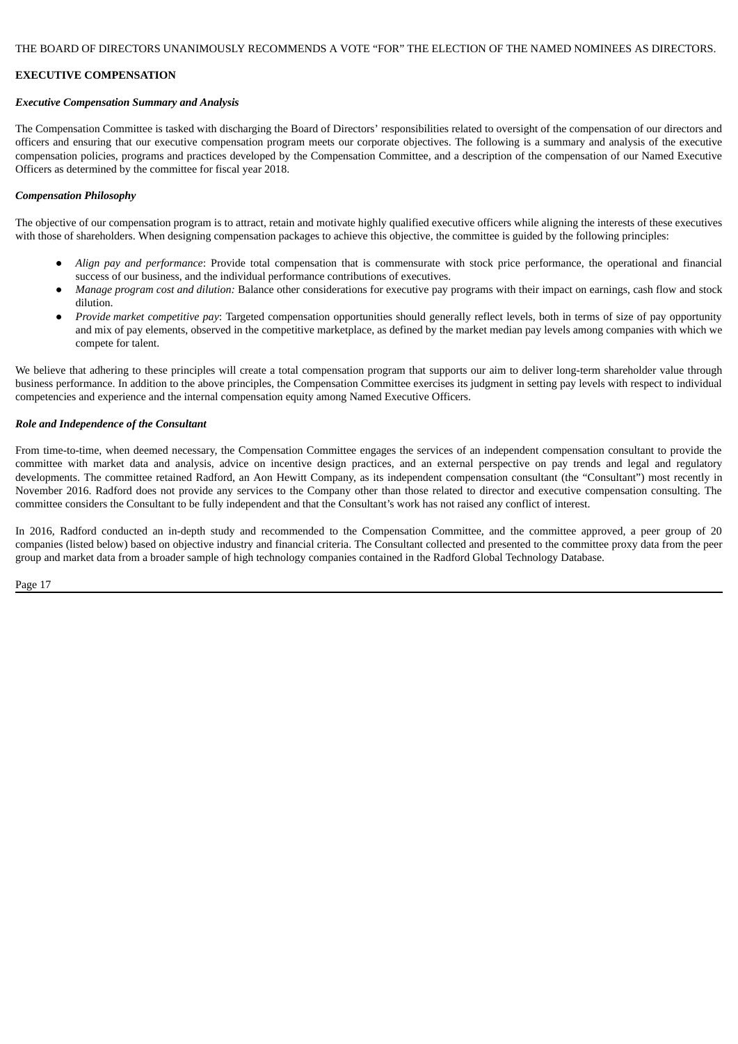THE BOARD OF DIRECTORS UNANIMOUSLY RECOMMENDS A VOTE "FOR" THE ELECTION OF THE NAMED NOMINEES AS DIRECTORS.

## EXECUTIVE COMPENSATION

### *Executive Compensation Summary and Analysis*

The Compensation Committee is tasked with discharging the Board of Directors' responsibilities related to oversight of the compensation of our directors and officers and ensuring that our executive compensation program meets our corporate objectives. The following is a summary and analysis of the executive compensation policies, programs and practices developed by the Compensation Committee, and a description of the compensation of our Named Executive Officers as determined by the committee for fiscal year 2018.

### *Compensation Philosophy*

The objective of our compensation program is to attract, retain and motivate highly qualified executive officers while aligning the interests of these executives with those of shareholders. When designing compensation packages to achieve this objective, the committee is guided by the following principles:

- *Align pay and performance*: Provide total compensation that is commensurate with stock price performance, the operational and financial success of our business, and the individual performance contributions of executives.
- *Manage program cost and dilution:* Balance other considerations for executive pay programs with their impact on earnings, cash flow and stock dilution.
- *Provide market competitive pay*: Targeted compensation opportunities should generally reflect levels, both in terms of size of pay opportunity and mix of pay elements, observed in the competitive marketplace, as defined by the market median pay levels among companies with which we compete for talent.

We believe that adhering to these principles will create a total compensation program that supports our aim to deliver long-term shareholder value through business performance. In addition to the above principles, the Compensation Committee exercises its judgment in setting pay levels with respect to individual competencies and experience and the internal compensation equity among Named Executive Officers.

### *Role and Independence of the Consultant*

From time-to-time, when deemed necessary, the Compensation Committee engages the services of an independent compensation consultant to provide the committee with market data and analysis, advice on incentive design practices, and an external perspective on pay trends and legal and regulatory developments. The committee retained Radford, an Aon Hewitt Company, as its independent compensation consultant (the "Consultant") most recently in November 2016. Radford does not provide any services to the Company other than those related to director and executive compensation consulting. The committee considers the Consultant to be fully independent and that the Consultant's work has not raised any conflict of interest.

In 2016, Radford conducted an in-depth study and recommended to the Compensation Committee, and the committee approved, a peer group of 20 companies (listed below) based on objective industry and financial criteria. The Consultant collected and presented to the committee proxy data from the peer group and market data from a broader sample of high technology companies contained in the Radford Global Technology Database.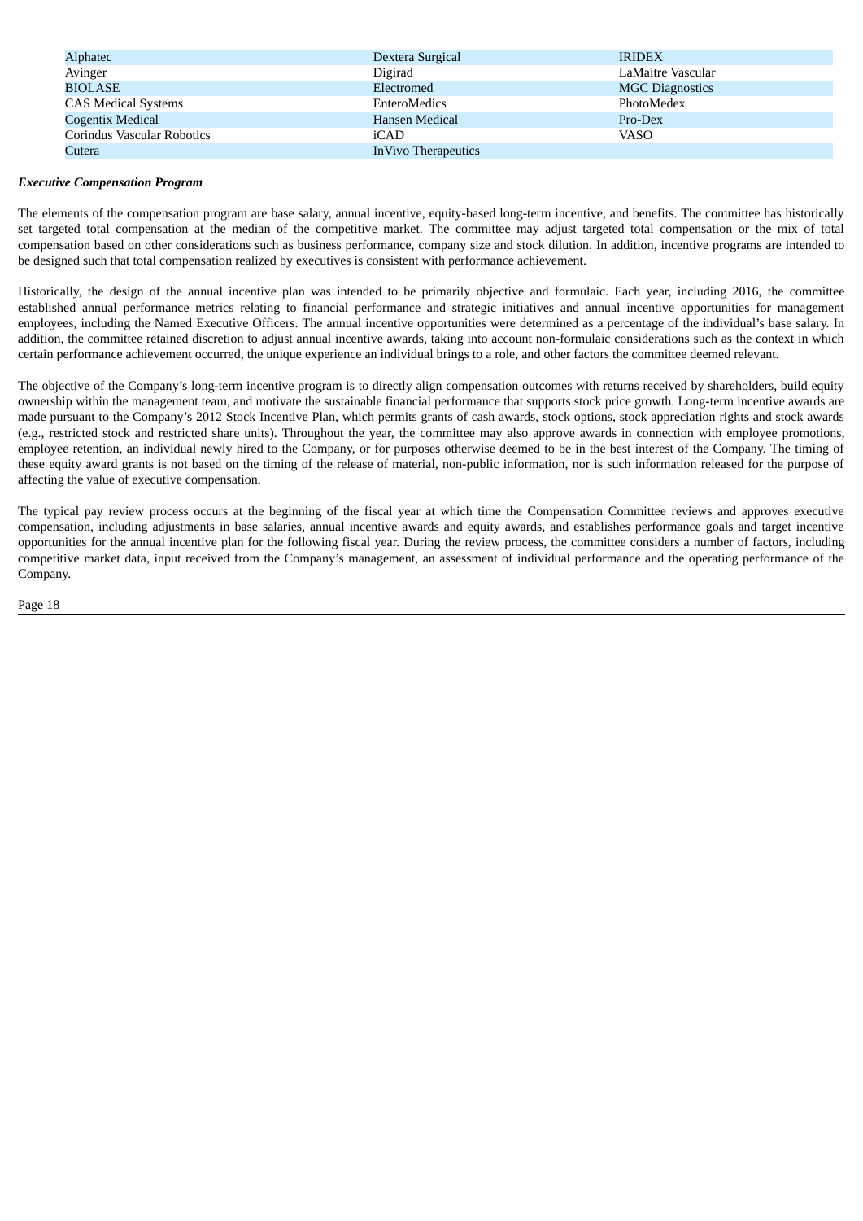| | | |
|---|---|---|
| Alphatec | Dextera Surgical | IRIDEX |
| Avinger | Digirad | LaMaitre Vascular |
| BIOLASE | Electromed | MGC Diagnostics |
| CAS Medical Systems | EnteroMedics | PhotoMedex |
| Cogentix Medical | Hansen Medical | Pro-Dex |
| Corindus Vascular Robotics | iCAD | VASO |
| Cutera | InVivo Therapeutics | |

***Executive Compensation Program***

The elements of the compensation program are base salary, annual incentive, equity-based long-term incentive, and benefits. The committee has historically set targeted total compensation at the median of the competitive market. The committee may adjust targeted total compensation or the mix of total compensation based on other considerations such as business performance, company size and stock dilution. In addition, incentive programs are intended to be designed such that total compensation realized by executives is consistent with performance achievement.

Historically, the design of the annual incentive plan was intended to be primarily objective and formulaic. Each year, including 2016, the committee established annual performance metrics relating to financial performance and strategic initiatives and annual incentive opportunities for management employees, including the Named Executive Officers. The annual incentive opportunities were determined as a percentage of the individual's base salary. In addition, the committee retained discretion to adjust annual incentive awards, taking into account non-formulaic considerations such as the context in which certain performance achievement occurred, the unique experience an individual brings to a role, and other factors the committee deemed relevant.

The objective of the Company's long-term incentive program is to directly align compensation outcomes with returns received by shareholders, build equity ownership within the management team, and motivate the sustainable financial performance that supports stock price growth. Long-term incentive awards are made pursuant to the Company's 2012 Stock Incentive Plan, which permits grants of cash awards, stock options, stock appreciation rights and stock awards (e.g., restricted stock and restricted share units). Throughout the year, the committee may also approve awards in connection with employee promotions, employee retention, an individual newly hired to the Company, or for purposes otherwise deemed to be in the best interest of the Company. The timing of these equity award grants is not based on the timing of the release of material, non-public information, nor is such information released for the purpose of affecting the value of executive compensation.

The typical pay review process occurs at the beginning of the fiscal year at which time the Compensation Committee reviews and approves executive compensation, including adjustments in base salaries, annual incentive awards and equity awards, and establishes performance goals and target incentive opportunities for the annual incentive plan for the following fiscal year. During the review process, the committee considers a number of factors, including competitive market data, input received from the Company's management, an assessment of individual performance and the operating performance of the Company.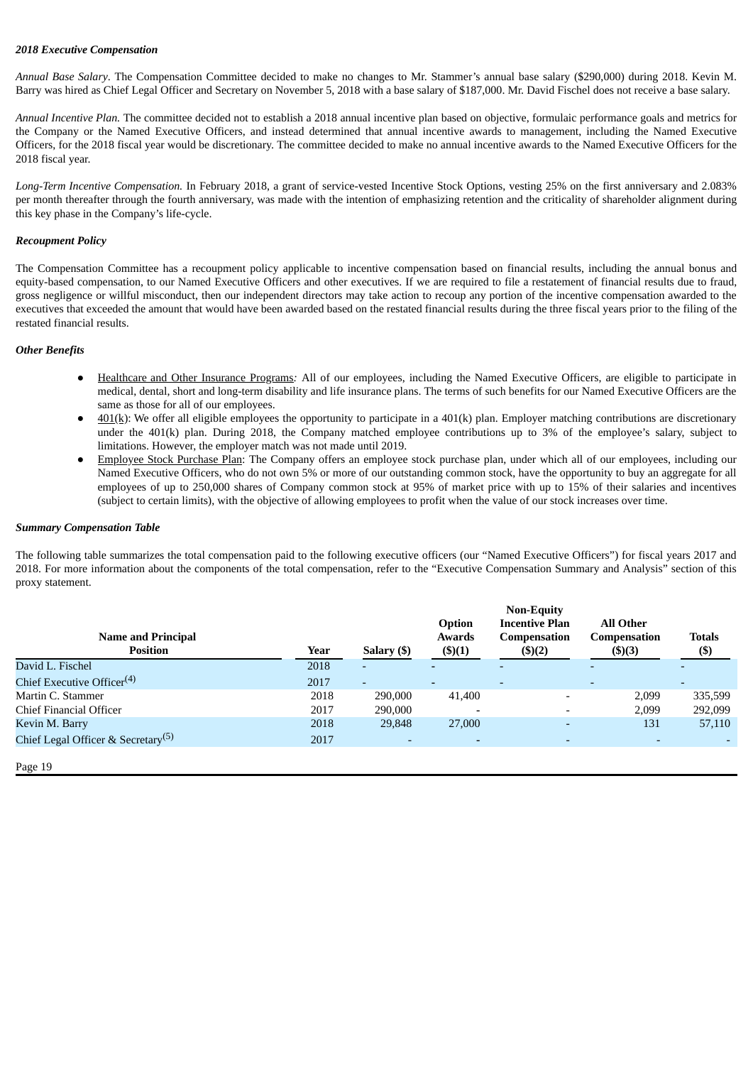***2018 Executive Compensation***

*Annual Base Salary*. The Compensation Committee decided to make no changes to Mr. Stammer's annual base salary ($290,000) during 2018. Kevin M. Barry was hired as Chief Legal Officer and Secretary on November 5, 2018 with a base salary of $187,000. Mr. David Fischel does not receive a base salary.

*Annual Incentive Plan.* The committee decided not to establish a 2018 annual incentive plan based on objective, formulaic performance goals and metrics for the Company or the Named Executive Officers, and instead determined that annual incentive awards to management, including the Named Executive Officers, for the 2018 fiscal year would be discretionary. The committee decided to make no annual incentive awards to the Named Executive Officers for the 2018 fiscal year.

*Long-Term Incentive Compensation.* In February 2018, a grant of service-vested Incentive Stock Options, vesting 25% on the first anniversary and 2.083% per month thereafter through the fourth anniversary, was made with the intention of emphasizing retention and the criticality of shareholder alignment during this key phase in the Company's life-cycle.

***Recoupment Policy***

The Compensation Committee has a recoupment policy applicable to incentive compensation based on financial results, including the annual bonus and equity-based compensation, to our Named Executive Officers and other executives. If we are required to file a restatement of financial results due to fraud, gross negligence or willful misconduct, then our independent directors may take action to recoup any portion of the incentive compensation awarded to the executives that exceeded the amount that would have been awarded based on the restated financial results during the three fiscal years prior to the filing of the restated financial results.

***Other Benefits***

- Healthcare and Other Insurance Programs*:* All of our employees, including the Named Executive Officers, are eligible to participate in medical, dental, short and long-term disability and life insurance plans. The terms of such benefits for our Named Executive Officers are the same as those for all of our employees.
- 401(k): We offer all eligible employees the opportunity to participate in a 401(k) plan. Employer matching contributions are discretionary under the 401(k) plan. During 2018, the Company matched employee contributions up to 3% of the employee's salary, subject to limitations. However, the employer match was not made until 2019.
- Employee Stock Purchase Plan: The Company offers an employee stock purchase plan, under which all of our employees, including our Named Executive Officers, who do not own 5% or more of our outstanding common stock, have the opportunity to buy an aggregate for all employees of up to 250,000 shares of Company common stock at 95% of market price with up to 15% of their salaries and incentives (subject to certain limits), with the objective of allowing employees to profit when the value of our stock increases over time.

***Summary Compensation Table***

The following table summarizes the total compensation paid to the following executive officers (our "Named Executive Officers") for fiscal years 2017 and 2018. For more information about the components of the total compensation, refer to the "Executive Compensation Summary and Analysis" section of this proxy statement.

| Name and Principal Position | Year | Salary ($) | Option Awards ($)(1) | Non-Equity Incentive Plan Compensation ($)(2) | All Other Compensation ($)(3) | Totals ($) |
|---|---|---|---|---|---|---|
| David L. Fischel | 2018 | - | - | - | - | - |
| Chief Executive Officer[4] | 2017 | - | - | - | - | - |
| Martin C. Stammer | 2018 | 290,000 | 41,400 | - | 2,099 | 335,599 |
| Chief Financial Officer | 2017 | 290,000 | - | - | 2,099 | 292,099 |
| Kevin M. Barry | 2018 | 29,848 | 27,000 | - | 131 | 57,110 |
| Chief Legal Officer & Secretary[5] | 2017 | - | - | - | - | - |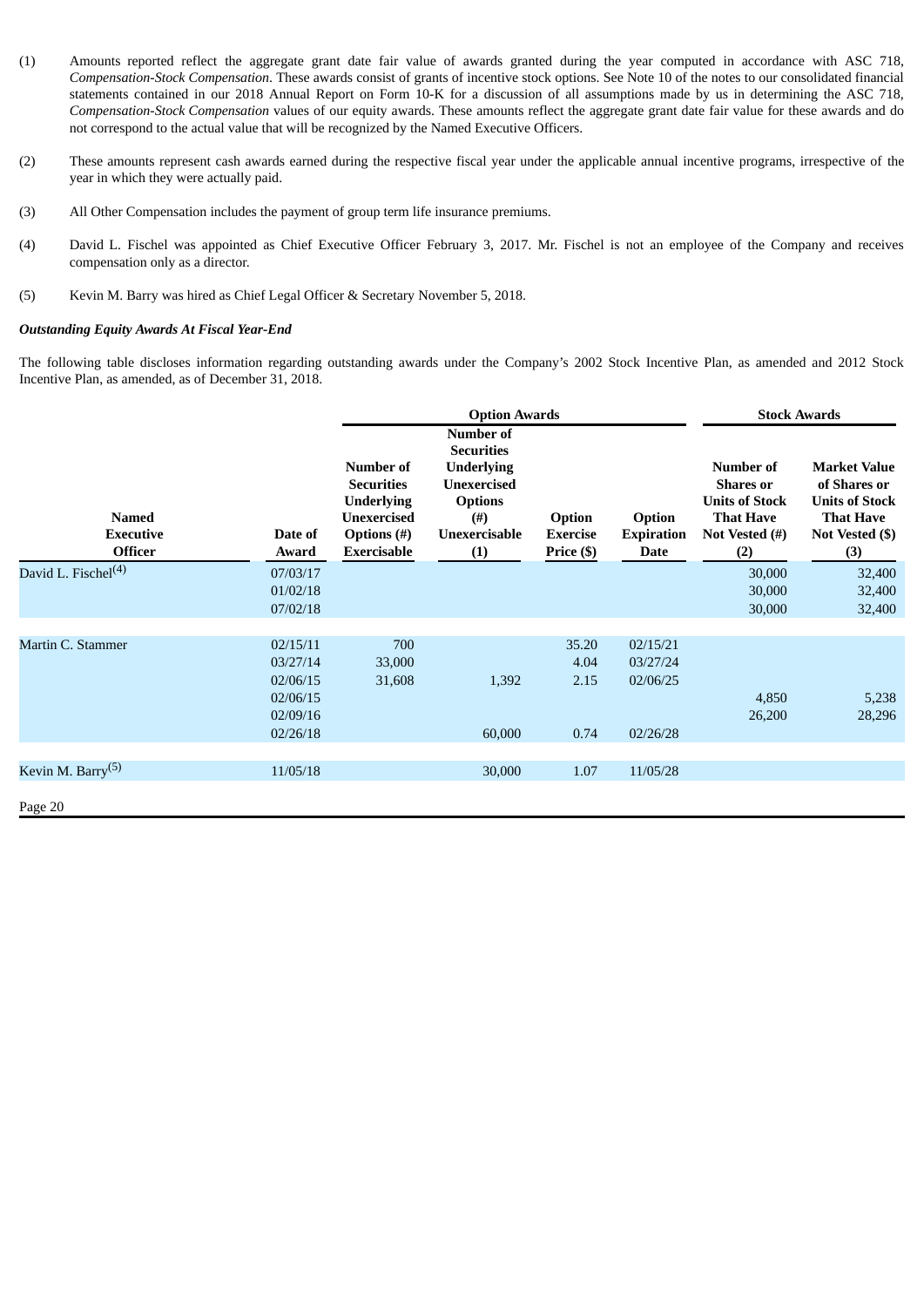(1) Amounts reported reflect the aggregate grant date fair value of awards granted during the year computed in accordance with ASC 718, *Compensation-Stock Compensation*. These awards consist of grants of incentive stock options. See Note 10 of the notes to our consolidated financial statements contained in our 2018 Annual Report on Form 10-K for a discussion of all assumptions made by us in determining the ASC 718, *Compensation-Stock Compensation* values of our equity awards. These amounts reflect the aggregate grant date fair value for these awards and do not correspond to the actual value that will be recognized by the Named Executive Officers.

(2) These amounts represent cash awards earned during the respective fiscal year under the applicable annual incentive programs, irrespective of the year in which they were actually paid.

(3) All Other Compensation includes the payment of group term life insurance premiums.

(4) David L. Fischel was appointed as Chief Executive Officer February 3, 2017. Mr. Fischel is not an employee of the Company and receives compensation only as a director.

(5) Kevin M. Barry was hired as Chief Legal Officer & Secretary November 5, 2018.

***Outstanding Equity Awards At Fiscal Year-End***

The following table discloses information regarding outstanding awards under the Company's 2002 Stock Incentive Plan, as amended and 2012 Stock Incentive Plan, as amended, as of December 31, 2018.

| | | Option Awards | | | | Stock Awards | |
|---|---|---|---|---|---|---|---|
| **Named Executive Officer** | **Date of Award** | **Number of Securities Underlying Unexercised Options (#) Exercisable** | **Number of Securities Underlying Unexercised Options (#) Unexercisable (1)** | **Option Exercise Price ($)** | **Option Expiration Date** | **Number of Shares or Units of Stock That Have Not Vested (#) (2)** | **Market Value of Shares or Units of Stock That Have Not Vested ($) (3)** |
| David L. Fischel[4] | 07/03/17 | | | | | 30,000 | 32,400 |
| | 01/02/18 | | | | | 30,000 | 32,400 |
| | 07/02/18 | | | | | 30,000 | 32,400 |
| Martin C. Stammer | 02/15/11 | 700 | | 35.20 | 02/15/21 | | |
| | 03/27/14 | 33,000 | | 4.04 | 03/27/24 | | |
| | 02/06/15 | 31,608 | 1,392 | 2.15 | 02/06/25 | | |
| | 02/06/15 | | | | | 4,850 | 5,238 |
| | 02/09/16 | | | | | 26,200 | 28,296 |
| | 02/26/18 | | 60,000 | 0.74 | 02/26/28 | | |
| Kevin M. Barry[5] | 11/05/18 | | 30,000 | 1.07 | 11/05/28 | | |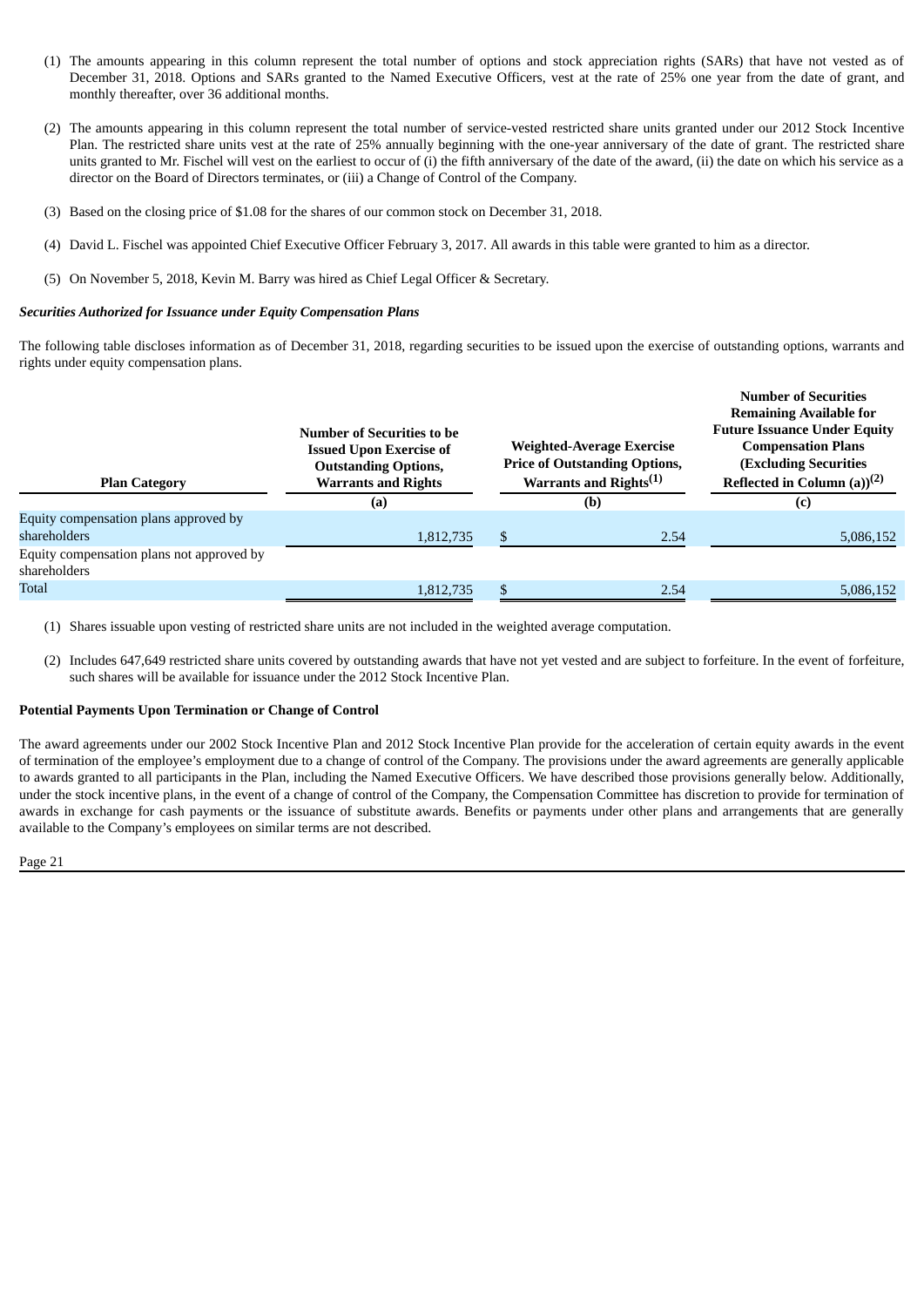(1) The amounts appearing in this column represent the total number of options and stock appreciation rights (SARs) that have not vested as of December 31, 2018. Options and SARs granted to the Named Executive Officers, vest at the rate of 25% one year from the date of grant, and monthly thereafter, over 36 additional months.

(2) The amounts appearing in this column represent the total number of service-vested restricted share units granted under our 2012 Stock Incentive Plan. The restricted share units vest at the rate of 25% annually beginning with the one-year anniversary of the date of grant. The restricted share units granted to Mr. Fischel will vest on the earliest to occur of (i) the fifth anniversary of the date of the award, (ii) the date on which his service as a director on the Board of Directors terminates, or (iii) a Change of Control of the Company.

(3) Based on the closing price of $1.08 for the shares of our common stock on December 31, 2018.

(4) David L. Fischel was appointed Chief Executive Officer February 3, 2017. All awards in this table were granted to him as a director.

(5) On November 5, 2018, Kevin M. Barry was hired as Chief Legal Officer & Secretary.

***Securities Authorized for Issuance under Equity Compensation Plans***

The following table discloses information as of December 31, 2018, regarding securities to be issued upon the exercise of outstanding options, warrants and rights under equity compensation plans.

| Plan Category | Number of Securities to be Issued Upon Exercise of Outstanding Options, Warrants and Rights | Weighted-Average Exercise Price of Outstanding Options, Warrants and Rights[(1)] | Number of Securities Remaining Available for Future Issuance Under Equity Compensation Plans (Excluding Securities Reflected in Column (a))[(2)] |
|---|---|---|---|
| | (a) | (b) | (c) |
| Equity compensation plans approved by shareholders | 1,812,735 | $ 2.54 | 5,086,152 |
| Equity compensation plans not approved by shareholders | | | |
| Total | 1,812,735 | $ 2.54 | 5,086,152 |

(1) Shares issuable upon vesting of restricted share units are not included in the weighted average computation.

(2) Includes 647,649 restricted share units covered by outstanding awards that have not yet vested and are subject to forfeiture. In the event of forfeiture, such shares will be available for issuance under the 2012 Stock Incentive Plan.

**Potential Payments Upon Termination or Change of Control**

The award agreements under our 2002 Stock Incentive Plan and 2012 Stock Incentive Plan provide for the acceleration of certain equity awards in the event of termination of the employee's employment due to a change of control of the Company. The provisions under the award agreements are generally applicable to awards granted to all participants in the Plan, including the Named Executive Officers. We have described those provisions generally below. Additionally, under the stock incentive plans, in the event of a change of control of the Company, the Compensation Committee has discretion to provide for termination of awards in exchange for cash payments or the issuance of substitute awards. Benefits or payments under other plans and arrangements that are generally available to the Company's employees on similar terms are not described.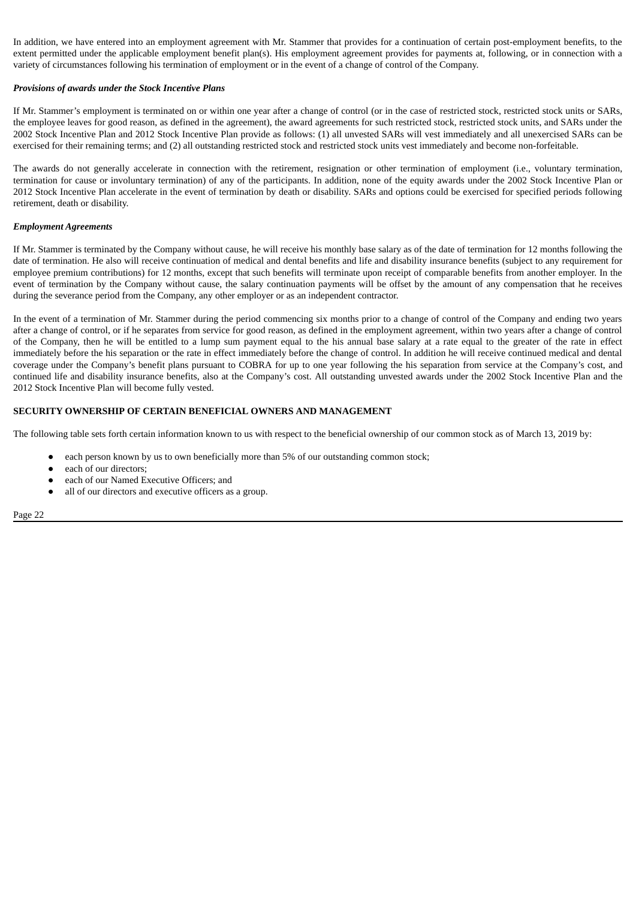In addition, we have entered into an employment agreement with Mr. Stammer that provides for a continuation of certain post-employment benefits, to the extent permitted under the applicable employment benefit plan(s). His employment agreement provides for payments at, following, or in connection with a variety of circumstances following his termination of employment or in the event of a change of control of the Company.

***Provisions of awards under the Stock Incentive Plans***

If Mr. Stammer's employment is terminated on or within one year after a change of control (or in the case of restricted stock, restricted stock units or SARs, the employee leaves for good reason, as defined in the agreement), the award agreements for such restricted stock, restricted stock units, and SARs under the 2002 Stock Incentive Plan and 2012 Stock Incentive Plan provide as follows: (1) all unvested SARs will vest immediately and all unexercised SARs can be exercised for their remaining terms; and (2) all outstanding restricted stock and restricted stock units vest immediately and become non-forfeitable.

The awards do not generally accelerate in connection with the retirement, resignation or other termination of employment (i.e., voluntary termination, termination for cause or involuntary termination) of any of the participants. In addition, none of the equity awards under the 2002 Stock Incentive Plan or 2012 Stock Incentive Plan accelerate in the event of termination by death or disability. SARs and options could be exercised for specified periods following retirement, death or disability.

***Employment Agreements***

If Mr. Stammer is terminated by the Company without cause, he will receive his monthly base salary as of the date of termination for 12 months following the date of termination. He also will receive continuation of medical and dental benefits and life and disability insurance benefits (subject to any requirement for employee premium contributions) for 12 months, except that such benefits will terminate upon receipt of comparable benefits from another employer. In the event of termination by the Company without cause, the salary continuation payments will be offset by the amount of any compensation that he receives during the severance period from the Company, any other employer or as an independent contractor.

In the event of a termination of Mr. Stammer during the period commencing six months prior to a change of control of the Company and ending two years after a change of control, or if he separates from service for good reason, as defined in the employment agreement, within two years after a change of control of the Company, then he will be entitled to a lump sum payment equal to the his annual base salary at a rate equal to the greater of the rate in effect immediately before the his separation or the rate in effect immediately before the change of control. In addition he will receive continued medical and dental coverage under the Company's benefit plans pursuant to COBRA for up to one year following the his separation from service at the Company's cost, and continued life and disability insurance benefits, also at the Company's cost. All outstanding unvested awards under the 2002 Stock Incentive Plan and the 2012 Stock Incentive Plan will become fully vested.

## SECURITY OWNERSHIP OF CERTAIN BENEFICIAL OWNERS AND MANAGEMENT

The following table sets forth certain information known to us with respect to the beneficial ownership of our common stock as of March 13, 2019 by:

- each person known by us to own beneficially more than 5% of our outstanding common stock;
- each of our directors;
- each of our Named Executive Officers; and
- all of our directors and executive officers as a group.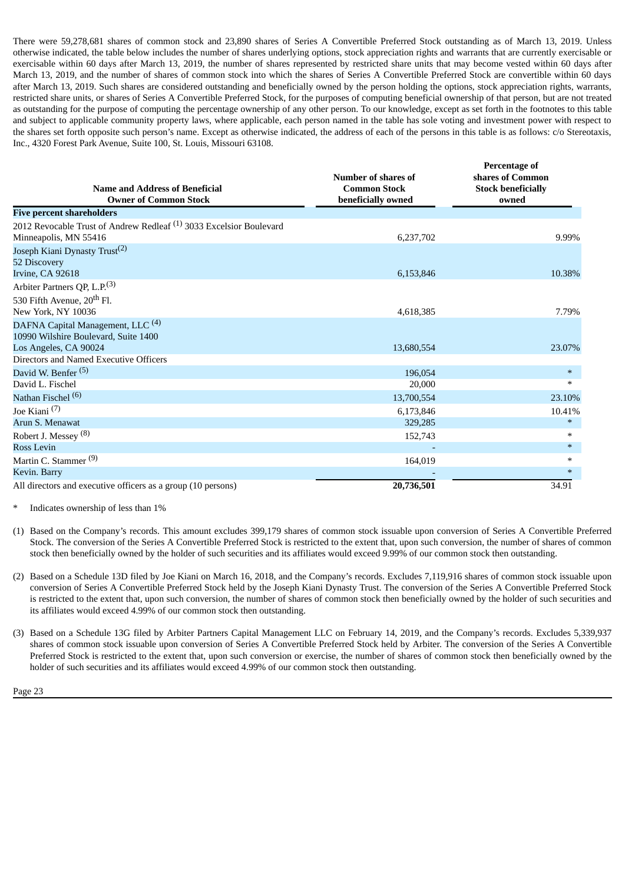There were 59,278,681 shares of common stock and 23,890 shares of Series A Convertible Preferred Stock outstanding as of March 13, 2019. Unless otherwise indicated, the table below includes the number of shares underlying options, stock appreciation rights and warrants that are currently exercisable or exercisable within 60 days after March 13, 2019, the number of shares represented by restricted share units that may become vested within 60 days after March 13, 2019, and the number of shares of common stock into which the shares of Series A Convertible Preferred Stock are convertible within 60 days after March 13, 2019. Such shares are considered outstanding and beneficially owned by the person holding the options, stock appreciation rights, warrants, restricted share units, or shares of Series A Convertible Preferred Stock, for the purposes of computing beneficial ownership of that person, but are not treated as outstanding for the purpose of computing the percentage ownership of any other person. To our knowledge, except as set forth in the footnotes to this table and subject to applicable community property laws, where applicable, each person named in the table has sole voting and investment power with respect to the shares set forth opposite such person's name. Except as otherwise indicated, the address of each of the persons in this table is as follows: c/o Stereotaxis, Inc., 4320 Forest Park Avenue, Suite 100, St. Louis, Missouri 63108.

| Name and Address of Beneficial Owner of Common Stock | Number of shares of Common Stock beneficially owned | Percentage of shares of Common Stock beneficially owned |
|---|---|---|
| **Five percent shareholders** | | |
| 2012 Revocable Trust of Andrew Redleaf [1] 3033 Excelsior Boulevard Minneapolis, MN 55416 | 6,237,702 | 9.99% |
| Joseph Kiani Dynasty Trust[2] 52 Discovery Irvine, CA 92618 | 6,153,846 | 10.38% |
| Arbiter Partners QP, L.P.[3] 530 Fifth Avenue, 20th Fl. New York, NY 10036 | 4,618,385 | 7.79% |
| DAFNA Capital Management, LLC [4] 10990 Wilshire Boulevard, Suite 1400 Los Angeles, CA 90024 | 13,680,554 | 23.07% |
| Directors and Named Executive Officers | | |
| David W. Benfer [5] | 196,054 | * |
| David L. Fischel | 20,000 | * |
| Nathan Fischel [6] | 13,700,554 | 23.10% |
| Joe Kiani [7] | 6,173,846 | 10.41% |
| Arun S. Menawat | 329,285 | * |
| Robert J. Messey [8] | 152,743 | * |
| Ross Levin | - | * |
| Martin C. Stammer [9] | 164,019 | * |
| Kevin. Barry | - | * |
| All directors and executive officers as a group (10 persons) | **20,736,501** | 34.91 |

\* Indicates ownership of less than 1%

(1) Based on the Company's records. This amount excludes 399,179 shares of common stock issuable upon conversion of Series A Convertible Preferred Stock. The conversion of the Series A Convertible Preferred Stock is restricted to the extent that, upon such conversion, the number of shares of common stock then beneficially owned by the holder of such securities and its affiliates would exceed 9.99% of our common stock then outstanding.

(2) Based on a Schedule 13D filed by Joe Kiani on March 16, 2018, and the Company's records. Excludes 7,119,916 shares of common stock issuable upon conversion of Series A Convertible Preferred Stock held by the Joseph Kiani Dynasty Trust. The conversion of the Series A Convertible Preferred Stock is restricted to the extent that, upon such conversion, the number of shares of common stock then beneficially owned by the holder of such securities and its affiliates would exceed 4.99% of our common stock then outstanding.

(3) Based on a Schedule 13G filed by Arbiter Partners Capital Management LLC on February 14, 2019, and the Company's records. Excludes 5,339,937 shares of common stock issuable upon conversion of Series A Convertible Preferred Stock held by Arbiter. The conversion of the Series A Convertible Preferred Stock is restricted to the extent that, upon such conversion or exercise, the number of shares of common stock then beneficially owned by the holder of such securities and its affiliates would exceed 4.99% of our common stock then outstanding.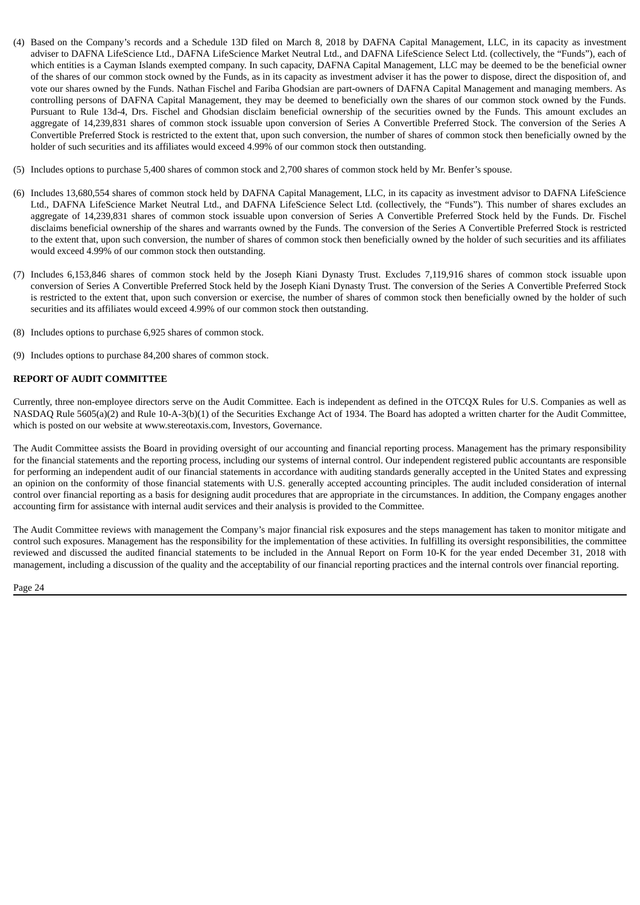(4) Based on the Company's records and a Schedule 13D filed on March 8, 2018 by DAFNA Capital Management, LLC, in its capacity as investment adviser to DAFNA LifeScience Ltd., DAFNA LifeScience Market Neutral Ltd., and DAFNA LifeScience Select Ltd. (collectively, the "Funds"), each of which entities is a Cayman Islands exempted company. In such capacity, DAFNA Capital Management, LLC may be deemed to be the beneficial owner of the shares of our common stock owned by the Funds, as in its capacity as investment adviser it has the power to dispose, direct the disposition of, and vote our shares owned by the Funds. Nathan Fischel and Fariba Ghodsian are part-owners of DAFNA Capital Management and managing members. As controlling persons of DAFNA Capital Management, they may be deemed to beneficially own the shares of our common stock owned by the Funds. Pursuant to Rule 13d-4, Drs. Fischel and Ghodsian disclaim beneficial ownership of the securities owned by the Funds. This amount excludes an aggregate of 14,239,831 shares of common stock issuable upon conversion of Series A Convertible Preferred Stock. The conversion of the Series A Convertible Preferred Stock is restricted to the extent that, upon such conversion, the number of shares of common stock then beneficially owned by the holder of such securities and its affiliates would exceed 4.99% of our common stock then outstanding.

(5) Includes options to purchase 5,400 shares of common stock and 2,700 shares of common stock held by Mr. Benfer's spouse.

(6) Includes 13,680,554 shares of common stock held by DAFNA Capital Management, LLC, in its capacity as investment advisor to DAFNA LifeScience Ltd., DAFNA LifeScience Market Neutral Ltd., and DAFNA LifeScience Select Ltd. (collectively, the "Funds"). This number of shares excludes an aggregate of 14,239,831 shares of common stock issuable upon conversion of Series A Convertible Preferred Stock held by the Funds. Dr. Fischel disclaims beneficial ownership of the shares and warrants owned by the Funds. The conversion of the Series A Convertible Preferred Stock is restricted to the extent that, upon such conversion, the number of shares of common stock then beneficially owned by the holder of such securities and its affiliates would exceed 4.99% of our common stock then outstanding.

(7) Includes 6,153,846 shares of common stock held by the Joseph Kiani Dynasty Trust. Excludes 7,119,916 shares of common stock issuable upon conversion of Series A Convertible Preferred Stock held by the Joseph Kiani Dynasty Trust. The conversion of the Series A Convertible Preferred Stock is restricted to the extent that, upon such conversion or exercise, the number of shares of common stock then beneficially owned by the holder of such securities and its affiliates would exceed 4.99% of our common stock then outstanding.

(8) Includes options to purchase 6,925 shares of common stock.

(9) Includes options to purchase 84,200 shares of common stock.

## REPORT OF AUDIT COMMITTEE

Currently, three non-employee directors serve on the Audit Committee. Each is independent as defined in the OTCQX Rules for U.S. Companies as well as NASDAQ Rule 5605(a)(2) and Rule 10-A-3(b)(1) of the Securities Exchange Act of 1934. The Board has adopted a written charter for the Audit Committee, which is posted on our website at www.stereotaxis.com, Investors, Governance.

The Audit Committee assists the Board in providing oversight of our accounting and financial reporting process. Management has the primary responsibility for the financial statements and the reporting process, including our systems of internal control. Our independent registered public accountants are responsible for performing an independent audit of our financial statements in accordance with auditing standards generally accepted in the United States and expressing an opinion on the conformity of those financial statements with U.S. generally accepted accounting principles. The audit included consideration of internal control over financial reporting as a basis for designing audit procedures that are appropriate in the circumstances. In addition, the Company engages another accounting firm for assistance with internal audit services and their analysis is provided to the Committee.

The Audit Committee reviews with management the Company's major financial risk exposures and the steps management has taken to monitor mitigate and control such exposures. Management has the responsibility for the implementation of these activities. In fulfilling its oversight responsibilities, the committee reviewed and discussed the audited financial statements to be included in the Annual Report on Form 10-K for the year ended December 31, 2018 with management, including a discussion of the quality and the acceptability of our financial reporting practices and the internal controls over financial reporting.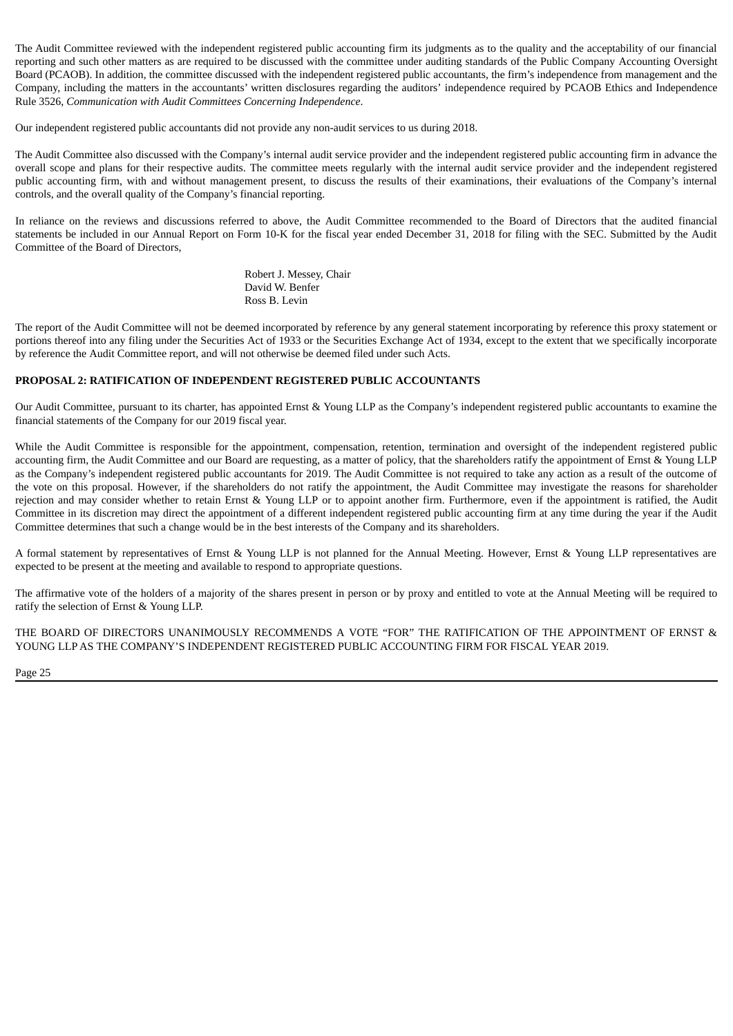The Audit Committee reviewed with the independent registered public accounting firm its judgments as to the quality and the acceptability of our financial reporting and such other matters as are required to be discussed with the committee under auditing standards of the Public Company Accounting Oversight Board (PCAOB). In addition, the committee discussed with the independent registered public accountants, the firm's independence from management and the Company, including the matters in the accountants' written disclosures regarding the auditors' independence required by PCAOB Ethics and Independence Rule 3526, *Communication with Audit Committees Concerning Independence*.

Our independent registered public accountants did not provide any non-audit services to us during 2018.

The Audit Committee also discussed with the Company's internal audit service provider and the independent registered public accounting firm in advance the overall scope and plans for their respective audits. The committee meets regularly with the internal audit service provider and the independent registered public accounting firm, with and without management present, to discuss the results of their examinations, their evaluations of the Company's internal controls, and the overall quality of the Company's financial reporting.

In reliance on the reviews and discussions referred to above, the Audit Committee recommended to the Board of Directors that the audited financial statements be included in our Annual Report on Form 10-K for the fiscal year ended December 31, 2018 for filing with the SEC. Submitted by the Audit Committee of the Board of Directors,

Robert J. Messey, Chair
David W. Benfer
Ross B. Levin

The report of the Audit Committee will not be deemed incorporated by reference by any general statement incorporating by reference this proxy statement or portions thereof into any filing under the Securities Act of 1933 or the Securities Exchange Act of 1934, except to the extent that we specifically incorporate by reference the Audit Committee report, and will not otherwise be deemed filed under such Acts.

**PROPOSAL 2: RATIFICATION OF INDEPENDENT REGISTERED PUBLIC ACCOUNTANTS**

Our Audit Committee, pursuant to its charter, has appointed Ernst & Young LLP as the Company's independent registered public accountants to examine the financial statements of the Company for our 2019 fiscal year.

While the Audit Committee is responsible for the appointment, compensation, retention, termination and oversight of the independent registered public accounting firm, the Audit Committee and our Board are requesting, as a matter of policy, that the shareholders ratify the appointment of Ernst & Young LLP as the Company's independent registered public accountants for 2019. The Audit Committee is not required to take any action as a result of the outcome of the vote on this proposal. However, if the shareholders do not ratify the appointment, the Audit Committee may investigate the reasons for shareholder rejection and may consider whether to retain Ernst & Young LLP or to appoint another firm. Furthermore, even if the appointment is ratified, the Audit Committee in its discretion may direct the appointment of a different independent registered public accounting firm at any time during the year if the Audit Committee determines that such a change would be in the best interests of the Company and its shareholders.

A formal statement by representatives of Ernst & Young LLP is not planned for the Annual Meeting. However, Ernst & Young LLP representatives are expected to be present at the meeting and available to respond to appropriate questions.

The affirmative vote of the holders of a majority of the shares present in person or by proxy and entitled to vote at the Annual Meeting will be required to ratify the selection of Ernst & Young LLP.

THE BOARD OF DIRECTORS UNANIMOUSLY RECOMMENDS A VOTE "FOR" THE RATIFICATION OF THE APPOINTMENT OF ERNST & YOUNG LLP AS THE COMPANY'S INDEPENDENT REGISTERED PUBLIC ACCOUNTING FIRM FOR FISCAL YEAR 2019.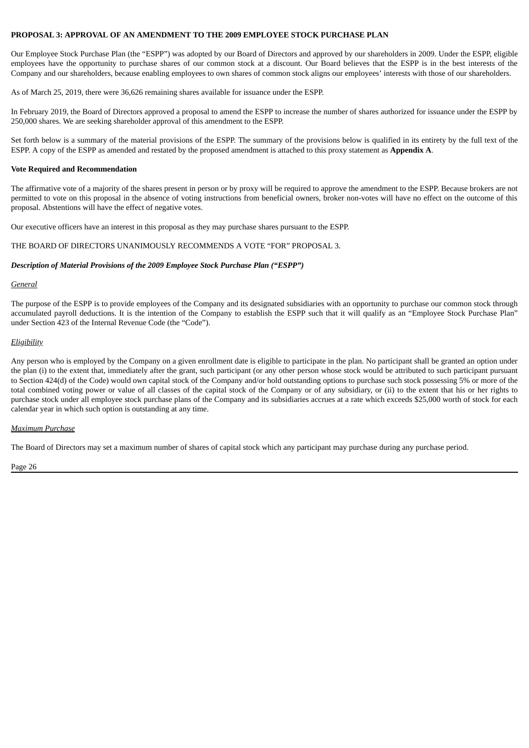**PROPOSAL 3: APPROVAL OF AN AMENDMENT TO THE 2009 EMPLOYEE STOCK PURCHASE PLAN**

Our Employee Stock Purchase Plan (the "ESPP") was adopted by our Board of Directors and approved by our shareholders in 2009. Under the ESPP, eligible employees have the opportunity to purchase shares of our common stock at a discount. Our Board believes that the ESPP is in the best interests of the Company and our shareholders, because enabling employees to own shares of common stock aligns our employees' interests with those of our shareholders.

As of March 25, 2019, there were 36,626 remaining shares available for issuance under the ESPP.

In February 2019, the Board of Directors approved a proposal to amend the ESPP to increase the number of shares authorized for issuance under the ESPP by 250,000 shares. We are seeking shareholder approval of this amendment to the ESPP.

Set forth below is a summary of the material provisions of the ESPP. The summary of the provisions below is qualified in its entirety by the full text of the ESPP. A copy of the ESPP as amended and restated by the proposed amendment is attached to this proxy statement as **Appendix A**.

**Vote Required and Recommendation**

The affirmative vote of a majority of the shares present in person or by proxy will be required to approve the amendment to the ESPP. Because brokers are not permitted to vote on this proposal in the absence of voting instructions from beneficial owners, broker non-votes will have no effect on the outcome of this proposal. Abstentions will have the effect of negative votes.

Our executive officers have an interest in this proposal as they may purchase shares pursuant to the ESPP.

THE BOARD OF DIRECTORS UNANIMOUSLY RECOMMENDS A VOTE "FOR" PROPOSAL 3.

***Description of Material Provisions of the 2009 Employee Stock Purchase Plan ("ESPP")***

*General*

The purpose of the ESPP is to provide employees of the Company and its designated subsidiaries with an opportunity to purchase our common stock through accumulated payroll deductions. It is the intention of the Company to establish the ESPP such that it will qualify as an "Employee Stock Purchase Plan" under Section 423 of the Internal Revenue Code (the "Code").

*Eligibility*

Any person who is employed by the Company on a given enrollment date is eligible to participate in the plan. No participant shall be granted an option under the plan (i) to the extent that, immediately after the grant, such participant (or any other person whose stock would be attributed to such participant pursuant to Section 424(d) of the Code) would own capital stock of the Company and/or hold outstanding options to purchase such stock possessing 5% or more of the total combined voting power or value of all classes of the capital stock of the Company or of any subsidiary, or (ii) to the extent that his or her rights to purchase stock under all employee stock purchase plans of the Company and its subsidiaries accrues at a rate which exceeds $25,000 worth of stock for each calendar year in which such option is outstanding at any time.

*Maximum Purchase*

The Board of Directors may set a maximum number of shares of capital stock which any participant may purchase during any purchase period.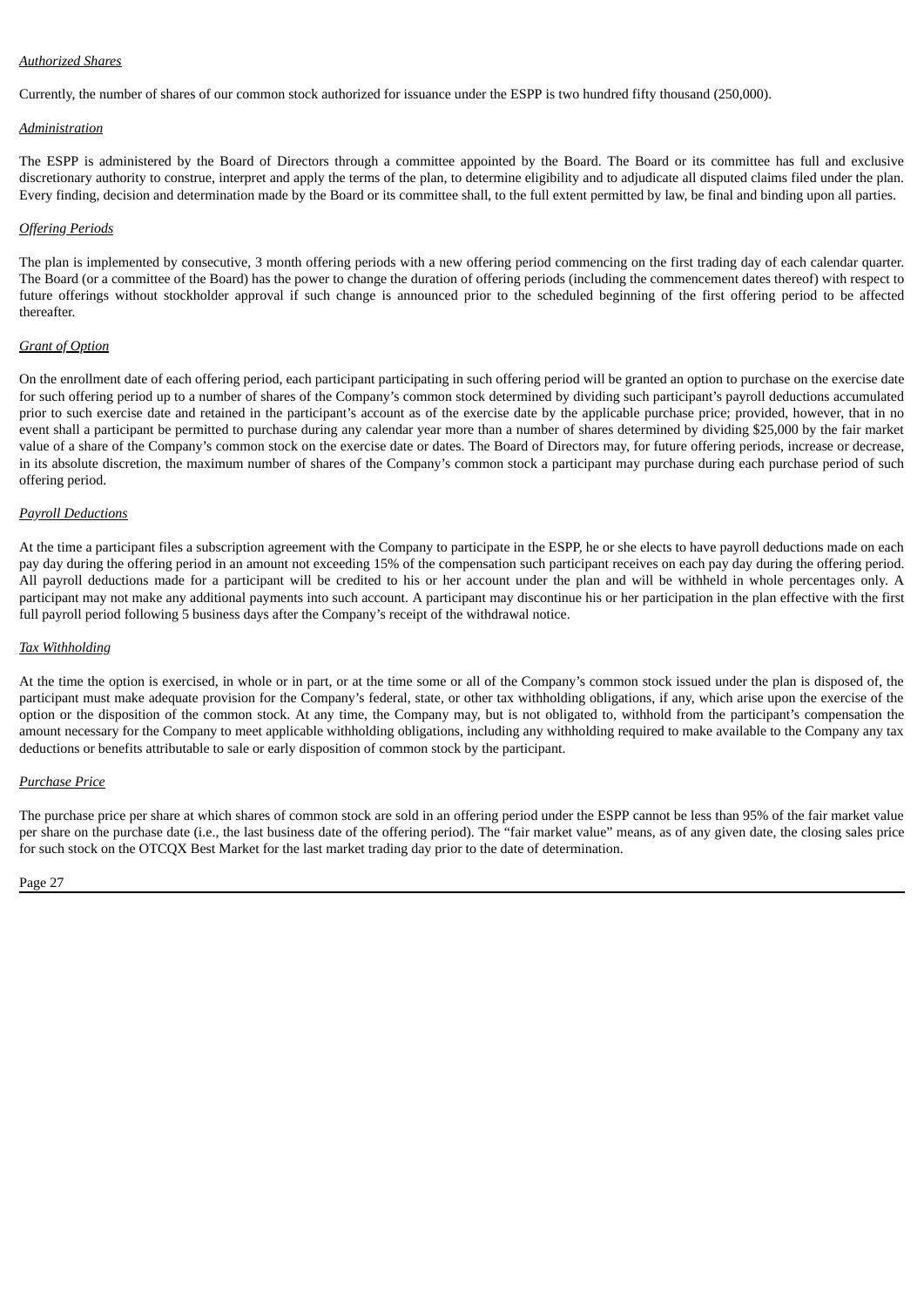*Authorized Shares*

Currently, the number of shares of our common stock authorized for issuance under the ESPP is two hundred fifty thousand (250,000).

*Administration*

The ESPP is administered by the Board of Directors through a committee appointed by the Board. The Board or its committee has full and exclusive discretionary authority to construe, interpret and apply the terms of the plan, to determine eligibility and to adjudicate all disputed claims filed under the plan. Every finding, decision and determination made by the Board or its committee shall, to the full extent permitted by law, be final and binding upon all parties.

*Offering Periods*

The plan is implemented by consecutive, 3 month offering periods with a new offering period commencing on the first trading day of each calendar quarter. The Board (or a committee of the Board) has the power to change the duration of offering periods (including the commencement dates thereof) with respect to future offerings without stockholder approval if such change is announced prior to the scheduled beginning of the first offering period to be affected thereafter.

*Grant of Option*

On the enrollment date of each offering period, each participant participating in such offering period will be granted an option to purchase on the exercise date for such offering period up to a number of shares of the Company's common stock determined by dividing such participant's payroll deductions accumulated prior to such exercise date and retained in the participant's account as of the exercise date by the applicable purchase price; provided, however, that in no event shall a participant be permitted to purchase during any calendar year more than a number of shares determined by dividing $25,000 by the fair market value of a share of the Company's common stock on the exercise date or dates. The Board of Directors may, for future offering periods, increase or decrease, in its absolute discretion, the maximum number of shares of the Company's common stock a participant may purchase during each purchase period of such offering period.

*Payroll Deductions*

At the time a participant files a subscription agreement with the Company to participate in the ESPP, he or she elects to have payroll deductions made on each pay day during the offering period in an amount not exceeding 15% of the compensation such participant receives on each pay day during the offering period. All payroll deductions made for a participant will be credited to his or her account under the plan and will be withheld in whole percentages only. A participant may not make any additional payments into such account. A participant may discontinue his or her participation in the plan effective with the first full payroll period following 5 business days after the Company's receipt of the withdrawal notice.

*Tax Withholding*

At the time the option is exercised, in whole or in part, or at the time some or all of the Company's common stock issued under the plan is disposed of, the participant must make adequate provision for the Company's federal, state, or other tax withholding obligations, if any, which arise upon the exercise of the option or the disposition of the common stock. At any time, the Company may, but is not obligated to, withhold from the participant's compensation the amount necessary for the Company to meet applicable withholding obligations, including any withholding required to make available to the Company any tax deductions or benefits attributable to sale or early disposition of common stock by the participant.

*Purchase Price*

The purchase price per share at which shares of common stock are sold in an offering period under the ESPP cannot be less than 95% of the fair market value per share on the purchase date (i.e., the last business date of the offering period). The "fair market value" means, as of any given date, the closing sales price for such stock on the OTCQX Best Market for the last market trading day prior to the date of determination.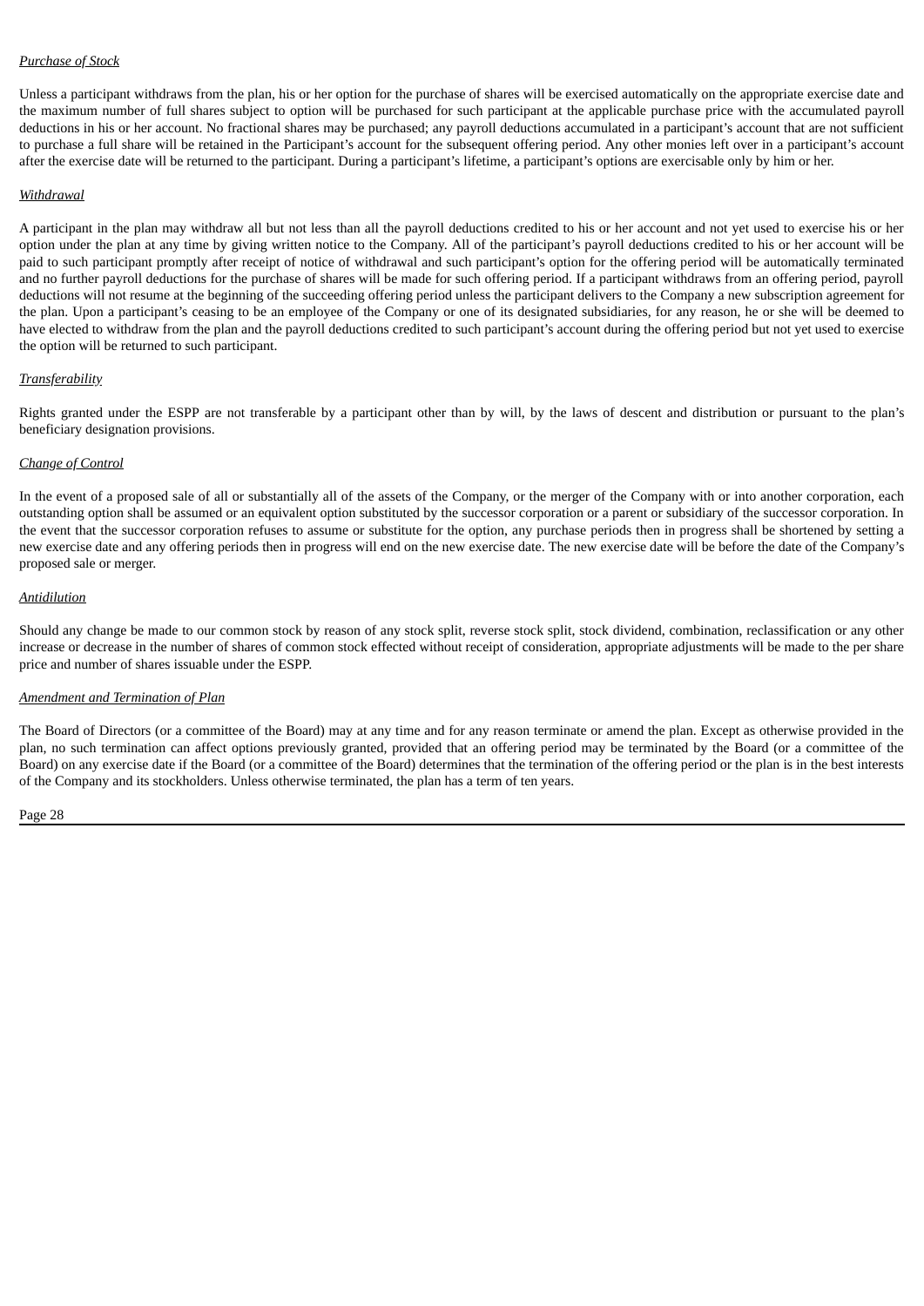*Purchase of Stock*

Unless a participant withdraws from the plan, his or her option for the purchase of shares will be exercised automatically on the appropriate exercise date and the maximum number of full shares subject to option will be purchased for such participant at the applicable purchase price with the accumulated payroll deductions in his or her account. No fractional shares may be purchased; any payroll deductions accumulated in a participant's account that are not sufficient to purchase a full share will be retained in the Participant's account for the subsequent offering period. Any other monies left over in a participant's account after the exercise date will be returned to the participant. During a participant's lifetime, a participant's options are exercisable only by him or her.

*Withdrawal*

A participant in the plan may withdraw all but not less than all the payroll deductions credited to his or her account and not yet used to exercise his or her option under the plan at any time by giving written notice to the Company. All of the participant's payroll deductions credited to his or her account will be paid to such participant promptly after receipt of notice of withdrawal and such participant's option for the offering period will be automatically terminated and no further payroll deductions for the purchase of shares will be made for such offering period. If a participant withdraws from an offering period, payroll deductions will not resume at the beginning of the succeeding offering period unless the participant delivers to the Company a new subscription agreement for the plan. Upon a participant's ceasing to be an employee of the Company or one of its designated subsidiaries, for any reason, he or she will be deemed to have elected to withdraw from the plan and the payroll deductions credited to such participant's account during the offering period but not yet used to exercise the option will be returned to such participant.

*Transferability*

Rights granted under the ESPP are not transferable by a participant other than by will, by the laws of descent and distribution or pursuant to the plan's beneficiary designation provisions.

*Change of Control*

In the event of a proposed sale of all or substantially all of the assets of the Company, or the merger of the Company with or into another corporation, each outstanding option shall be assumed or an equivalent option substituted by the successor corporation or a parent or subsidiary of the successor corporation. In the event that the successor corporation refuses to assume or substitute for the option, any purchase periods then in progress shall be shortened by setting a new exercise date and any offering periods then in progress will end on the new exercise date. The new exercise date will be before the date of the Company's proposed sale or merger.

*Antidilution*

Should any change be made to our common stock by reason of any stock split, reverse stock split, stock dividend, combination, reclassification or any other increase or decrease in the number of shares of common stock effected without receipt of consideration, appropriate adjustments will be made to the per share price and number of shares issuable under the ESPP.

*Amendment and Termination of Plan*

The Board of Directors (or a committee of the Board) may at any time and for any reason terminate or amend the plan. Except as otherwise provided in the plan, no such termination can affect options previously granted, provided that an offering period may be terminated by the Board (or a committee of the Board) on any exercise date if the Board (or a committee of the Board) determines that the termination of the offering period or the plan is in the best interests of the Company and its stockholders. Unless otherwise terminated, the plan has a term of ten years.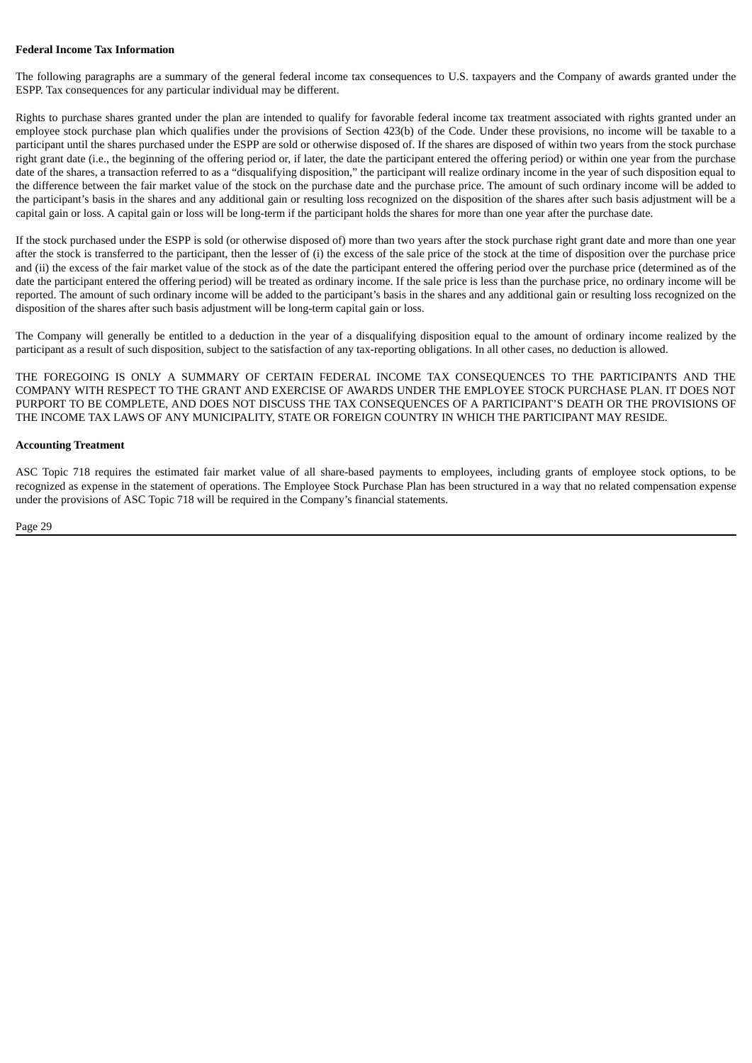**Federal Income Tax Information**

The following paragraphs are a summary of the general federal income tax consequences to U.S. taxpayers and the Company of awards granted under the ESPP. Tax consequences for any particular individual may be different.

Rights to purchase shares granted under the plan are intended to qualify for favorable federal income tax treatment associated with rights granted under an employee stock purchase plan which qualifies under the provisions of Section 423(b) of the Code. Under these provisions, no income will be taxable to a participant until the shares purchased under the ESPP are sold or otherwise disposed of. If the shares are disposed of within two years from the stock purchase right grant date (i.e., the beginning of the offering period or, if later, the date the participant entered the offering period) or within one year from the purchase date of the shares, a transaction referred to as a "disqualifying disposition," the participant will realize ordinary income in the year of such disposition equal to the difference between the fair market value of the stock on the purchase date and the purchase price. The amount of such ordinary income will be added to the participant's basis in the shares and any additional gain or resulting loss recognized on the disposition of the shares after such basis adjustment will be a capital gain or loss. A capital gain or loss will be long-term if the participant holds the shares for more than one year after the purchase date.

If the stock purchased under the ESPP is sold (or otherwise disposed of) more than two years after the stock purchase right grant date and more than one year after the stock is transferred to the participant, then the lesser of (i) the excess of the sale price of the stock at the time of disposition over the purchase price and (ii) the excess of the fair market value of the stock as of the date the participant entered the offering period over the purchase price (determined as of the date the participant entered the offering period) will be treated as ordinary income. If the sale price is less than the purchase price, no ordinary income will be reported. The amount of such ordinary income will be added to the participant's basis in the shares and any additional gain or resulting loss recognized on the disposition of the shares after such basis adjustment will be long-term capital gain or loss.

The Company will generally be entitled to a deduction in the year of a disqualifying disposition equal to the amount of ordinary income realized by the participant as a result of such disposition, subject to the satisfaction of any tax-reporting obligations. In all other cases, no deduction is allowed.

THE FOREGOING IS ONLY A SUMMARY OF CERTAIN FEDERAL INCOME TAX CONSEQUENCES TO THE PARTICIPANTS AND THE COMPANY WITH RESPECT TO THE GRANT AND EXERCISE OF AWARDS UNDER THE EMPLOYEE STOCK PURCHASE PLAN. IT DOES NOT PURPORT TO BE COMPLETE, AND DOES NOT DISCUSS THE TAX CONSEQUENCES OF A PARTICIPANT'S DEATH OR THE PROVISIONS OF THE INCOME TAX LAWS OF ANY MUNICIPALITY, STATE OR FOREIGN COUNTRY IN WHICH THE PARTICIPANT MAY RESIDE.

**Accounting Treatment**

ASC Topic 718 requires the estimated fair market value of all share-based payments to employees, including grants of employee stock options, to be recognized as expense in the statement of operations. The Employee Stock Purchase Plan has been structured in a way that no related compensation expense under the provisions of ASC Topic 718 will be required in the Company's financial statements.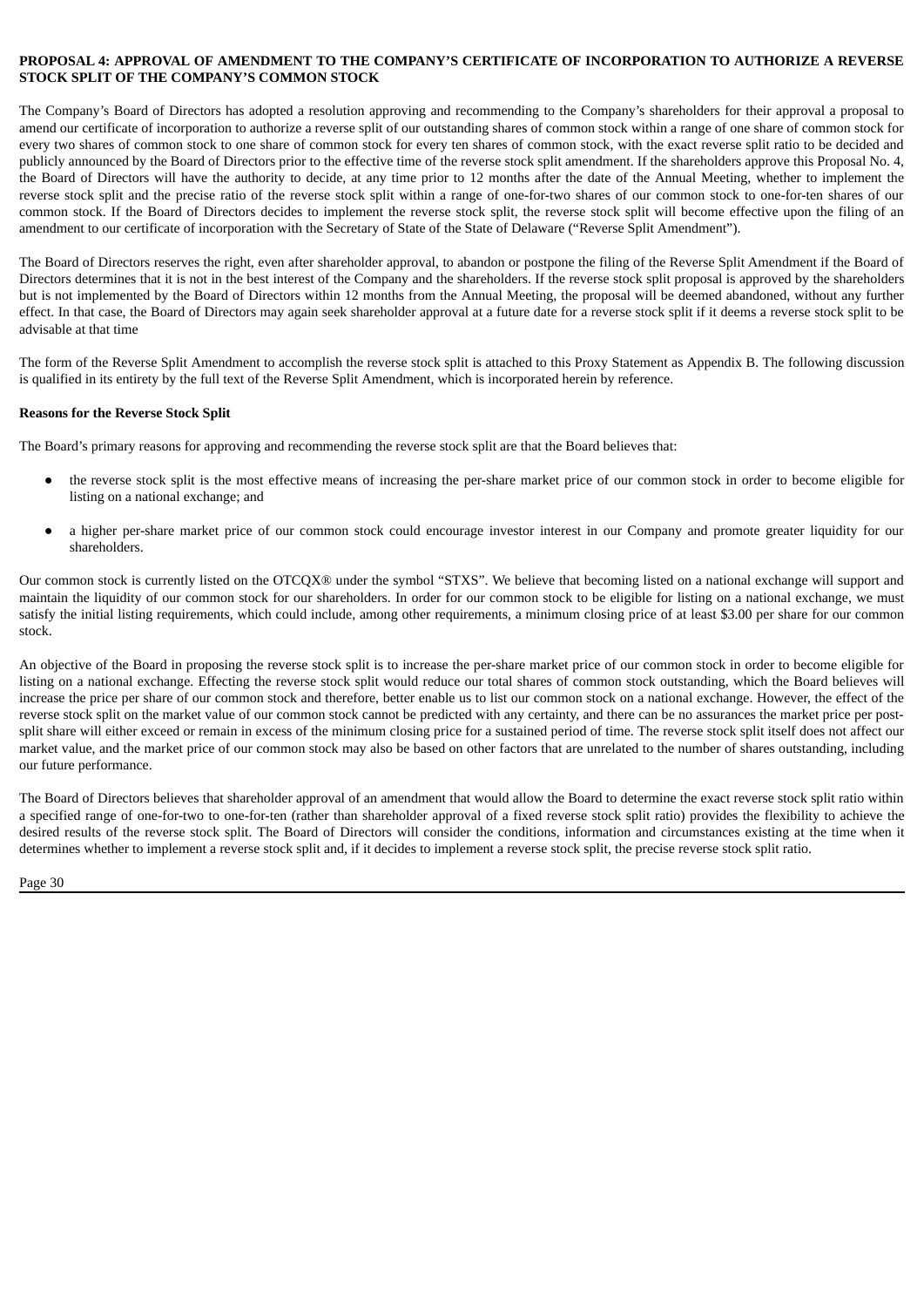**PROPOSAL 4: APPROVAL OF AMENDMENT TO THE COMPANY'S CERTIFICATE OF INCORPORATION TO AUTHORIZE A REVERSE STOCK SPLIT OF THE COMPANY'S COMMON STOCK**

The Company's Board of Directors has adopted a resolution approving and recommending to the Company's shareholders for their approval a proposal to amend our certificate of incorporation to authorize a reverse split of our outstanding shares of common stock within a range of one share of common stock for every two shares of common stock to one share of common stock for every ten shares of common stock, with the exact reverse split ratio to be decided and publicly announced by the Board of Directors prior to the effective time of the reverse stock split amendment. If the shareholders approve this Proposal No. 4, the Board of Directors will have the authority to decide, at any time prior to 12 months after the date of the Annual Meeting, whether to implement the reverse stock split and the precise ratio of the reverse stock split within a range of one-for-two shares of our common stock to one-for-ten shares of our common stock. If the Board of Directors decides to implement the reverse stock split, the reverse stock split will become effective upon the filing of an amendment to our certificate of incorporation with the Secretary of State of the State of Delaware ("Reverse Split Amendment").

The Board of Directors reserves the right, even after shareholder approval, to abandon or postpone the filing of the Reverse Split Amendment if the Board of Directors determines that it is not in the best interest of the Company and the shareholders. If the reverse stock split proposal is approved by the shareholders but is not implemented by the Board of Directors within 12 months from the Annual Meeting, the proposal will be deemed abandoned, without any further effect. In that case, the Board of Directors may again seek shareholder approval at a future date for a reverse stock split if it deems a reverse stock split to be advisable at that time

The form of the Reverse Split Amendment to accomplish the reverse stock split is attached to this Proxy Statement as Appendix B. The following discussion is qualified in its entirety by the full text of the Reverse Split Amendment, which is incorporated herein by reference.

**Reasons for the Reverse Stock Split**

The Board's primary reasons for approving and recommending the reverse stock split are that the Board believes that:

- the reverse stock split is the most effective means of increasing the per-share market price of our common stock in order to become eligible for listing on a national exchange; and
- a higher per-share market price of our common stock could encourage investor interest in our Company and promote greater liquidity for our shareholders.

Our common stock is currently listed on the OTCQX® under the symbol "STXS". We believe that becoming listed on a national exchange will support and maintain the liquidity of our common stock for our shareholders. In order for our common stock to be eligible for listing on a national exchange, we must satisfy the initial listing requirements, which could include, among other requirements, a minimum closing price of at least $3.00 per share for our common stock.

An objective of the Board in proposing the reverse stock split is to increase the per-share market price of our common stock in order to become eligible for listing on a national exchange. Effecting the reverse stock split would reduce our total shares of common stock outstanding, which the Board believes will increase the price per share of our common stock and therefore, better enable us to list our common stock on a national exchange. However, the effect of the reverse stock split on the market value of our common stock cannot be predicted with any certainty, and there can be no assurances the market price per post-split share will either exceed or remain in excess of the minimum closing price for a sustained period of time. The reverse stock split itself does not affect our market value, and the market price of our common stock may also be based on other factors that are unrelated to the number of shares outstanding, including our future performance.

The Board of Directors believes that shareholder approval of an amendment that would allow the Board to determine the exact reverse stock split ratio within a specified range of one-for-two to one-for-ten (rather than shareholder approval of a fixed reverse stock split ratio) provides the flexibility to achieve the desired results of the reverse stock split. The Board of Directors will consider the conditions, information and circumstances existing at the time when it determines whether to implement a reverse stock split and, if it decides to implement a reverse stock split, the precise reverse stock split ratio.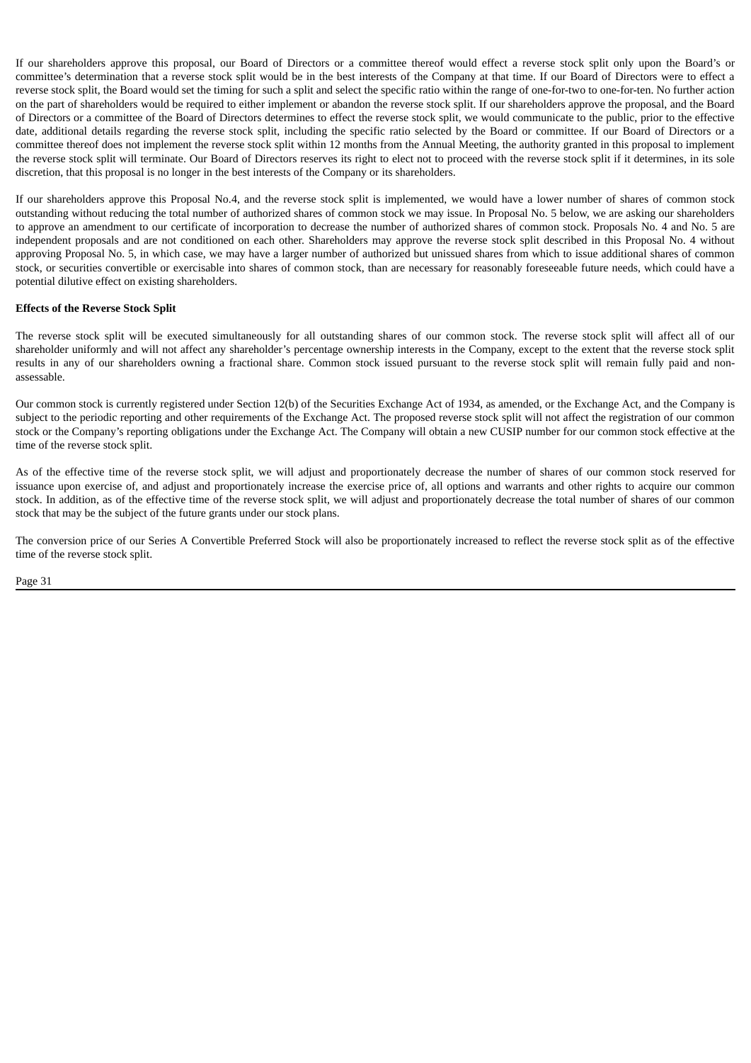If our shareholders approve this proposal, our Board of Directors or a committee thereof would effect a reverse stock split only upon the Board's or committee's determination that a reverse stock split would be in the best interests of the Company at that time. If our Board of Directors were to effect a reverse stock split, the Board would set the timing for such a split and select the specific ratio within the range of one-for-two to one-for-ten. No further action on the part of shareholders would be required to either implement or abandon the reverse stock split. If our shareholders approve the proposal, and the Board of Directors or a committee of the Board of Directors determines to effect the reverse stock split, we would communicate to the public, prior to the effective date, additional details regarding the reverse stock split, including the specific ratio selected by the Board or committee. If our Board of Directors or a committee thereof does not implement the reverse stock split within 12 months from the Annual Meeting, the authority granted in this proposal to implement the reverse stock split will terminate. Our Board of Directors reserves its right to elect not to proceed with the reverse stock split if it determines, in its sole discretion, that this proposal is no longer in the best interests of the Company or its shareholders.

If our shareholders approve this Proposal No.4, and the reverse stock split is implemented, we would have a lower number of shares of common stock outstanding without reducing the total number of authorized shares of common stock we may issue. In Proposal No. 5 below, we are asking our shareholders to approve an amendment to our certificate of incorporation to decrease the number of authorized shares of common stock. Proposals No. 4 and No. 5 are independent proposals and are not conditioned on each other. Shareholders may approve the reverse stock split described in this Proposal No. 4 without approving Proposal No. 5, in which case, we may have a larger number of authorized but unissued shares from which to issue additional shares of common stock, or securities convertible or exercisable into shares of common stock, than are necessary for reasonably foreseeable future needs, which could have a potential dilutive effect on existing shareholders.

**Effects of the Reverse Stock Split**

The reverse stock split will be executed simultaneously for all outstanding shares of our common stock. The reverse stock split will affect all of our shareholder uniformly and will not affect any shareholder's percentage ownership interests in the Company, except to the extent that the reverse stock split results in any of our shareholders owning a fractional share. Common stock issued pursuant to the reverse stock split will remain fully paid and non-assessable.

Our common stock is currently registered under Section 12(b) of the Securities Exchange Act of 1934, as amended, or the Exchange Act, and the Company is subject to the periodic reporting and other requirements of the Exchange Act. The proposed reverse stock split will not affect the registration of our common stock or the Company's reporting obligations under the Exchange Act. The Company will obtain a new CUSIP number for our common stock effective at the time of the reverse stock split.

As of the effective time of the reverse stock split, we will adjust and proportionately decrease the number of shares of our common stock reserved for issuance upon exercise of, and adjust and proportionately increase the exercise price of, all options and warrants and other rights to acquire our common stock. In addition, as of the effective time of the reverse stock split, we will adjust and proportionately decrease the total number of shares of our common stock that may be the subject of the future grants under our stock plans.

The conversion price of our Series A Convertible Preferred Stock will also be proportionately increased to reflect the reverse stock split as of the effective time of the reverse stock split.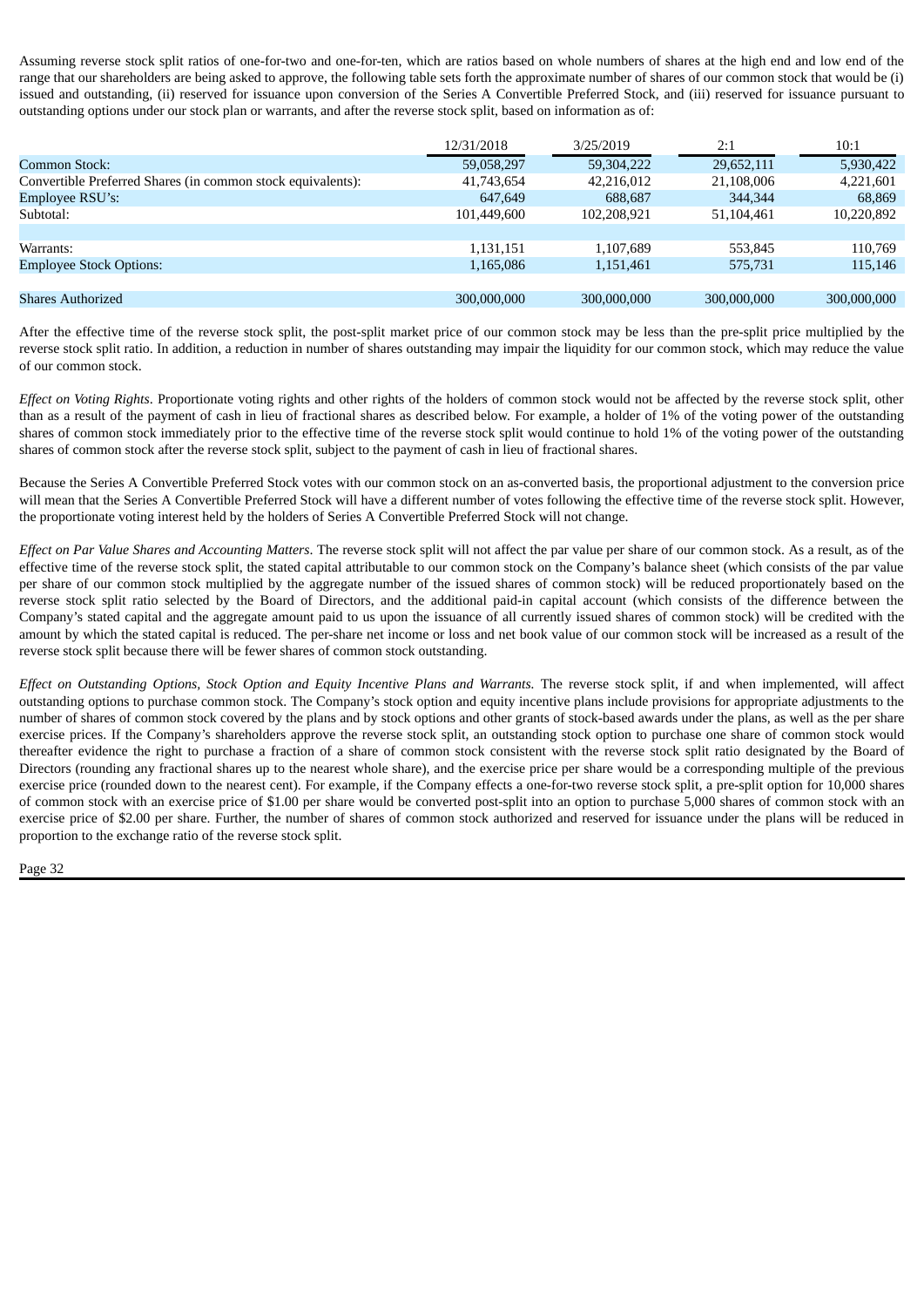Assuming reverse stock split ratios of one-for-two and one-for-ten, which are ratios based on whole numbers of shares at the high end and low end of the range that our shareholders are being asked to approve, the following table sets forth the approximate number of shares of our common stock that would be (i) issued and outstanding, (ii) reserved for issuance upon conversion of the Series A Convertible Preferred Stock, and (iii) reserved for issuance pursuant to outstanding options under our stock plan or warrants, and after the reverse stock split, based on information as of:

| | 12/31/2018 | 3/25/2019 | 2:1 | 10:1 |
|---|---|---|---|---|
| Common Stock: | 59,058,297 | 59,304,222 | 29,652,111 | 5,930,422 |
| Convertible Preferred Shares (in common stock equivalents): | 41,743,654 | 42,216,012 | 21,108,006 | 4,221,601 |
| Employee RSU's: | 647,649 | 688,687 | 344,344 | 68,869 |
| Subtotal: | 101,449,600 | 102,208,921 | 51,104,461 | 10,220,892 |
| | | | | |
| Warrants: | 1,131,151 | 1,107,689 | 553,845 | 110,769 |
| Employee Stock Options: | 1,165,086 | 1,151,461 | 575,731 | 115,146 |
| | | | | |
| Shares Authorized | 300,000,000 | 300,000,000 | 300,000,000 | 300,000,000 |

After the effective time of the reverse stock split, the post-split market price of our common stock may be less than the pre-split price multiplied by the reverse stock split ratio. In addition, a reduction in number of shares outstanding may impair the liquidity for our common stock, which may reduce the value of our common stock.

*Effect on Voting Rights*. Proportionate voting rights and other rights of the holders of common stock would not be affected by the reverse stock split, other than as a result of the payment of cash in lieu of fractional shares as described below. For example, a holder of 1% of the voting power of the outstanding shares of common stock immediately prior to the effective time of the reverse stock split would continue to hold 1% of the voting power of the outstanding shares of common stock after the reverse stock split, subject to the payment of cash in lieu of fractional shares.

Because the Series A Convertible Preferred Stock votes with our common stock on an as-converted basis, the proportional adjustment to the conversion price will mean that the Series A Convertible Preferred Stock will have a different number of votes following the effective time of the reverse stock split. However, the proportionate voting interest held by the holders of Series A Convertible Preferred Stock will not change.

*Effect on Par Value Shares and Accounting Matters*. The reverse stock split will not affect the par value per share of our common stock. As a result, as of the effective time of the reverse stock split, the stated capital attributable to our common stock on the Company's balance sheet (which consists of the par value per share of our common stock multiplied by the aggregate number of the issued shares of common stock) will be reduced proportionately based on the reverse stock split ratio selected by the Board of Directors, and the additional paid-in capital account (which consists of the difference between the Company's stated capital and the aggregate amount paid to us upon the issuance of all currently issued shares of common stock) will be credited with the amount by which the stated capital is reduced. The per-share net income or loss and net book value of our common stock will be increased as a result of the reverse stock split because there will be fewer shares of common stock outstanding.

*Effect on Outstanding Options, Stock Option and Equity Incentive Plans and Warrants.* The reverse stock split, if and when implemented, will affect outstanding options to purchase common stock. The Company's stock option and equity incentive plans include provisions for appropriate adjustments to the number of shares of common stock covered by the plans and by stock options and other grants of stock-based awards under the plans, as well as the per share exercise prices. If the Company's shareholders approve the reverse stock split, an outstanding stock option to purchase one share of common stock would thereafter evidence the right to purchase a fraction of a share of common stock consistent with the reverse stock split ratio designated by the Board of Directors (rounding any fractional shares up to the nearest whole share), and the exercise price per share would be a corresponding multiple of the previous exercise price (rounded down to the nearest cent). For example, if the Company effects a one-for-two reverse stock split, a pre-split option for 10,000 shares of common stock with an exercise price of $1.00 per share would be converted post-split into an option to purchase 5,000 shares of common stock with an exercise price of $2.00 per share. Further, the number of shares of common stock authorized and reserved for issuance under the plans will be reduced in proportion to the exchange ratio of the reverse stock split.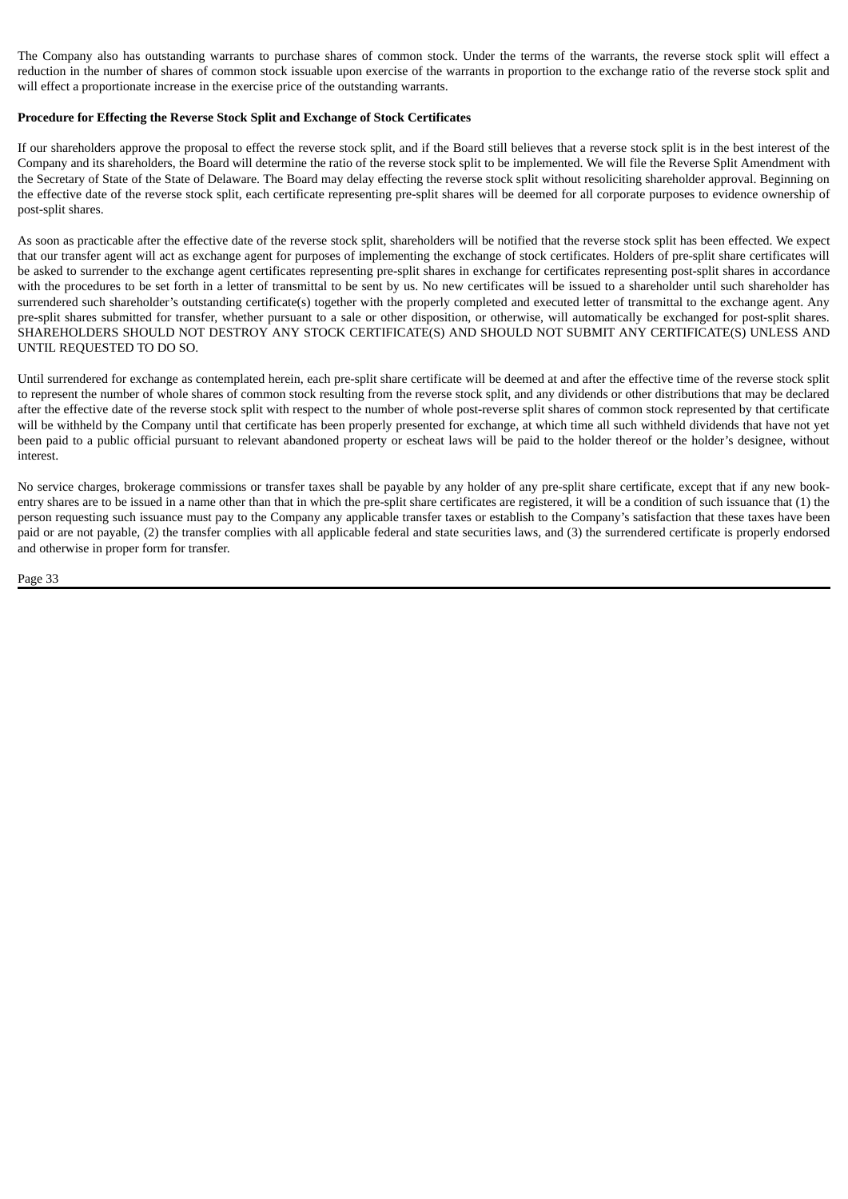The Company also has outstanding warrants to purchase shares of common stock. Under the terms of the warrants, the reverse stock split will effect a reduction in the number of shares of common stock issuable upon exercise of the warrants in proportion to the exchange ratio of the reverse stock split and will effect a proportionate increase in the exercise price of the outstanding warrants.

**Procedure for Effecting the Reverse Stock Split and Exchange of Stock Certificates**

If our shareholders approve the proposal to effect the reverse stock split, and if the Board still believes that a reverse stock split is in the best interest of the Company and its shareholders, the Board will determine the ratio of the reverse stock split to be implemented. We will file the Reverse Split Amendment with the Secretary of State of the State of Delaware. The Board may delay effecting the reverse stock split without resoliciting shareholder approval. Beginning on the effective date of the reverse stock split, each certificate representing pre-split shares will be deemed for all corporate purposes to evidence ownership of post-split shares.

As soon as practicable after the effective date of the reverse stock split, shareholders will be notified that the reverse stock split has been effected. We expect that our transfer agent will act as exchange agent for purposes of implementing the exchange of stock certificates. Holders of pre-split share certificates will be asked to surrender to the exchange agent certificates representing pre-split shares in exchange for certificates representing post-split shares in accordance with the procedures to be set forth in a letter of transmittal to be sent by us. No new certificates will be issued to a shareholder until such shareholder has surrendered such shareholder's outstanding certificate(s) together with the properly completed and executed letter of transmittal to the exchange agent. Any pre-split shares submitted for transfer, whether pursuant to a sale or other disposition, or otherwise, will automatically be exchanged for post-split shares. SHAREHOLDERS SHOULD NOT DESTROY ANY STOCK CERTIFICATE(S) AND SHOULD NOT SUBMIT ANY CERTIFICATE(S) UNLESS AND UNTIL REQUESTED TO DO SO.

Until surrendered for exchange as contemplated herein, each pre-split share certificate will be deemed at and after the effective time of the reverse stock split to represent the number of whole shares of common stock resulting from the reverse stock split, and any dividends or other distributions that may be declared after the effective date of the reverse stock split with respect to the number of whole post-reverse split shares of common stock represented by that certificate will be withheld by the Company until that certificate has been properly presented for exchange, at which time all such withheld dividends that have not yet been paid to a public official pursuant to relevant abandoned property or escheat laws will be paid to the holder thereof or the holder's designee, without interest.

No service charges, brokerage commissions or transfer taxes shall be payable by any holder of any pre-split share certificate, except that if any new book-entry shares are to be issued in a name other than that in which the pre-split share certificates are registered, it will be a condition of such issuance that (1) the person requesting such issuance must pay to the Company any applicable transfer taxes or establish to the Company's satisfaction that these taxes have been paid or are not payable, (2) the transfer complies with all applicable federal and state securities laws, and (3) the surrendered certificate is properly endorsed and otherwise in proper form for transfer.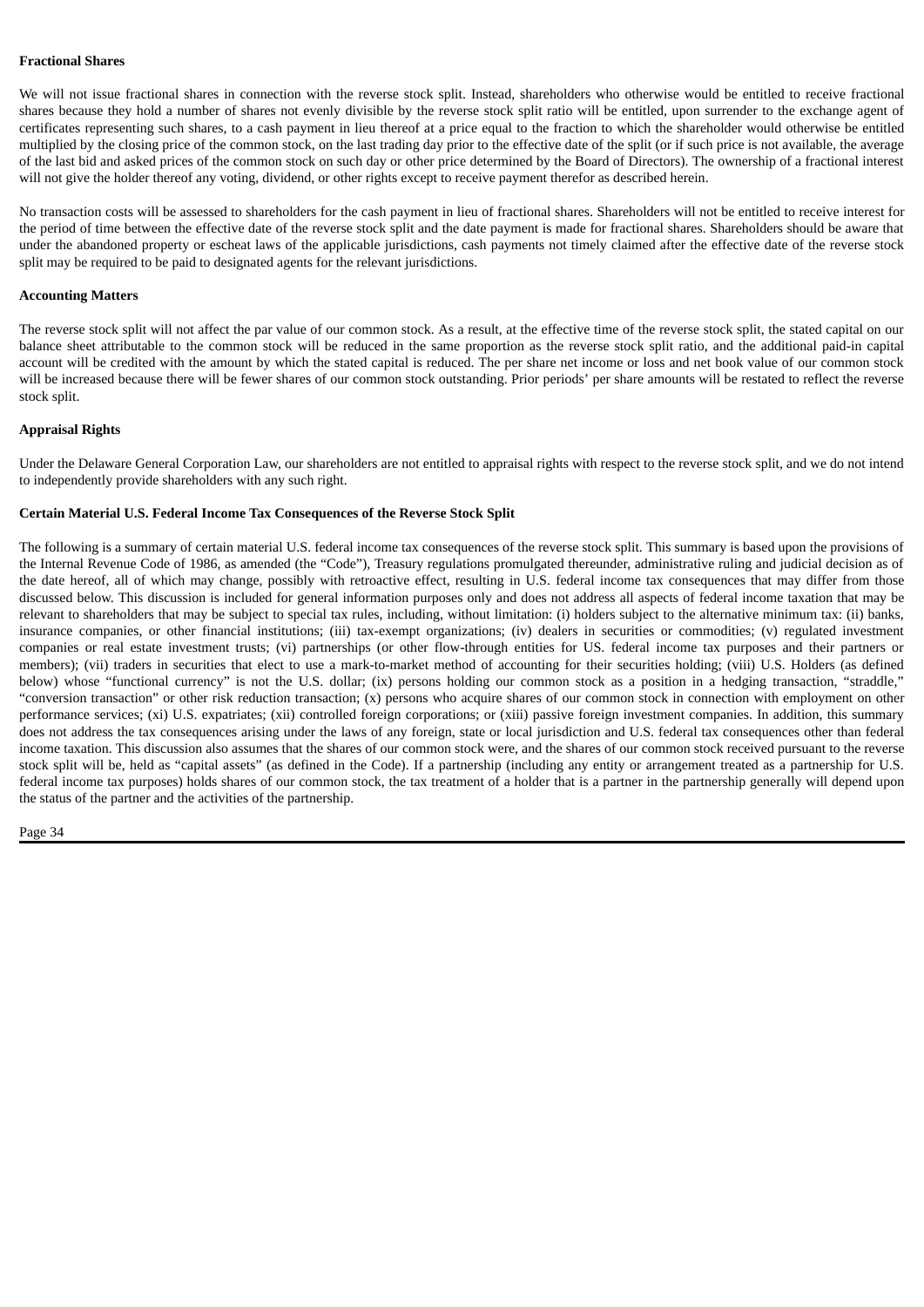**Fractional Shares**

We will not issue fractional shares in connection with the reverse stock split. Instead, shareholders who otherwise would be entitled to receive fractional shares because they hold a number of shares not evenly divisible by the reverse stock split ratio will be entitled, upon surrender to the exchange agent of certificates representing such shares, to a cash payment in lieu thereof at a price equal to the fraction to which the shareholder would otherwise be entitled multiplied by the closing price of the common stock, on the last trading day prior to the effective date of the split (or if such price is not available, the average of the last bid and asked prices of the common stock on such day or other price determined by the Board of Directors). The ownership of a fractional interest will not give the holder thereof any voting, dividend, or other rights except to receive payment therefor as described herein.

No transaction costs will be assessed to shareholders for the cash payment in lieu of fractional shares. Shareholders will not be entitled to receive interest for the period of time between the effective date of the reverse stock split and the date payment is made for fractional shares. Shareholders should be aware that under the abandoned property or escheat laws of the applicable jurisdictions, cash payments not timely claimed after the effective date of the reverse stock split may be required to be paid to designated agents for the relevant jurisdictions.

**Accounting Matters**

The reverse stock split will not affect the par value of our common stock. As a result, at the effective time of the reverse stock split, the stated capital on our balance sheet attributable to the common stock will be reduced in the same proportion as the reverse stock split ratio, and the additional paid-in capital account will be credited with the amount by which the stated capital is reduced. The per share net income or loss and net book value of our common stock will be increased because there will be fewer shares of our common stock outstanding. Prior periods' per share amounts will be restated to reflect the reverse stock split.

**Appraisal Rights**

Under the Delaware General Corporation Law, our shareholders are not entitled to appraisal rights with respect to the reverse stock split, and we do not intend to independently provide shareholders with any such right.

**Certain Material U.S. Federal Income Tax Consequences of the Reverse Stock Split**

The following is a summary of certain material U.S. federal income tax consequences of the reverse stock split. This summary is based upon the provisions of the Internal Revenue Code of 1986, as amended (the "Code"), Treasury regulations promulgated thereunder, administrative ruling and judicial decision as of the date hereof, all of which may change, possibly with retroactive effect, resulting in U.S. federal income tax consequences that may differ from those discussed below. This discussion is included for general information purposes only and does not address all aspects of federal income taxation that may be relevant to shareholders that may be subject to special tax rules, including, without limitation: (i) holders subject to the alternative minimum tax: (ii) banks, insurance companies, or other financial institutions; (iii) tax-exempt organizations; (iv) dealers in securities or commodities; (v) regulated investment companies or real estate investment trusts; (vi) partnerships (or other flow-through entities for US. federal income tax purposes and their partners or members); (vii) traders in securities that elect to use a mark-to-market method of accounting for their securities holding; (viii) U.S. Holders (as defined below) whose "functional currency" is not the U.S. dollar; (ix) persons holding our common stock as a position in a hedging transaction, "straddle," "conversion transaction" or other risk reduction transaction; (x) persons who acquire shares of our common stock in connection with employment on other performance services; (xi) U.S. expatriates; (xii) controlled foreign corporations; or (xiii) passive foreign investment companies. In addition, this summary does not address the tax consequences arising under the laws of any foreign, state or local jurisdiction and U.S. federal tax consequences other than federal income taxation. This discussion also assumes that the shares of our common stock were, and the shares of our common stock received pursuant to the reverse stock split will be, held as "capital assets" (as defined in the Code). If a partnership (including any entity or arrangement treated as a partnership for U.S. federal income tax purposes) holds shares of our common stock, the tax treatment of a holder that is a partner in the partnership generally will depend upon the status of the partner and the activities of the partnership.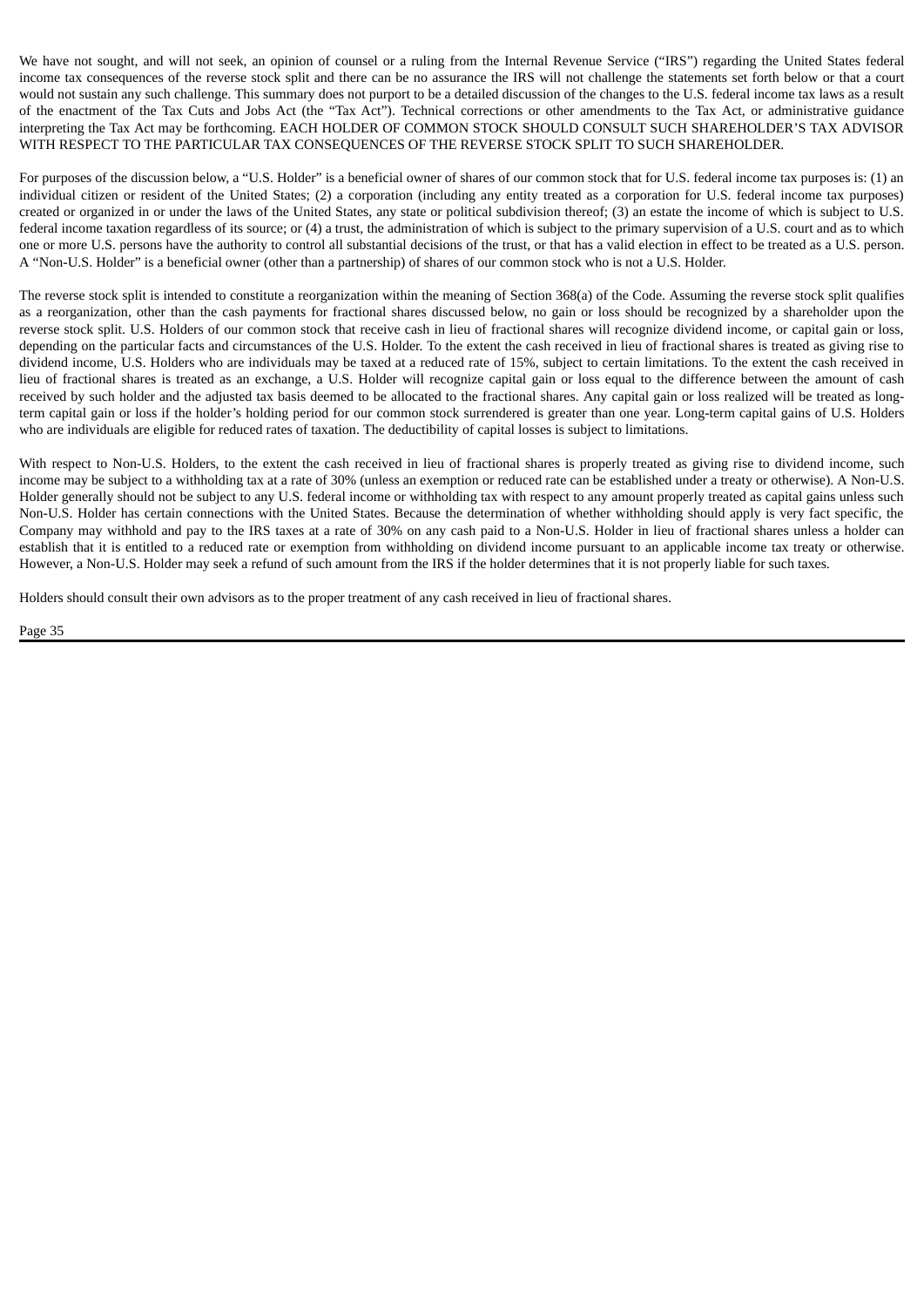We have not sought, and will not seek, an opinion of counsel or a ruling from the Internal Revenue Service ("IRS") regarding the United States federal income tax consequences of the reverse stock split and there can be no assurance the IRS will not challenge the statements set forth below or that a court would not sustain any such challenge. This summary does not purport to be a detailed discussion of the changes to the U.S. federal income tax laws as a result of the enactment of the Tax Cuts and Jobs Act (the "Tax Act"). Technical corrections or other amendments to the Tax Act, or administrative guidance interpreting the Tax Act may be forthcoming. EACH HOLDER OF COMMON STOCK SHOULD CONSULT SUCH SHAREHOLDER'S TAX ADVISOR WITH RESPECT TO THE PARTICULAR TAX CONSEQUENCES OF THE REVERSE STOCK SPLIT TO SUCH SHAREHOLDER.

For purposes of the discussion below, a "U.S. Holder" is a beneficial owner of shares of our common stock that for U.S. federal income tax purposes is: (1) an individual citizen or resident of the United States; (2) a corporation (including any entity treated as a corporation for U.S. federal income tax purposes) created or organized in or under the laws of the United States, any state or political subdivision thereof; (3) an estate the income of which is subject to U.S. federal income taxation regardless of its source; or (4) a trust, the administration of which is subject to the primary supervision of a U.S. court and as to which one or more U.S. persons have the authority to control all substantial decisions of the trust, or that has a valid election in effect to be treated as a U.S. person. A "Non-U.S. Holder" is a beneficial owner (other than a partnership) of shares of our common stock who is not a U.S. Holder.

The reverse stock split is intended to constitute a reorganization within the meaning of Section 368(a) of the Code. Assuming the reverse stock split qualifies as a reorganization, other than the cash payments for fractional shares discussed below, no gain or loss should be recognized by a shareholder upon the reverse stock split. U.S. Holders of our common stock that receive cash in lieu of fractional shares will recognize dividend income, or capital gain or loss, depending on the particular facts and circumstances of the U.S. Holder. To the extent the cash received in lieu of fractional shares is treated as giving rise to dividend income, U.S. Holders who are individuals may be taxed at a reduced rate of 15%, subject to certain limitations. To the extent the cash received in lieu of fractional shares is treated as an exchange, a U.S. Holder will recognize capital gain or loss equal to the difference between the amount of cash received by such holder and the adjusted tax basis deemed to be allocated to the fractional shares. Any capital gain or loss realized will be treated as long-term capital gain or loss if the holder's holding period for our common stock surrendered is greater than one year. Long-term capital gains of U.S. Holders who are individuals are eligible for reduced rates of taxation. The deductibility of capital losses is subject to limitations.

With respect to Non-U.S. Holders, to the extent the cash received in lieu of fractional shares is properly treated as giving rise to dividend income, such income may be subject to a withholding tax at a rate of 30% (unless an exemption or reduced rate can be established under a treaty or otherwise). A Non-U.S. Holder generally should not be subject to any U.S. federal income or withholding tax with respect to any amount properly treated as capital gains unless such Non-U.S. Holder has certain connections with the United States. Because the determination of whether withholding should apply is very fact specific, the Company may withhold and pay to the IRS taxes at a rate of 30% on any cash paid to a Non-U.S. Holder in lieu of fractional shares unless a holder can establish that it is entitled to a reduced rate or exemption from withholding on dividend income pursuant to an applicable income tax treaty or otherwise. However, a Non-U.S. Holder may seek a refund of such amount from the IRS if the holder determines that it is not properly liable for such taxes.

Holders should consult their own advisors as to the proper treatment of any cash received in lieu of fractional shares.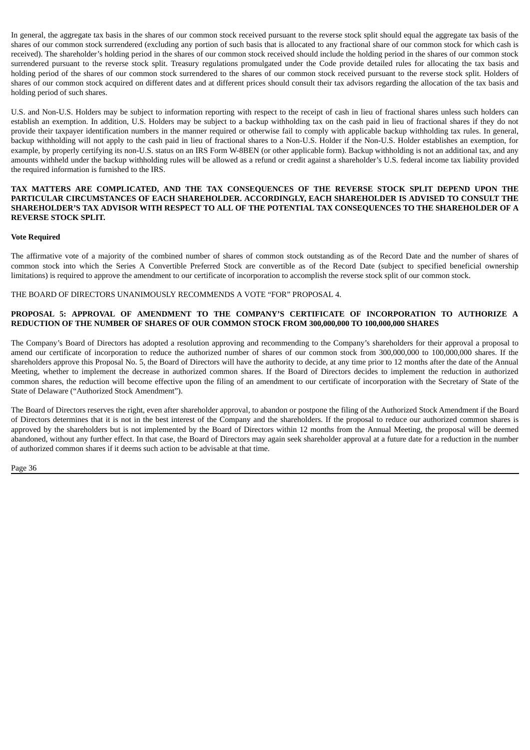In general, the aggregate tax basis in the shares of our common stock received pursuant to the reverse stock split should equal the aggregate tax basis of the shares of our common stock surrendered (excluding any portion of such basis that is allocated to any fractional share of our common stock for which cash is received). The shareholder's holding period in the shares of our common stock received should include the holding period in the shares of our common stock surrendered pursuant to the reverse stock split. Treasury regulations promulgated under the Code provide detailed rules for allocating the tax basis and holding period of the shares of our common stock surrendered to the shares of our common stock received pursuant to the reverse stock split. Holders of shares of our common stock acquired on different dates and at different prices should consult their tax advisors regarding the allocation of the tax basis and holding period of such shares.

U.S. and Non-U.S. Holders may be subject to information reporting with respect to the receipt of cash in lieu of fractional shares unless such holders can establish an exemption. In addition, U.S. Holders may be subject to a backup withholding tax on the cash paid in lieu of fractional shares if they do not provide their taxpayer identification numbers in the manner required or otherwise fail to comply with applicable backup withholding tax rules. In general, backup withholding will not apply to the cash paid in lieu of fractional shares to a Non-U.S. Holder if the Non-U.S. Holder establishes an exemption, for example, by properly certifying its non-U.S. status on an IRS Form W-8BEN (or other applicable form). Backup withholding is not an additional tax, and any amounts withheld under the backup withholding rules will be allowed as a refund or credit against a shareholder's U.S. federal income tax liability provided the required information is furnished to the IRS.

**TAX MATTERS ARE COMPLICATED, AND THE TAX CONSEQUENCES OF THE REVERSE STOCK SPLIT DEPEND UPON THE PARTICULAR CIRCUMSTANCES OF EACH SHAREHOLDER. ACCORDINGLY, EACH SHAREHOLDER IS ADVISED TO CONSULT THE SHAREHOLDER'S TAX ADVISOR WITH RESPECT TO ALL OF THE POTENTIAL TAX CONSEQUENCES TO THE SHAREHOLDER OF A REVERSE STOCK SPLIT.**

**Vote Required**

The affirmative vote of a majority of the combined number of shares of common stock outstanding as of the Record Date and the number of shares of common stock into which the Series A Convertible Preferred Stock are convertible as of the Record Date (subject to specified beneficial ownership limitations) is required to approve the amendment to our certificate of incorporation to accomplish the reverse stock split of our common stock.

THE BOARD OF DIRECTORS UNANIMOUSLY RECOMMENDS A VOTE "FOR" PROPOSAL 4.

## PROPOSAL 5: APPROVAL OF AMENDMENT TO THE COMPANY'S CERTIFICATE OF INCORPORATION TO AUTHORIZE A REDUCTION OF THE NUMBER OF SHARES OF OUR COMMON STOCK FROM 300,000,000 TO 100,000,000 SHARES

The Company's Board of Directors has adopted a resolution approving and recommending to the Company's shareholders for their approval a proposal to amend our certificate of incorporation to reduce the authorized number of shares of our common stock from 300,000,000 to 100,000,000 shares. If the shareholders approve this Proposal No. 5, the Board of Directors will have the authority to decide, at any time prior to 12 months after the date of the Annual Meeting, whether to implement the decrease in authorized common shares. If the Board of Directors decides to implement the reduction in authorized common shares, the reduction will become effective upon the filing of an amendment to our certificate of incorporation with the Secretary of State of the State of Delaware ("Authorized Stock Amendment").

The Board of Directors reserves the right, even after shareholder approval, to abandon or postpone the filing of the Authorized Stock Amendment if the Board of Directors determines that it is not in the best interest of the Company and the shareholders. If the proposal to reduce our authorized common shares is approved by the shareholders but is not implemented by the Board of Directors within 12 months from the Annual Meeting, the proposal will be deemed abandoned, without any further effect. In that case, the Board of Directors may again seek shareholder approval at a future date for a reduction in the number of authorized common shares if it deems such action to be advisable at that time.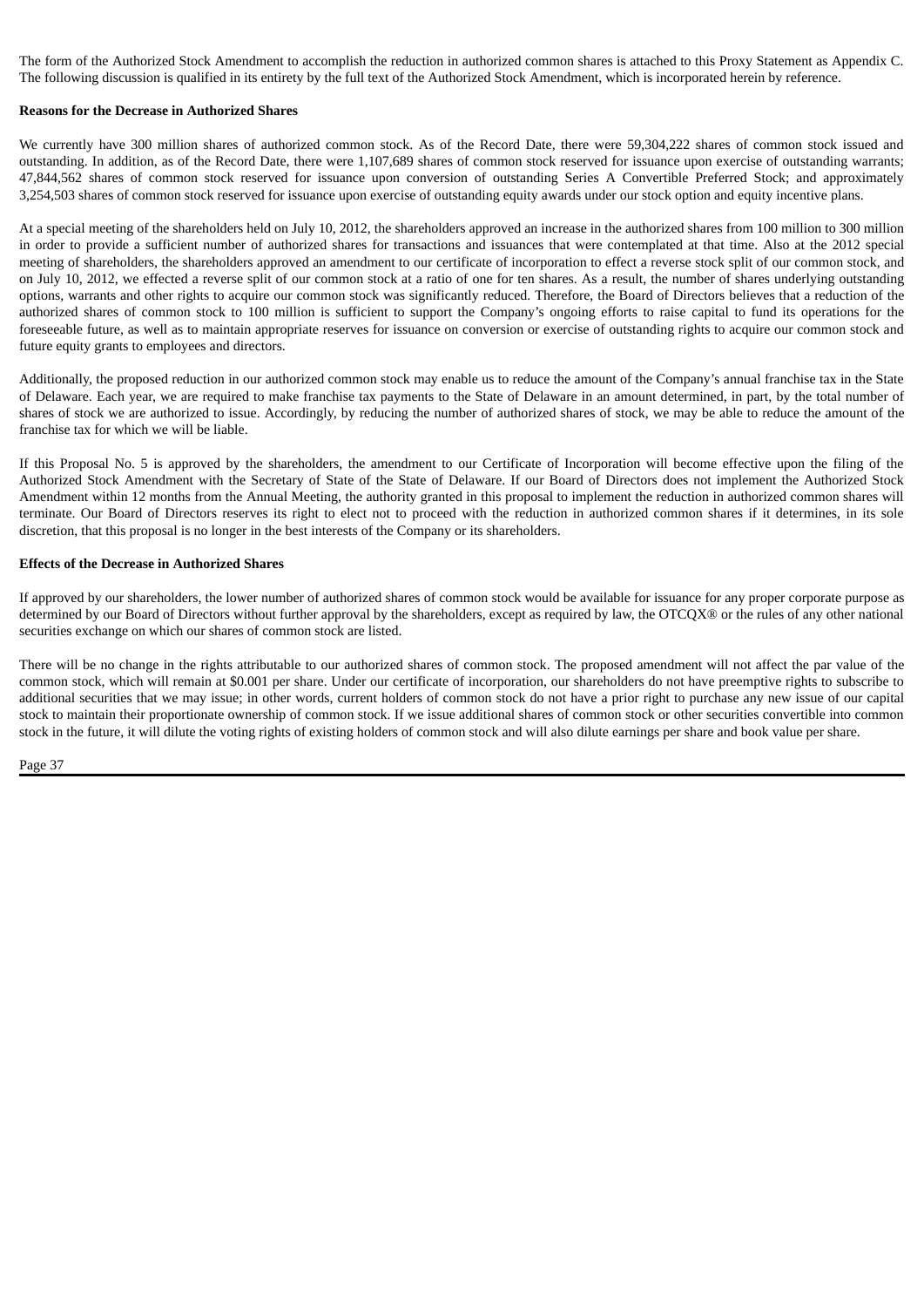The form of the Authorized Stock Amendment to accomplish the reduction in authorized common shares is attached to this Proxy Statement as Appendix C. The following discussion is qualified in its entirety by the full text of the Authorized Stock Amendment, which is incorporated herein by reference.

**Reasons for the Decrease in Authorized Shares**

We currently have 300 million shares of authorized common stock. As of the Record Date, there were 59,304,222 shares of common stock issued and outstanding. In addition, as of the Record Date, there were 1,107,689 shares of common stock reserved for issuance upon exercise of outstanding warrants; 47,844,562 shares of common stock reserved for issuance upon conversion of outstanding Series A Convertible Preferred Stock; and approximately 3,254,503 shares of common stock reserved for issuance upon exercise of outstanding equity awards under our stock option and equity incentive plans.

At a special meeting of the shareholders held on July 10, 2012, the shareholders approved an increase in the authorized shares from 100 million to 300 million in order to provide a sufficient number of authorized shares for transactions and issuances that were contemplated at that time. Also at the 2012 special meeting of shareholders, the shareholders approved an amendment to our certificate of incorporation to effect a reverse stock split of our common stock, and on July 10, 2012, we effected a reverse split of our common stock at a ratio of one for ten shares. As a result, the number of shares underlying outstanding options, warrants and other rights to acquire our common stock was significantly reduced. Therefore, the Board of Directors believes that a reduction of the authorized shares of common stock to 100 million is sufficient to support the Company's ongoing efforts to raise capital to fund its operations for the foreseeable future, as well as to maintain appropriate reserves for issuance on conversion or exercise of outstanding rights to acquire our common stock and future equity grants to employees and directors.

Additionally, the proposed reduction in our authorized common stock may enable us to reduce the amount of the Company's annual franchise tax in the State of Delaware. Each year, we are required to make franchise tax payments to the State of Delaware in an amount determined, in part, by the total number of shares of stock we are authorized to issue. Accordingly, by reducing the number of authorized shares of stock, we may be able to reduce the amount of the franchise tax for which we will be liable.

If this Proposal No. 5 is approved by the shareholders, the amendment to our Certificate of Incorporation will become effective upon the filing of the Authorized Stock Amendment with the Secretary of State of the State of Delaware. If our Board of Directors does not implement the Authorized Stock Amendment within 12 months from the Annual Meeting, the authority granted in this proposal to implement the reduction in authorized common shares will terminate. Our Board of Directors reserves its right to elect not to proceed with the reduction in authorized common shares if it determines, in its sole discretion, that this proposal is no longer in the best interests of the Company or its shareholders.

**Effects of the Decrease in Authorized Shares**

If approved by our shareholders, the lower number of authorized shares of common stock would be available for issuance for any proper corporate purpose as determined by our Board of Directors without further approval by the shareholders, except as required by law, the OTCQX® or the rules of any other national securities exchange on which our shares of common stock are listed.

There will be no change in the rights attributable to our authorized shares of common stock. The proposed amendment will not affect the par value of the common stock, which will remain at $0.001 per share. Under our certificate of incorporation, our shareholders do not have preemptive rights to subscribe to additional securities that we may issue; in other words, current holders of common stock do not have a prior right to purchase any new issue of our capital stock to maintain their proportionate ownership of common stock. If we issue additional shares of common stock or other securities convertible into common stock in the future, it will dilute the voting rights of existing holders of common stock and will also dilute earnings per share and book value per share.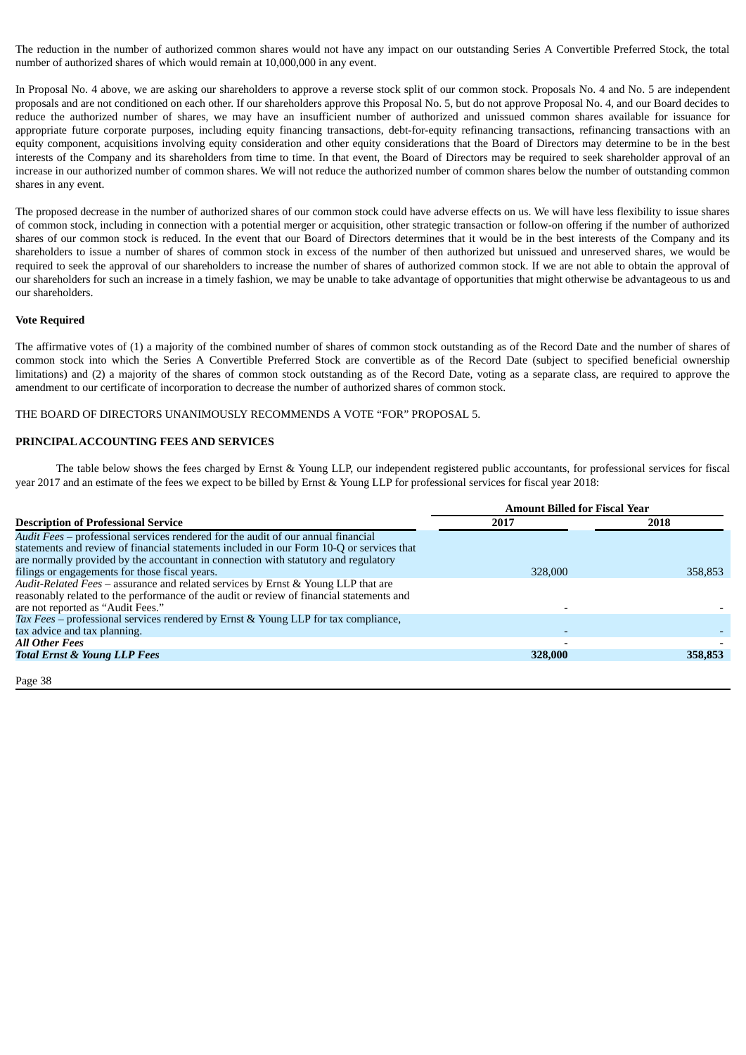The reduction in the number of authorized common shares would not have any impact on our outstanding Series A Convertible Preferred Stock, the total number of authorized shares of which would remain at 10,000,000 in any event.

In Proposal No. 4 above, we are asking our shareholders to approve a reverse stock split of our common stock. Proposals No. 4 and No. 5 are independent proposals and are not conditioned on each other. If our shareholders approve this Proposal No. 5, but do not approve Proposal No. 4, and our Board decides to reduce the authorized number of shares, we may have an insufficient number of authorized and unissued common shares available for issuance for appropriate future corporate purposes, including equity financing transactions, debt-for-equity refinancing transactions, refinancing transactions with an equity component, acquisitions involving equity consideration and other equity considerations that the Board of Directors may determine to be in the best interests of the Company and its shareholders from time to time. In that event, the Board of Directors may be required to seek shareholder approval of an increase in our authorized number of common shares. We will not reduce the authorized number of common shares below the number of outstanding common shares in any event.

The proposed decrease in the number of authorized shares of our common stock could have adverse effects on us. We will have less flexibility to issue shares of common stock, including in connection with a potential merger or acquisition, other strategic transaction or follow-on offering if the number of authorized shares of our common stock is reduced. In the event that our Board of Directors determines that it would be in the best interests of the Company and its shareholders to issue a number of shares of common stock in excess of the number of then authorized but unissued and unreserved shares, we would be required to seek the approval of our shareholders to increase the number of shares of authorized common stock. If we are not able to obtain the approval of our shareholders for such an increase in a timely fashion, we may be unable to take advantage of opportunities that might otherwise be advantageous to us and our shareholders.

**Vote Required**

The affirmative votes of (1) a majority of the combined number of shares of common stock outstanding as of the Record Date and the number of shares of common stock into which the Series A Convertible Preferred Stock are convertible as of the Record Date (subject to specified beneficial ownership limitations) and (2) a majority of the shares of common stock outstanding as of the Record Date, voting as a separate class, are required to approve the amendment to our certificate of incorporation to decrease the number of authorized shares of common stock.

THE BOARD OF DIRECTORS UNANIMOUSLY RECOMMENDS A VOTE "FOR" PROPOSAL 5.

**PRINCIPAL ACCOUNTING FEES AND SERVICES**

The table below shows the fees charged by Ernst & Young LLP, our independent registered public accountants, for professional services for fiscal year 2017 and an estimate of the fees we expect to be billed by Ernst & Young LLP for professional services for fiscal year 2018:

| | Amount Billed for Fiscal Year | |
|---|---|---|
| **Description of Professional Service** | **2017** | **2018** |
| *Audit Fees* – professional services rendered for the audit of our annual financial statements and review of financial statements included in our Form 10-Q or services that are normally provided by the accountant in connection with statutory and regulatory filings or engagements for those fiscal years. | 328,000 | 358,853 |
| *Audit-Related Fees* – assurance and related services by Ernst & Young LLP that are reasonably related to the performance of the audit or review of financial statements and are not reported as "Audit Fees." | - | - |
| *Tax Fees* – professional services rendered by Ernst & Young LLP for tax compliance, tax advice and tax planning. | - | - |
| ***All Other Fees*** | - | - |
| ***Total Ernst & Young LLP Fees*** | **328,000** | **358,853** |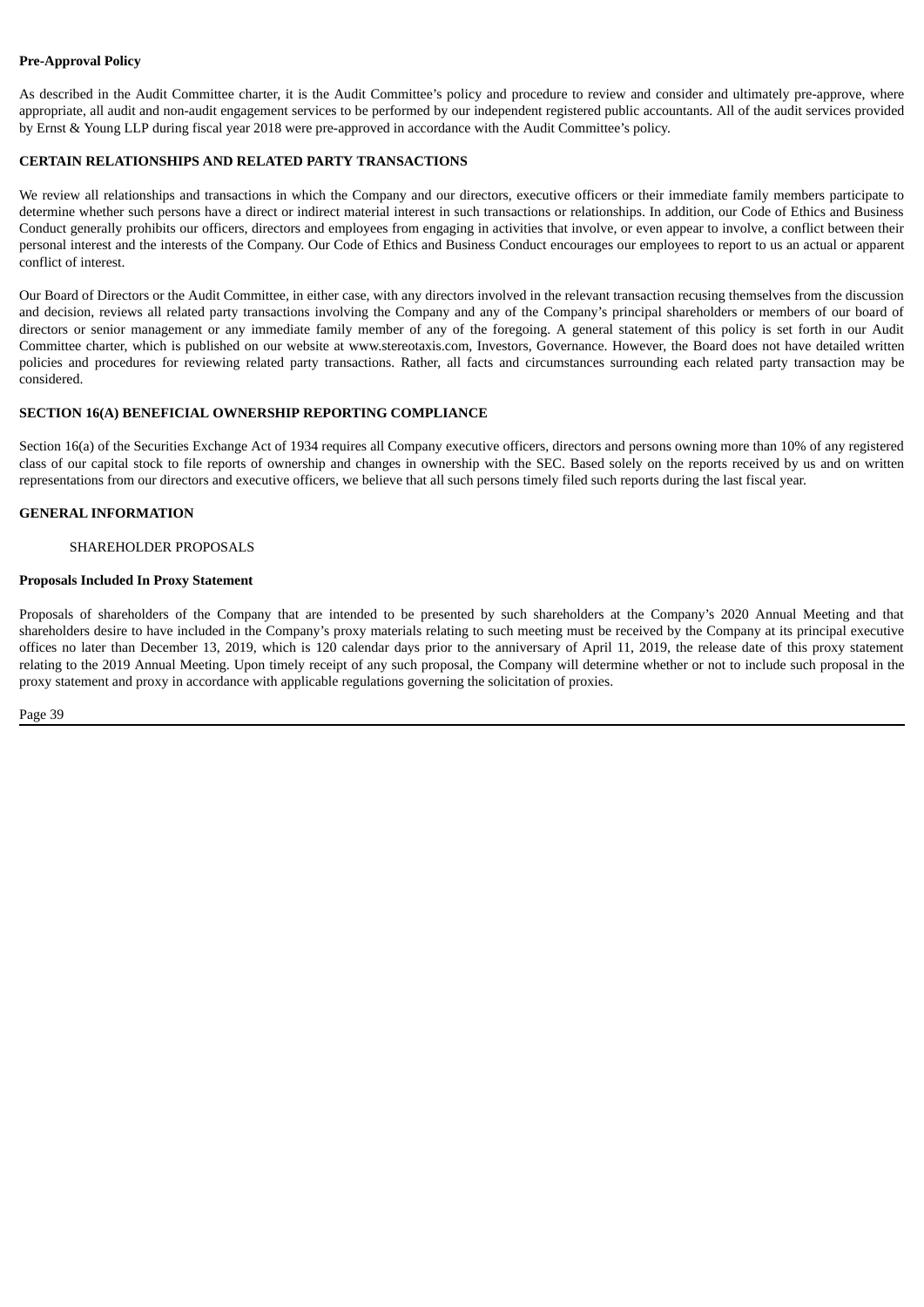**Pre-Approval Policy**

As described in the Audit Committee charter, it is the Audit Committee's policy and procedure to review and consider and ultimately pre-approve, where appropriate, all audit and non-audit engagement services to be performed by our independent registered public accountants. All of the audit services provided by Ernst & Young LLP during fiscal year 2018 were pre-approved in accordance with the Audit Committee's policy.

**CERTAIN RELATIONSHIPS AND RELATED PARTY TRANSACTIONS**

We review all relationships and transactions in which the Company and our directors, executive officers or their immediate family members participate to determine whether such persons have a direct or indirect material interest in such transactions or relationships. In addition, our Code of Ethics and Business Conduct generally prohibits our officers, directors and employees from engaging in activities that involve, or even appear to involve, a conflict between their personal interest and the interests of the Company. Our Code of Ethics and Business Conduct encourages our employees to report to us an actual or apparent conflict of interest.

Our Board of Directors or the Audit Committee, in either case, with any directors involved in the relevant transaction recusing themselves from the discussion and decision, reviews all related party transactions involving the Company and any of the Company's principal shareholders or members of our board of directors or senior management or any immediate family member of any of the foregoing. A general statement of this policy is set forth in our Audit Committee charter, which is published on our website at www.stereotaxis.com, Investors, Governance. However, the Board does not have detailed written policies and procedures for reviewing related party transactions. Rather, all facts and circumstances surrounding each related party transaction may be considered.

**SECTION 16(A) BENEFICIAL OWNERSHIP REPORTING COMPLIANCE**

Section 16(a) of the Securities Exchange Act of 1934 requires all Company executive officers, directors and persons owning more than 10% of any registered class of our capital stock to file reports of ownership and changes in ownership with the SEC. Based solely on the reports received by us and on written representations from our directors and executive officers, we believe that all such persons timely filed such reports during the last fiscal year.

**GENERAL INFORMATION**

SHAREHOLDER PROPOSALS

**Proposals Included In Proxy Statement**

Proposals of shareholders of the Company that are intended to be presented by such shareholders at the Company's 2020 Annual Meeting and that shareholders desire to have included in the Company's proxy materials relating to such meeting must be received by the Company at its principal executive offices no later than December 13, 2019, which is 120 calendar days prior to the anniversary of April 11, 2019, the release date of this proxy statement relating to the 2019 Annual Meeting. Upon timely receipt of any such proposal, the Company will determine whether or not to include such proposal in the proxy statement and proxy in accordance with applicable regulations governing the solicitation of proxies.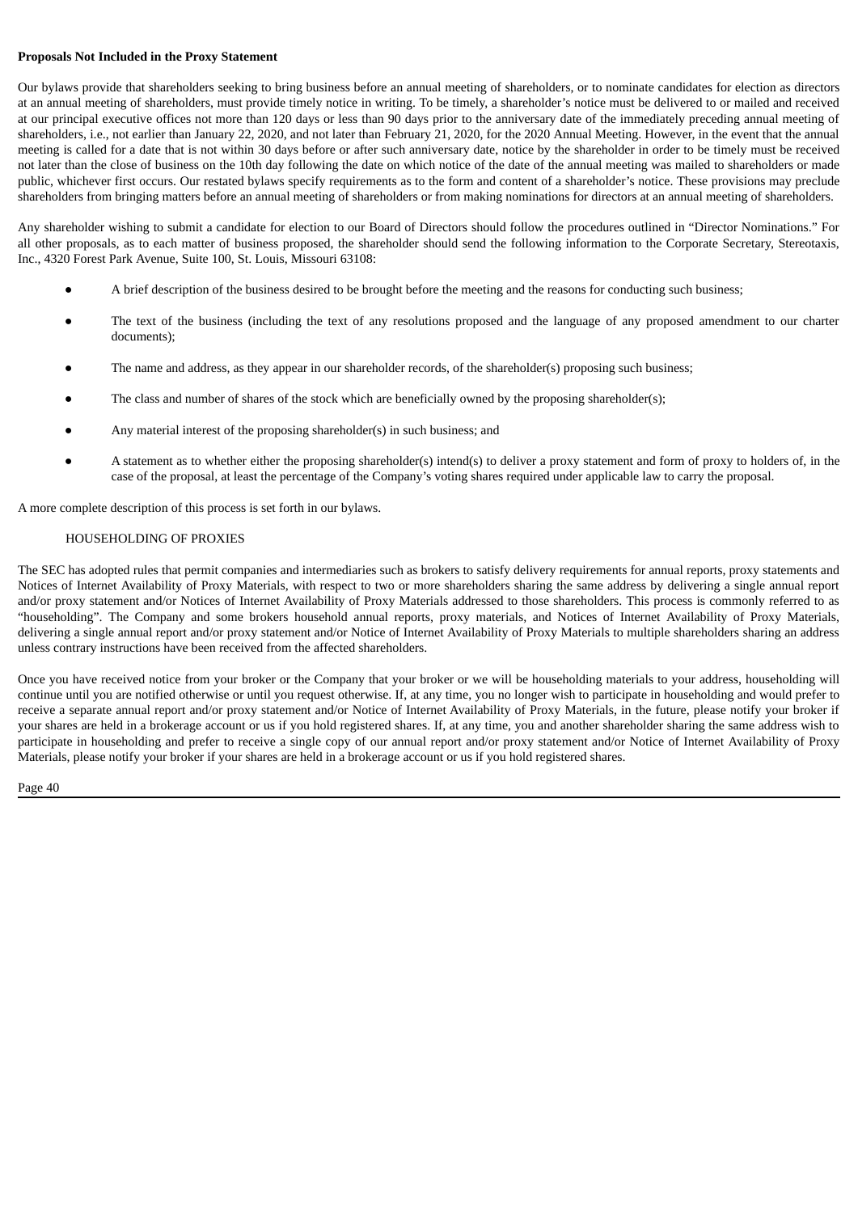**Proposals Not Included in the Proxy Statement**

Our bylaws provide that shareholders seeking to bring business before an annual meeting of shareholders, or to nominate candidates for election as directors at an annual meeting of shareholders, must provide timely notice in writing. To be timely, a shareholder's notice must be delivered to or mailed and received at our principal executive offices not more than 120 days or less than 90 days prior to the anniversary date of the immediately preceding annual meeting of shareholders, i.e., not earlier than January 22, 2020, and not later than February 21, 2020, for the 2020 Annual Meeting. However, in the event that the annual meeting is called for a date that is not within 30 days before or after such anniversary date, notice by the shareholder in order to be timely must be received not later than the close of business on the 10th day following the date on which notice of the date of the annual meeting was mailed to shareholders or made public, whichever first occurs. Our restated bylaws specify requirements as to the form and content of a shareholder's notice. These provisions may preclude shareholders from bringing matters before an annual meeting of shareholders or from making nominations for directors at an annual meeting of shareholders.

Any shareholder wishing to submit a candidate for election to our Board of Directors should follow the procedures outlined in "Director Nominations." For all other proposals, as to each matter of business proposed, the shareholder should send the following information to the Corporate Secretary, Stereotaxis, Inc., 4320 Forest Park Avenue, Suite 100, St. Louis, Missouri 63108:

- A brief description of the business desired to be brought before the meeting and the reasons for conducting such business;
- The text of the business (including the text of any resolutions proposed and the language of any proposed amendment to our charter documents);
- The name and address, as they appear in our shareholder records, of the shareholder(s) proposing such business;
- The class and number of shares of the stock which are beneficially owned by the proposing shareholder(s);
- Any material interest of the proposing shareholder(s) in such business; and
- A statement as to whether either the proposing shareholder(s) intend(s) to deliver a proxy statement and form of proxy to holders of, in the case of the proposal, at least the percentage of the Company's voting shares required under applicable law to carry the proposal.

A more complete description of this process is set forth in our bylaws.

## HOUSEHOLDING OF PROXIES

The SEC has adopted rules that permit companies and intermediaries such as brokers to satisfy delivery requirements for annual reports, proxy statements and Notices of Internet Availability of Proxy Materials, with respect to two or more shareholders sharing the same address by delivering a single annual report and/or proxy statement and/or Notices of Internet Availability of Proxy Materials addressed to those shareholders. This process is commonly referred to as "householding". The Company and some brokers household annual reports, proxy materials, and Notices of Internet Availability of Proxy Materials, delivering a single annual report and/or proxy statement and/or Notice of Internet Availability of Proxy Materials to multiple shareholders sharing an address unless contrary instructions have been received from the affected shareholders.

Once you have received notice from your broker or the Company that your broker or we will be householding materials to your address, householding will continue until you are notified otherwise or until you request otherwise. If, at any time, you no longer wish to participate in householding and would prefer to receive a separate annual report and/or proxy statement and/or Notice of Internet Availability of Proxy Materials, in the future, please notify your broker if your shares are held in a brokerage account or us if you hold registered shares. If, at any time, you and another shareholder sharing the same address wish to participate in householding and prefer to receive a single copy of our annual report and/or proxy statement and/or Notice of Internet Availability of Proxy Materials, please notify your broker if your shares are held in a brokerage account or us if you hold registered shares.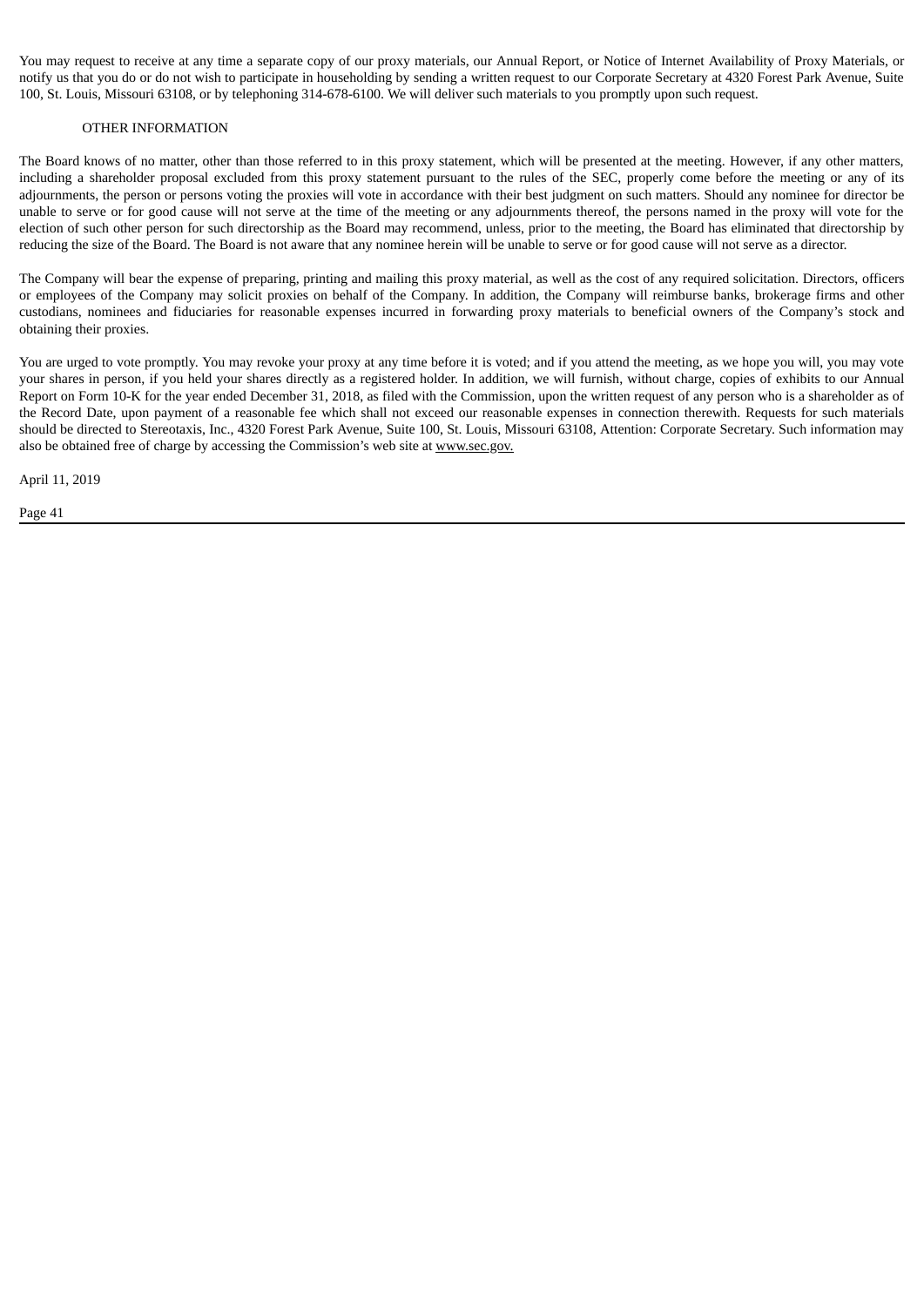You may request to receive at any time a separate copy of our proxy materials, our Annual Report, or Notice of Internet Availability of Proxy Materials, or notify us that you do or do not wish to participate in householding by sending a written request to our Corporate Secretary at 4320 Forest Park Avenue, Suite 100, St. Louis, Missouri 63108, or by telephoning 314-678-6100. We will deliver such materials to you promptly upon such request.

## OTHER INFORMATION

The Board knows of no matter, other than those referred to in this proxy statement, which will be presented at the meeting. However, if any other matters, including a shareholder proposal excluded from this proxy statement pursuant to the rules of the SEC, properly come before the meeting or any of its adjournments, the person or persons voting the proxies will vote in accordance with their best judgment on such matters. Should any nominee for director be unable to serve or for good cause will not serve at the time of the meeting or any adjournments thereof, the persons named in the proxy will vote for the election of such other person for such directorship as the Board may recommend, unless, prior to the meeting, the Board has eliminated that directorship by reducing the size of the Board. The Board is not aware that any nominee herein will be unable to serve or for good cause will not serve as a director.

The Company will bear the expense of preparing, printing and mailing this proxy material, as well as the cost of any required solicitation. Directors, officers or employees of the Company may solicit proxies on behalf of the Company. In addition, the Company will reimburse banks, brokerage firms and other custodians, nominees and fiduciaries for reasonable expenses incurred in forwarding proxy materials to beneficial owners of the Company's stock and obtaining their proxies.

You are urged to vote promptly. You may revoke your proxy at any time before it is voted; and if you attend the meeting, as we hope you will, you may vote your shares in person, if you held your shares directly as a registered holder. In addition, we will furnish, without charge, copies of exhibits to our Annual Report on Form 10-K for the year ended December 31, 2018, as filed with the Commission, upon the written request of any person who is a shareholder as of the Record Date, upon payment of a reasonable fee which shall not exceed our reasonable expenses in connection therewith. Requests for such materials should be directed to Stereotaxis, Inc., 4320 Forest Park Avenue, Suite 100, St. Louis, Missouri 63108, Attention: Corporate Secretary. Such information may also be obtained free of charge by accessing the Commission's web site at www.sec.gov.

April 11, 2019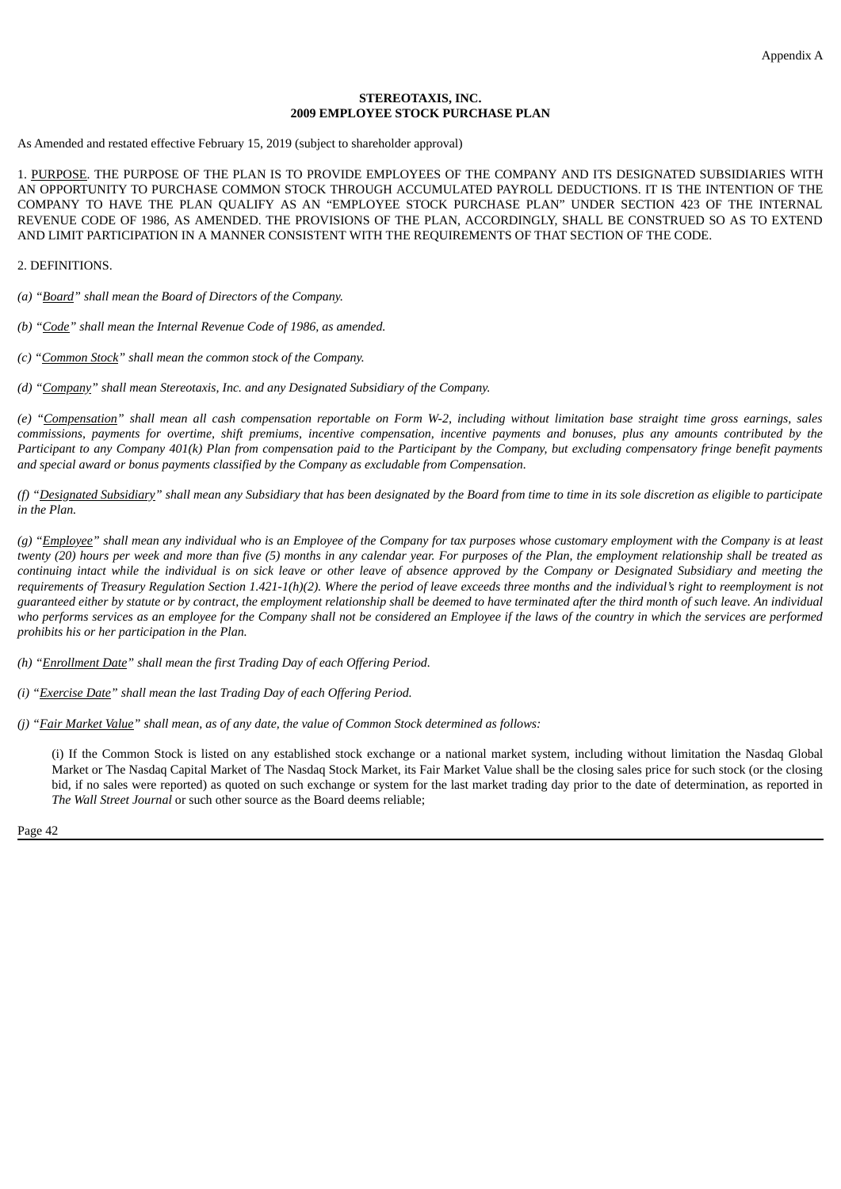Appendix A

**STEREOTAXIS, INC.**
**2009 EMPLOYEE STOCK PURCHASE PLAN**

As Amended and restated effective February 15, 2019 (subject to shareholder approval)

1. PURPOSE. THE PURPOSE OF THE PLAN IS TO PROVIDE EMPLOYEES OF THE COMPANY AND ITS DESIGNATED SUBSIDIARIES WITH AN OPPORTUNITY TO PURCHASE COMMON STOCK THROUGH ACCUMULATED PAYROLL DEDUCTIONS. IT IS THE INTENTION OF THE COMPANY TO HAVE THE PLAN QUALIFY AS AN "EMPLOYEE STOCK PURCHASE PLAN" UNDER SECTION 423 OF THE INTERNAL REVENUE CODE OF 1986, AS AMENDED. THE PROVISIONS OF THE PLAN, ACCORDINGLY, SHALL BE CONSTRUED SO AS TO EXTEND AND LIMIT PARTICIPATION IN A MANNER CONSISTENT WITH THE REQUIREMENTS OF THAT SECTION OF THE CODE.

2. DEFINITIONS.

*(a) "Board" shall mean the Board of Directors of the Company.*

*(b) "Code" shall mean the Internal Revenue Code of 1986, as amended.*

*(c) "Common Stock" shall mean the common stock of the Company.*

*(d) "Company" shall mean Stereotaxis, Inc. and any Designated Subsidiary of the Company.*

*(e) "Compensation" shall mean all cash compensation reportable on Form W-2, including without limitation base straight time gross earnings, sales commissions, payments for overtime, shift premiums, incentive compensation, incentive payments and bonuses, plus any amounts contributed by the Participant to any Company 401(k) Plan from compensation paid to the Participant by the Company, but excluding compensatory fringe benefit payments and special award or bonus payments classified by the Company as excludable from Compensation.*

*(f) "Designated Subsidiary" shall mean any Subsidiary that has been designated by the Board from time to time in its sole discretion as eligible to participate in the Plan.*

*(g) "Employee" shall mean any individual who is an Employee of the Company for tax purposes whose customary employment with the Company is at least twenty (20) hours per week and more than five (5) months in any calendar year. For purposes of the Plan, the employment relationship shall be treated as continuing intact while the individual is on sick leave or other leave of absence approved by the Company or Designated Subsidiary and meeting the requirements of Treasury Regulation Section 1.421-1(h)(2). Where the period of leave exceeds three months and the individual's right to reemployment is not guaranteed either by statute or by contract, the employment relationship shall be deemed to have terminated after the third month of such leave. An individual who performs services as an employee for the Company shall not be considered an Employee if the laws of the country in which the services are performed prohibits his or her participation in the Plan.*

*(h) "Enrollment Date" shall mean the first Trading Day of each Offering Period.*

*(i) "Exercise Date" shall mean the last Trading Day of each Offering Period.*

*(j) "Fair Market Value" shall mean, as of any date, the value of Common Stock determined as follows:*

(i) If the Common Stock is listed on any established stock exchange or a national market system, including without limitation the Nasdaq Global Market or The Nasdaq Capital Market of The Nasdaq Stock Market, its Fair Market Value shall be the closing sales price for such stock (or the closing bid, if no sales were reported) as quoted on such exchange or system for the last market trading day prior to the date of determination, as reported in *The Wall Street Journal* or such other source as the Board deems reliable;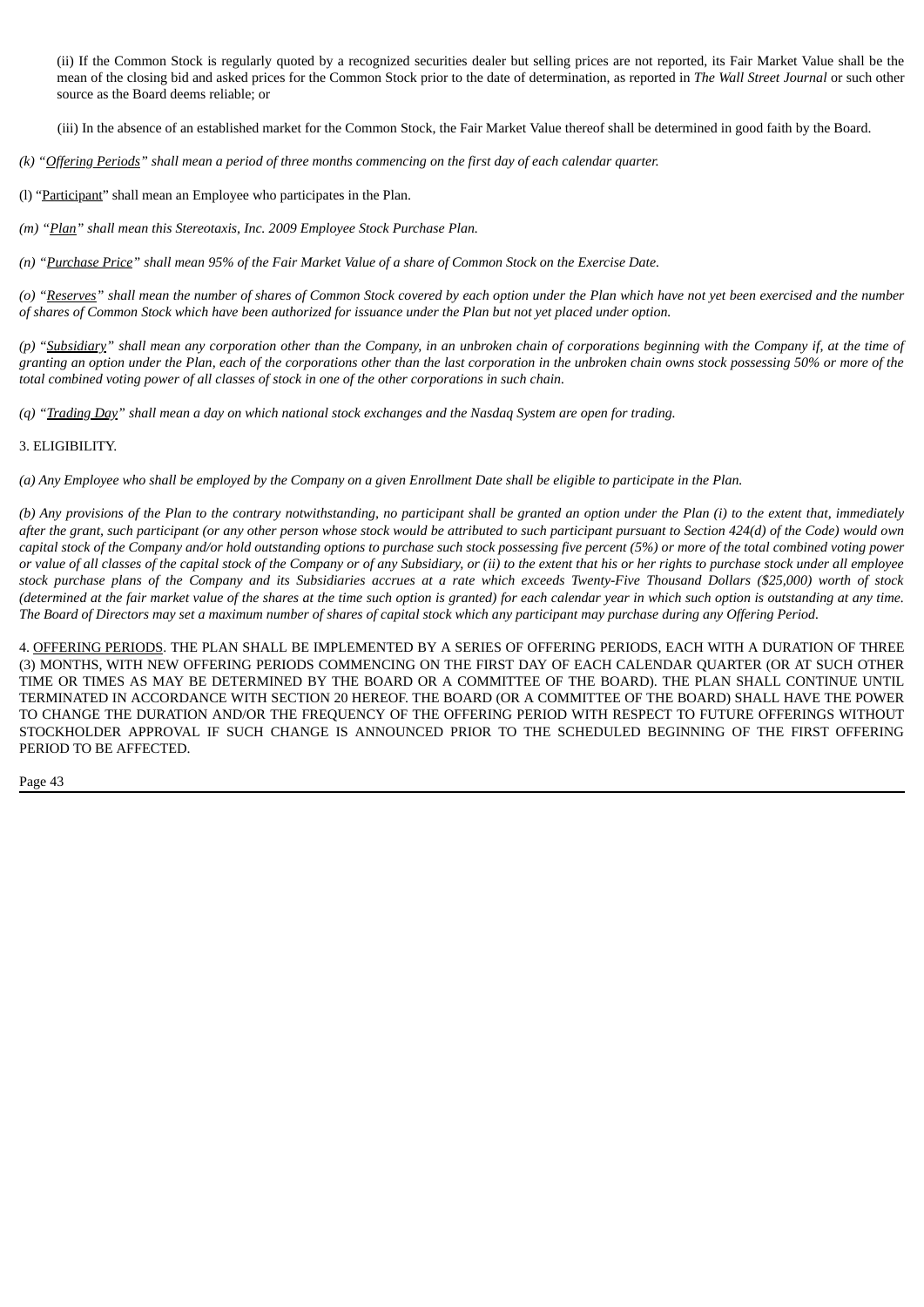(ii) If the Common Stock is regularly quoted by a recognized securities dealer but selling prices are not reported, its Fair Market Value shall be the mean of the closing bid and asked prices for the Common Stock prior to the date of determination, as reported in *The Wall Street Journal* or such other source as the Board deems reliable; or

(iii) In the absence of an established market for the Common Stock, the Fair Market Value thereof shall be determined in good faith by the Board.

*(k) "Offering Periods" shall mean a period of three months commencing on the first day of each calendar quarter.*

(l) "Participant" shall mean an Employee who participates in the Plan.

*(m) "Plan" shall mean this Stereotaxis, Inc. 2009 Employee Stock Purchase Plan.*

*(n) "Purchase Price" shall mean 95% of the Fair Market Value of a share of Common Stock on the Exercise Date.*

*(o) "Reserves" shall mean the number of shares of Common Stock covered by each option under the Plan which have not yet been exercised and the number of shares of Common Stock which have been authorized for issuance under the Plan but not yet placed under option.*

*(p) "Subsidiary" shall mean any corporation other than the Company, in an unbroken chain of corporations beginning with the Company if, at the time of granting an option under the Plan, each of the corporations other than the last corporation in the unbroken chain owns stock possessing 50% or more of the total combined voting power of all classes of stock in one of the other corporations in such chain.*

*(q) "Trading Day" shall mean a day on which national stock exchanges and the Nasdaq System are open for trading.*

3. ELIGIBILITY.

*(a) Any Employee who shall be employed by the Company on a given Enrollment Date shall be eligible to participate in the Plan.*

*(b) Any provisions of the Plan to the contrary notwithstanding, no participant shall be granted an option under the Plan (i) to the extent that, immediately after the grant, such participant (or any other person whose stock would be attributed to such participant pursuant to Section 424(d) of the Code) would own capital stock of the Company and/or hold outstanding options to purchase such stock possessing five percent (5%) or more of the total combined voting power or value of all classes of the capital stock of the Company or of any Subsidiary, or (ii) to the extent that his or her rights to purchase stock under all employee stock purchase plans of the Company and its Subsidiaries accrues at a rate which exceeds Twenty-Five Thousand Dollars ($25,000) worth of stock (determined at the fair market value of the shares at the time such option is granted) for each calendar year in which such option is outstanding at any time. The Board of Directors may set a maximum number of shares of capital stock which any participant may purchase during any Offering Period.*

4. OFFERING PERIODS. THE PLAN SHALL BE IMPLEMENTED BY A SERIES OF OFFERING PERIODS, EACH WITH A DURATION OF THREE (3) MONTHS, WITH NEW OFFERING PERIODS COMMENCING ON THE FIRST DAY OF EACH CALENDAR QUARTER (OR AT SUCH OTHER TIME OR TIMES AS MAY BE DETERMINED BY THE BOARD OR A COMMITTEE OF THE BOARD). THE PLAN SHALL CONTINUE UNTIL TERMINATED IN ACCORDANCE WITH SECTION 20 HEREOF. THE BOARD (OR A COMMITTEE OF THE BOARD) SHALL HAVE THE POWER TO CHANGE THE DURATION AND/OR THE FREQUENCY OF THE OFFERING PERIOD WITH RESPECT TO FUTURE OFFERINGS WITHOUT STOCKHOLDER APPROVAL IF SUCH CHANGE IS ANNOUNCED PRIOR TO THE SCHEDULED BEGINNING OF THE FIRST OFFERING PERIOD TO BE AFFECTED.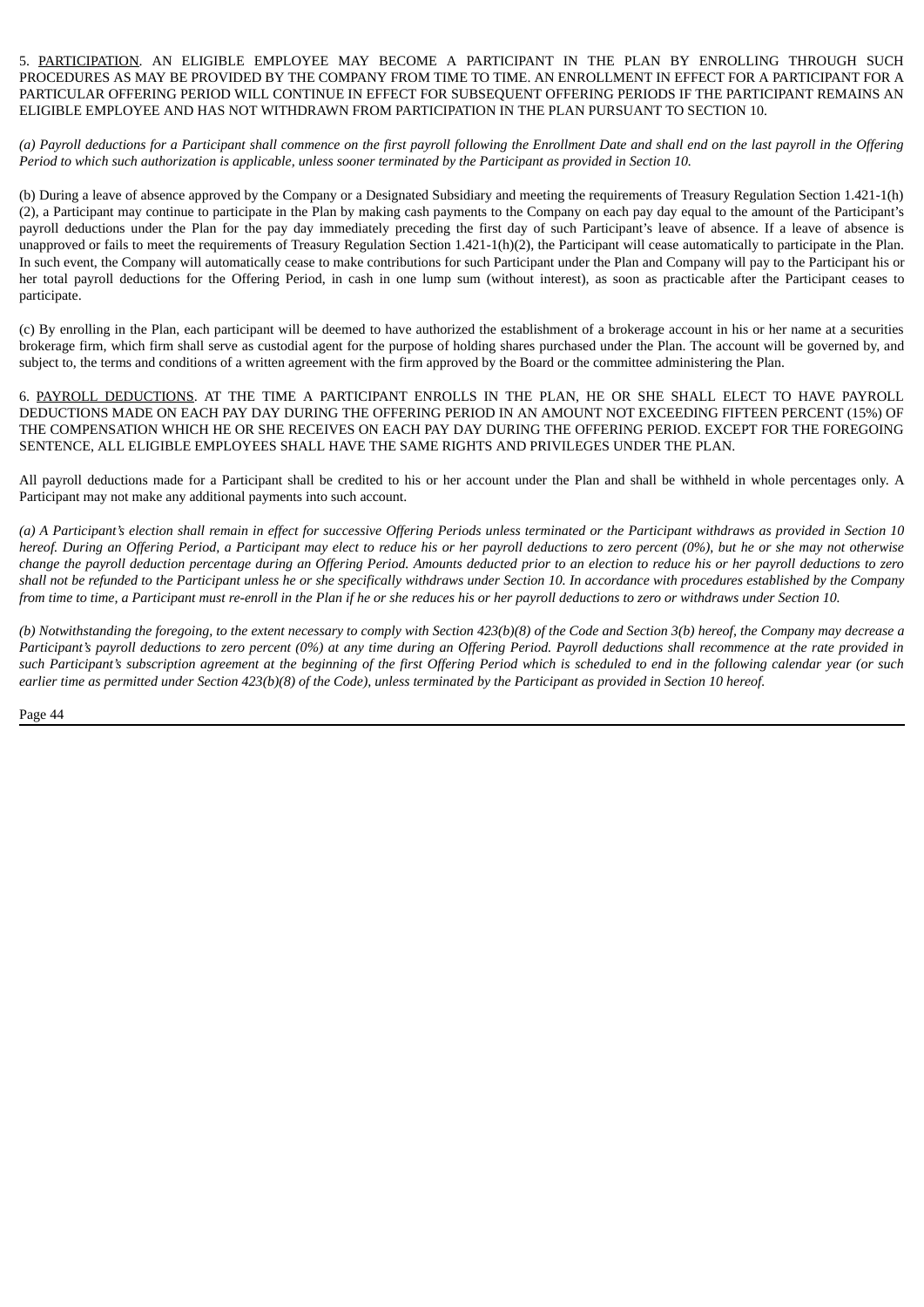5. <u>PARTICIPATION</u>. AN ELIGIBLE EMPLOYEE MAY BECOME A PARTICIPANT IN THE PLAN BY ENROLLING THROUGH SUCH PROCEDURES AS MAY BE PROVIDED BY THE COMPANY FROM TIME TO TIME. AN ENROLLMENT IN EFFECT FOR A PARTICIPANT FOR A PARTICULAR OFFERING PERIOD WILL CONTINUE IN EFFECT FOR SUBSEQUENT OFFERING PERIODS IF THE PARTICIPANT REMAINS AN ELIGIBLE EMPLOYEE AND HAS NOT WITHDRAWN FROM PARTICIPATION IN THE PLAN PURSUANT TO SECTION 10.

*(a) Payroll deductions for a Participant shall commence on the first payroll following the Enrollment Date and shall end on the last payroll in the Offering Period to which such authorization is applicable, unless sooner terminated by the Participant as provided in Section 10.*

(b) During a leave of absence approved by the Company or a Designated Subsidiary and meeting the requirements of Treasury Regulation Section 1.421-1(h)(2), a Participant may continue to participate in the Plan by making cash payments to the Company on each pay day equal to the amount of the Participant's payroll deductions under the Plan for the pay day immediately preceding the first day of such Participant's leave of absence. If a leave of absence is unapproved or fails to meet the requirements of Treasury Regulation Section 1.421-1(h)(2), the Participant will cease automatically to participate in the Plan. In such event, the Company will automatically cease to make contributions for such Participant under the Plan and Company will pay to the Participant his or her total payroll deductions for the Offering Period, in cash in one lump sum (without interest), as soon as practicable after the Participant ceases to participate.

(c) By enrolling in the Plan, each participant will be deemed to have authorized the establishment of a brokerage account in his or her name at a securities brokerage firm, which firm shall serve as custodial agent for the purpose of holding shares purchased under the Plan. The account will be governed by, and subject to, the terms and conditions of a written agreement with the firm approved by the Board or the committee administering the Plan.

6. <u>PAYROLL DEDUCTIONS</u>. AT THE TIME A PARTICIPANT ENROLLS IN THE PLAN, HE OR SHE SHALL ELECT TO HAVE PAYROLL DEDUCTIONS MADE ON EACH PAY DAY DURING THE OFFERING PERIOD IN AN AMOUNT NOT EXCEEDING FIFTEEN PERCENT (15%) OF THE COMPENSATION WHICH HE OR SHE RECEIVES ON EACH PAY DAY DURING THE OFFERING PERIOD. EXCEPT FOR THE FOREGOING SENTENCE, ALL ELIGIBLE EMPLOYEES SHALL HAVE THE SAME RIGHTS AND PRIVILEGES UNDER THE PLAN.

All payroll deductions made for a Participant shall be credited to his or her account under the Plan and shall be withheld in whole percentages only. A Participant may not make any additional payments into such account.

*(a) A Participant's election shall remain in effect for successive Offering Periods unless terminated or the Participant withdraws as provided in Section 10 hereof. During an Offering Period, a Participant may elect to reduce his or her payroll deductions to zero percent (0%), but he or she may not otherwise change the payroll deduction percentage during an Offering Period. Amounts deducted prior to an election to reduce his or her payroll deductions to zero shall not be refunded to the Participant unless he or she specifically withdraws under Section 10. In accordance with procedures established by the Company from time to time, a Participant must re-enroll in the Plan if he or she reduces his or her payroll deductions to zero or withdraws under Section 10.*

*(b) Notwithstanding the foregoing, to the extent necessary to comply with Section 423(b)(8) of the Code and Section 3(b) hereof, the Company may decrease a Participant's payroll deductions to zero percent (0%) at any time during an Offering Period. Payroll deductions shall recommence at the rate provided in such Participant's subscription agreement at the beginning of the first Offering Period which is scheduled to end in the following calendar year (or such earlier time as permitted under Section 423(b)(8) of the Code), unless terminated by the Participant as provided in Section 10 hereof.*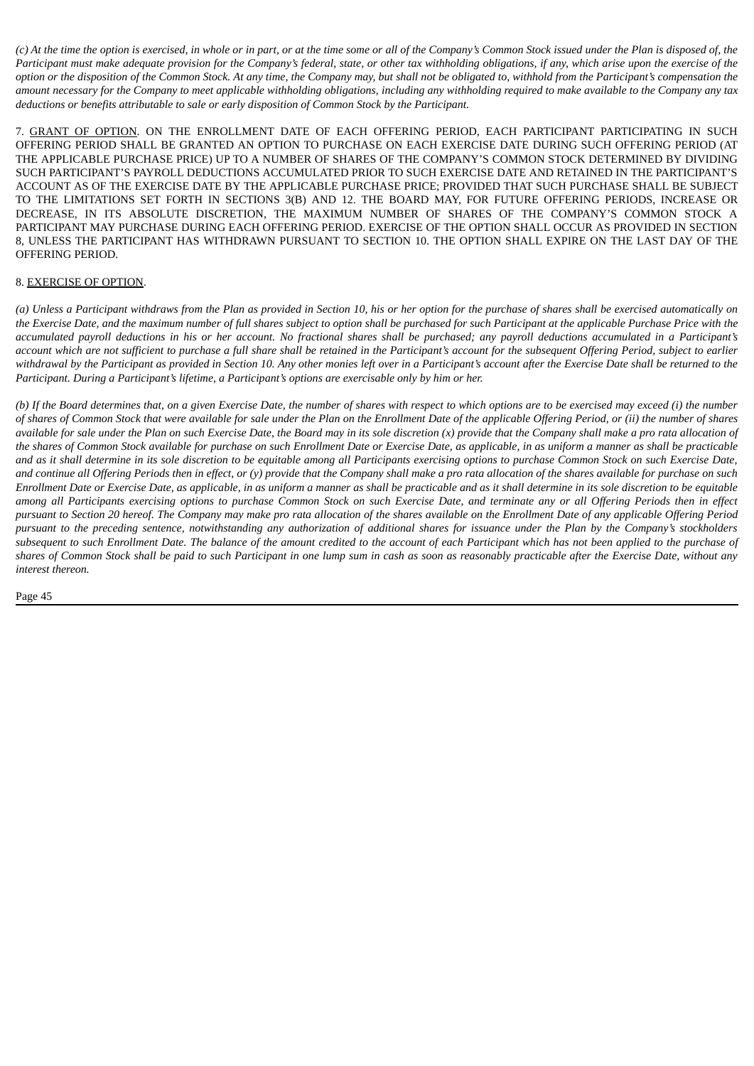*(c) At the time the option is exercised, in whole or in part, or at the time some or all of the Company's Common Stock issued under the Plan is disposed of, the Participant must make adequate provision for the Company's federal, state, or other tax withholding obligations, if any, which arise upon the exercise of the option or the disposition of the Common Stock. At any time, the Company may, but shall not be obligated to, withhold from the Participant's compensation the amount necessary for the Company to meet applicable withholding obligations, including any withholding required to make available to the Company any tax deductions or benefits attributable to sale or early disposition of Common Stock by the Participant.*

7. <u>GRANT OF OPTION</u>. ON THE ENROLLMENT DATE OF EACH OFFERING PERIOD, EACH PARTICIPANT PARTICIPATING IN SUCH OFFERING PERIOD SHALL BE GRANTED AN OPTION TO PURCHASE ON EACH EXERCISE DATE DURING SUCH OFFERING PERIOD (AT THE APPLICABLE PURCHASE PRICE) UP TO A NUMBER OF SHARES OF THE COMPANY'S COMMON STOCK DETERMINED BY DIVIDING SUCH PARTICIPANT'S PAYROLL DEDUCTIONS ACCUMULATED PRIOR TO SUCH EXERCISE DATE AND RETAINED IN THE PARTICIPANT'S ACCOUNT AS OF THE EXERCISE DATE BY THE APPLICABLE PURCHASE PRICE; PROVIDED THAT SUCH PURCHASE SHALL BE SUBJECT TO THE LIMITATIONS SET FORTH IN SECTIONS 3(B) AND 12. THE BOARD MAY, FOR FUTURE OFFERING PERIODS, INCREASE OR DECREASE, IN ITS ABSOLUTE DISCRETION, THE MAXIMUM NUMBER OF SHARES OF THE COMPANY'S COMMON STOCK A PARTICIPANT MAY PURCHASE DURING EACH OFFERING PERIOD. EXERCISE OF THE OPTION SHALL OCCUR AS PROVIDED IN SECTION 8, UNLESS THE PARTICIPANT HAS WITHDRAWN PURSUANT TO SECTION 10. THE OPTION SHALL EXPIRE ON THE LAST DAY OF THE OFFERING PERIOD.

8. <u>EXERCISE OF OPTION</u>.

*(a) Unless a Participant withdraws from the Plan as provided in Section 10, his or her option for the purchase of shares shall be exercised automatically on the Exercise Date, and the maximum number of full shares subject to option shall be purchased for such Participant at the applicable Purchase Price with the accumulated payroll deductions in his or her account. No fractional shares shall be purchased; any payroll deductions accumulated in a Participant's account which are not sufficient to purchase a full share shall be retained in the Participant's account for the subsequent Offering Period, subject to earlier withdrawal by the Participant as provided in Section 10. Any other monies left over in a Participant's account after the Exercise Date shall be returned to the Participant. During a Participant's lifetime, a Participant's options are exercisable only by him or her.*

*(b) If the Board determines that, on a given Exercise Date, the number of shares with respect to which options are to be exercised may exceed (i) the number of shares of Common Stock that were available for sale under the Plan on the Enrollment Date of the applicable Offering Period, or (ii) the number of shares available for sale under the Plan on such Exercise Date, the Board may in its sole discretion (x) provide that the Company shall make a pro rata allocation of the shares of Common Stock available for purchase on such Enrollment Date or Exercise Date, as applicable, in as uniform a manner as shall be practicable and as it shall determine in its sole discretion to be equitable among all Participants exercising options to purchase Common Stock on such Exercise Date, and continue all Offering Periods then in effect, or (y) provide that the Company shall make a pro rata allocation of the shares available for purchase on such Enrollment Date or Exercise Date, as applicable, in as uniform a manner as shall be practicable and as it shall determine in its sole discretion to be equitable among all Participants exercising options to purchase Common Stock on such Exercise Date, and terminate any or all Offering Periods then in effect pursuant to Section 20 hereof. The Company may make pro rata allocation of the shares available on the Enrollment Date of any applicable Offering Period pursuant to the preceding sentence, notwithstanding any authorization of additional shares for issuance under the Plan by the Company's stockholders subsequent to such Enrollment Date. The balance of the amount credited to the account of each Participant which has not been applied to the purchase of shares of Common Stock shall be paid to such Participant in one lump sum in cash as soon as reasonably practicable after the Exercise Date, without any interest thereon.*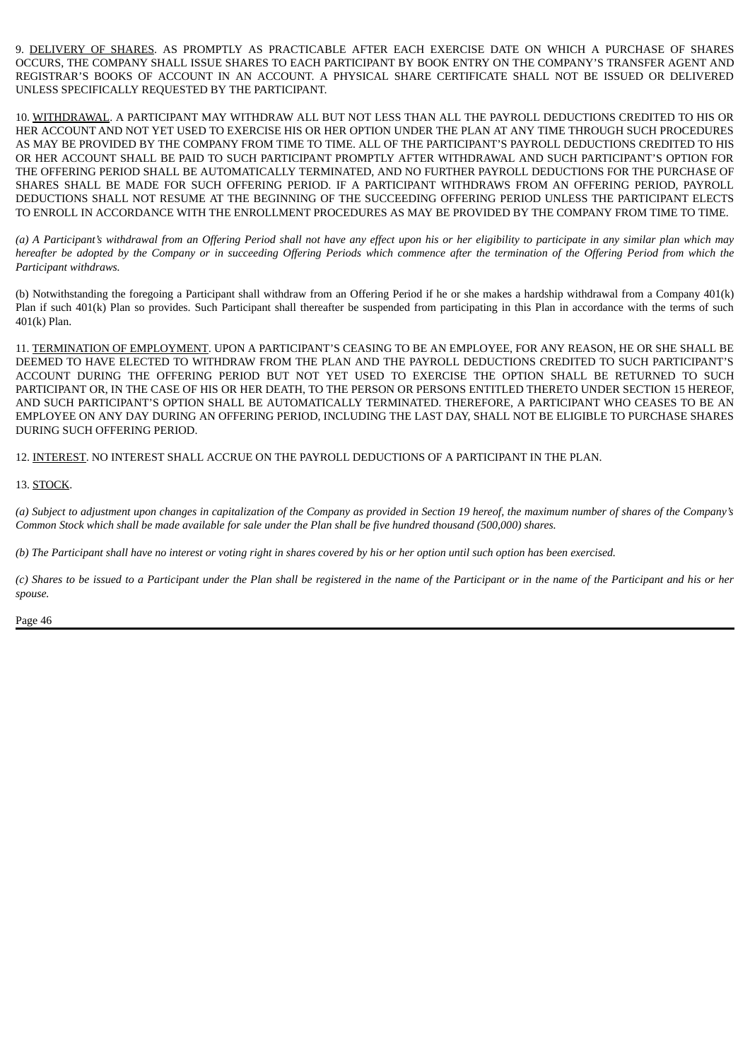9. <u>DELIVERY OF SHARES</u>. AS PROMPTLY AS PRACTICABLE AFTER EACH EXERCISE DATE ON WHICH A PURCHASE OF SHARES OCCURS, THE COMPANY SHALL ISSUE SHARES TO EACH PARTICIPANT BY BOOK ENTRY ON THE COMPANY'S TRANSFER AGENT AND REGISTRAR'S BOOKS OF ACCOUNT IN AN ACCOUNT. A PHYSICAL SHARE CERTIFICATE SHALL NOT BE ISSUED OR DELIVERED UNLESS SPECIFICALLY REQUESTED BY THE PARTICIPANT.

10. <u>WITHDRAWAL</u>. A PARTICIPANT MAY WITHDRAW ALL BUT NOT LESS THAN ALL THE PAYROLL DEDUCTIONS CREDITED TO HIS OR HER ACCOUNT AND NOT YET USED TO EXERCISE HIS OR HER OPTION UNDER THE PLAN AT ANY TIME THROUGH SUCH PROCEDURES AS MAY BE PROVIDED BY THE COMPANY FROM TIME TO TIME. ALL OF THE PARTICIPANT'S PAYROLL DEDUCTIONS CREDITED TO HIS OR HER ACCOUNT SHALL BE PAID TO SUCH PARTICIPANT PROMPTLY AFTER WITHDRAWAL AND SUCH PARTICIPANT'S OPTION FOR THE OFFERING PERIOD SHALL BE AUTOMATICALLY TERMINATED, AND NO FURTHER PAYROLL DEDUCTIONS FOR THE PURCHASE OF SHARES SHALL BE MADE FOR SUCH OFFERING PERIOD. IF A PARTICIPANT WITHDRAWS FROM AN OFFERING PERIOD, PAYROLL DEDUCTIONS SHALL NOT RESUME AT THE BEGINNING OF THE SUCCEEDING OFFERING PERIOD UNLESS THE PARTICIPANT ELECTS TO ENROLL IN ACCORDANCE WITH THE ENROLLMENT PROCEDURES AS MAY BE PROVIDED BY THE COMPANY FROM TIME TO TIME.

*(a) A Participant's withdrawal from an Offering Period shall not have any effect upon his or her eligibility to participate in any similar plan which may hereafter be adopted by the Company or in succeeding Offering Periods which commence after the termination of the Offering Period from which the Participant withdraws.*

(b) Notwithstanding the foregoing a Participant shall withdraw from an Offering Period if he or she makes a hardship withdrawal from a Company 401(k) Plan if such 401(k) Plan so provides. Such Participant shall thereafter be suspended from participating in this Plan in accordance with the terms of such 401(k) Plan.

11. <u>TERMINATION OF EMPLOYMENT</u>. UPON A PARTICIPANT'S CEASING TO BE AN EMPLOYEE, FOR ANY REASON, HE OR SHE SHALL BE DEEMED TO HAVE ELECTED TO WITHDRAW FROM THE PLAN AND THE PAYROLL DEDUCTIONS CREDITED TO SUCH PARTICIPANT'S ACCOUNT DURING THE OFFERING PERIOD BUT NOT YET USED TO EXERCISE THE OPTION SHALL BE RETURNED TO SUCH PARTICIPANT OR, IN THE CASE OF HIS OR HER DEATH, TO THE PERSON OR PERSONS ENTITLED THERETO UNDER SECTION 15 HEREOF, AND SUCH PARTICIPANT'S OPTION SHALL BE AUTOMATICALLY TERMINATED. THEREFORE, A PARTICIPANT WHO CEASES TO BE AN EMPLOYEE ON ANY DAY DURING AN OFFERING PERIOD, INCLUDING THE LAST DAY, SHALL NOT BE ELIGIBLE TO PURCHASE SHARES DURING SUCH OFFERING PERIOD.

12. <u>INTEREST</u>. NO INTEREST SHALL ACCRUE ON THE PAYROLL DEDUCTIONS OF A PARTICIPANT IN THE PLAN.

13. <u>STOCK</u>.

*(a) Subject to adjustment upon changes in capitalization of the Company as provided in Section 19 hereof, the maximum number of shares of the Company's Common Stock which shall be made available for sale under the Plan shall be five hundred thousand (500,000) shares.*

*(b) The Participant shall have no interest or voting right in shares covered by his or her option until such option has been exercised.*

*(c) Shares to be issued to a Participant under the Plan shall be registered in the name of the Participant or in the name of the Participant and his or her spouse.*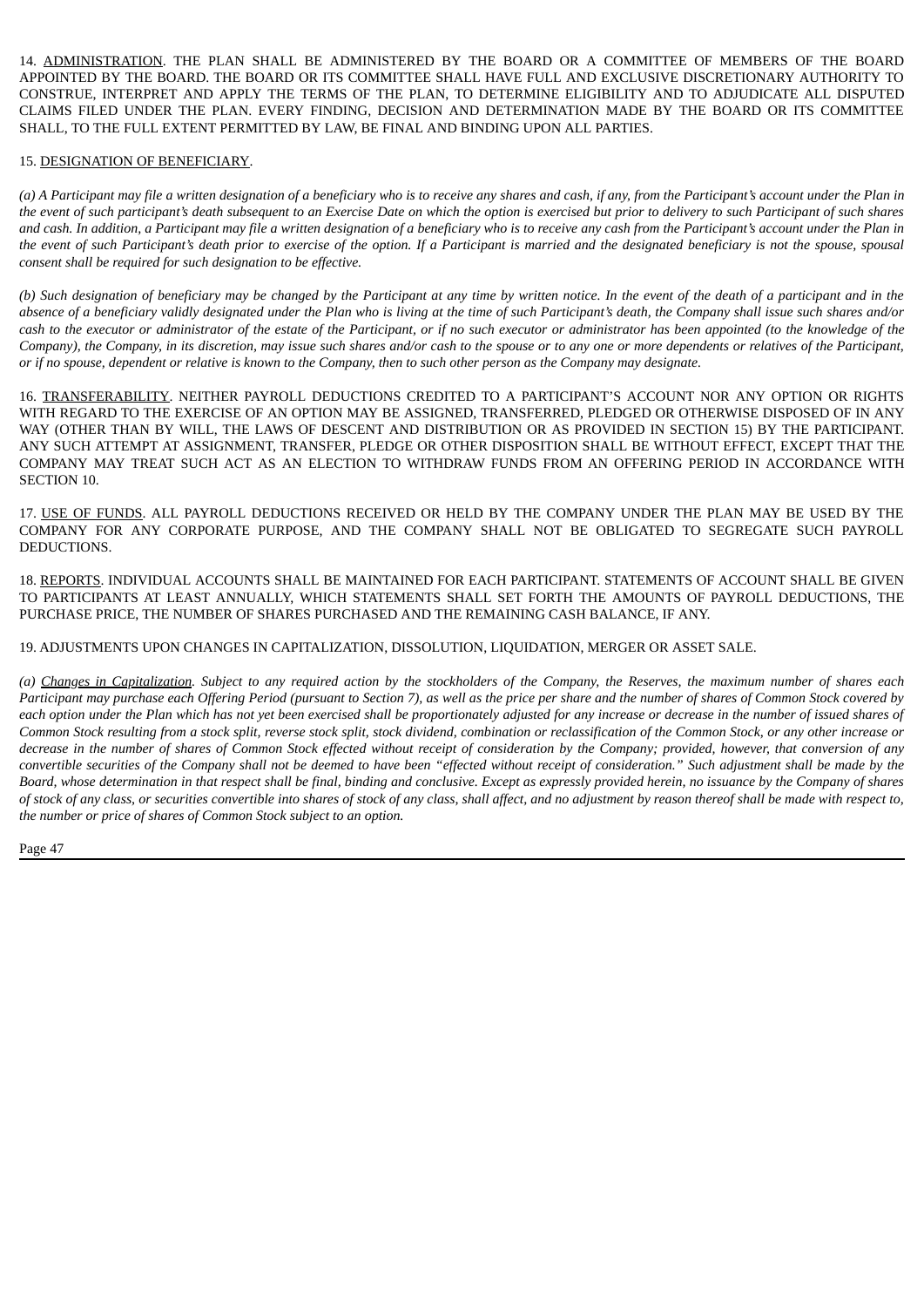14. ADMINISTRATION. THE PLAN SHALL BE ADMINISTERED BY THE BOARD OR A COMMITTEE OF MEMBERS OF THE BOARD APPOINTED BY THE BOARD. THE BOARD OR ITS COMMITTEE SHALL HAVE FULL AND EXCLUSIVE DISCRETIONARY AUTHORITY TO CONSTRUE, INTERPRET AND APPLY THE TERMS OF THE PLAN, TO DETERMINE ELIGIBILITY AND TO ADJUDICATE ALL DISPUTED CLAIMS FILED UNDER THE PLAN. EVERY FINDING, DECISION AND DETERMINATION MADE BY THE BOARD OR ITS COMMITTEE SHALL, TO THE FULL EXTENT PERMITTED BY LAW, BE FINAL AND BINDING UPON ALL PARTIES.

15. DESIGNATION OF BENEFICIARY.

*(a) A Participant may file a written designation of a beneficiary who is to receive any shares and cash, if any, from the Participant's account under the Plan in the event of such participant's death subsequent to an Exercise Date on which the option is exercised but prior to delivery to such Participant of such shares and cash. In addition, a Participant may file a written designation of a beneficiary who is to receive any cash from the Participant's account under the Plan in the event of such Participant's death prior to exercise of the option. If a Participant is married and the designated beneficiary is not the spouse, spousal consent shall be required for such designation to be effective.*

*(b) Such designation of beneficiary may be changed by the Participant at any time by written notice. In the event of the death of a participant and in the absence of a beneficiary validly designated under the Plan who is living at the time of such Participant's death, the Company shall issue such shares and/or cash to the executor or administrator of the estate of the Participant, or if no such executor or administrator has been appointed (to the knowledge of the Company), the Company, in its discretion, may issue such shares and/or cash to the spouse or to any one or more dependents or relatives of the Participant, or if no spouse, dependent or relative is known to the Company, then to such other person as the Company may designate.*

16. TRANSFERABILITY. NEITHER PAYROLL DEDUCTIONS CREDITED TO A PARTICIPANT'S ACCOUNT NOR ANY OPTION OR RIGHTS WITH REGARD TO THE EXERCISE OF AN OPTION MAY BE ASSIGNED, TRANSFERRED, PLEDGED OR OTHERWISE DISPOSED OF IN ANY WAY (OTHER THAN BY WILL, THE LAWS OF DESCENT AND DISTRIBUTION OR AS PROVIDED IN SECTION 15) BY THE PARTICIPANT. ANY SUCH ATTEMPT AT ASSIGNMENT, TRANSFER, PLEDGE OR OTHER DISPOSITION SHALL BE WITHOUT EFFECT, EXCEPT THAT THE COMPANY MAY TREAT SUCH ACT AS AN ELECTION TO WITHDRAW FUNDS FROM AN OFFERING PERIOD IN ACCORDANCE WITH SECTION 10.

17. USE OF FUNDS. ALL PAYROLL DEDUCTIONS RECEIVED OR HELD BY THE COMPANY UNDER THE PLAN MAY BE USED BY THE COMPANY FOR ANY CORPORATE PURPOSE, AND THE COMPANY SHALL NOT BE OBLIGATED TO SEGREGATE SUCH PAYROLL DEDUCTIONS.

18. REPORTS. INDIVIDUAL ACCOUNTS SHALL BE MAINTAINED FOR EACH PARTICIPANT. STATEMENTS OF ACCOUNT SHALL BE GIVEN TO PARTICIPANTS AT LEAST ANNUALLY, WHICH STATEMENTS SHALL SET FORTH THE AMOUNTS OF PAYROLL DEDUCTIONS, THE PURCHASE PRICE, THE NUMBER OF SHARES PURCHASED AND THE REMAINING CASH BALANCE, IF ANY.

19. ADJUSTMENTS UPON CHANGES IN CAPITALIZATION, DISSOLUTION, LIQUIDATION, MERGER OR ASSET SALE.

*(a) Changes in Capitalization. Subject to any required action by the stockholders of the Company, the Reserves, the maximum number of shares each Participant may purchase each Offering Period (pursuant to Section 7), as well as the price per share and the number of shares of Common Stock covered by each option under the Plan which has not yet been exercised shall be proportionately adjusted for any increase or decrease in the number of issued shares of Common Stock resulting from a stock split, reverse stock split, stock dividend, combination or reclassification of the Common Stock, or any other increase or decrease in the number of shares of Common Stock effected without receipt of consideration by the Company; provided, however, that conversion of any convertible securities of the Company shall not be deemed to have been "effected without receipt of consideration." Such adjustment shall be made by the Board, whose determination in that respect shall be final, binding and conclusive. Except as expressly provided herein, no issuance by the Company of shares of stock of any class, or securities convertible into shares of stock of any class, shall affect, and no adjustment by reason thereof shall be made with respect to, the number or price of shares of Common Stock subject to an option.*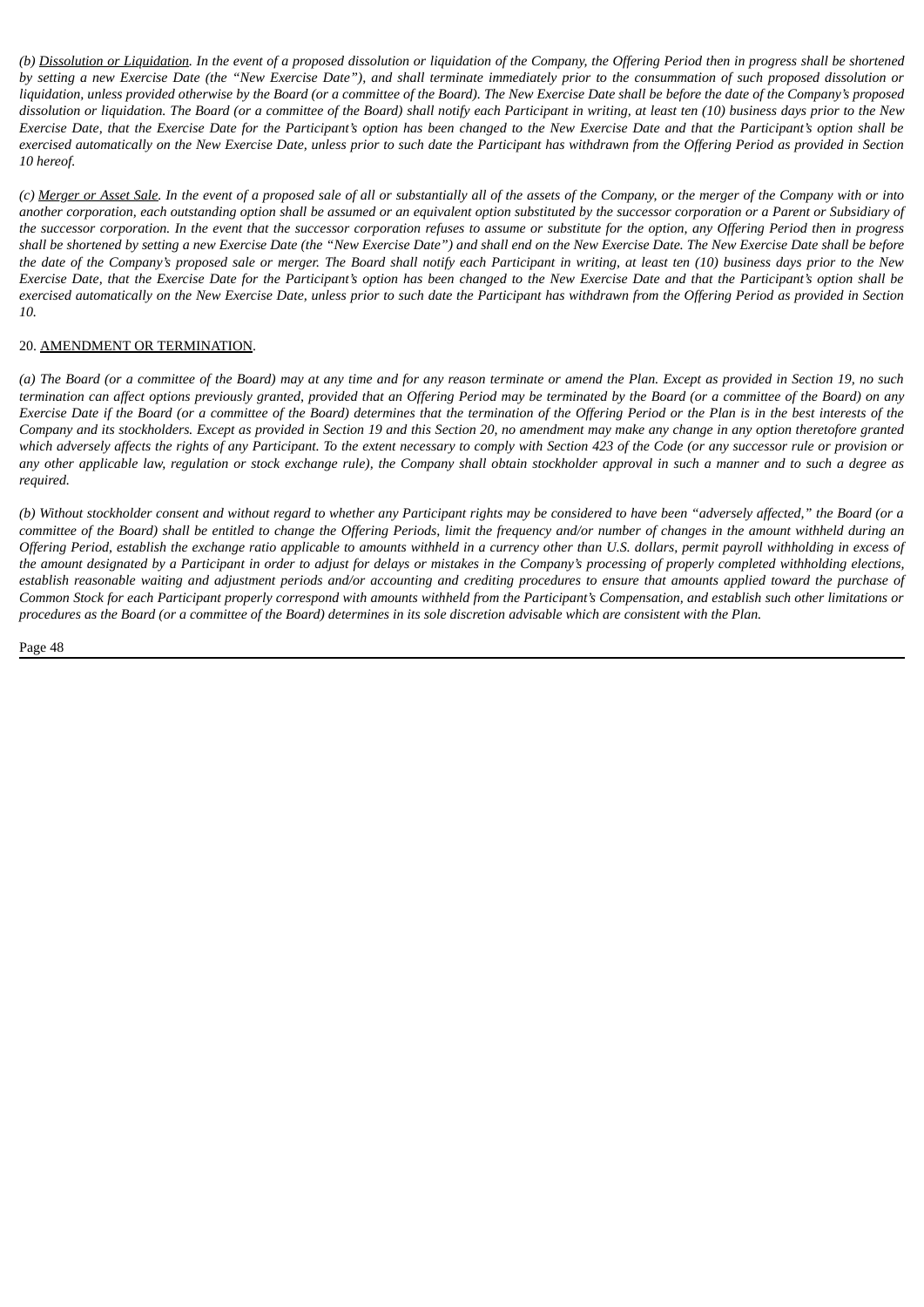*(b) <u>Dissolution or Liquidation</u>. In the event of a proposed dissolution or liquidation of the Company, the Offering Period then in progress shall be shortened by setting a new Exercise Date (the "New Exercise Date"), and shall terminate immediately prior to the consummation of such proposed dissolution or liquidation, unless provided otherwise by the Board (or a committee of the Board). The New Exercise Date shall be before the date of the Company's proposed dissolution or liquidation. The Board (or a committee of the Board) shall notify each Participant in writing, at least ten (10) business days prior to the New Exercise Date, that the Exercise Date for the Participant's option has been changed to the New Exercise Date and that the Participant's option shall be exercised automatically on the New Exercise Date, unless prior to such date the Participant has withdrawn from the Offering Period as provided in Section 10 hereof.*

*(c) <u>Merger or Asset Sale</u>. In the event of a proposed sale of all or substantially all of the assets of the Company, or the merger of the Company with or into another corporation, each outstanding option shall be assumed or an equivalent option substituted by the successor corporation or a Parent or Subsidiary of the successor corporation. In the event that the successor corporation refuses to assume or substitute for the option, any Offering Period then in progress shall be shortened by setting a new Exercise Date (the "New Exercise Date") and shall end on the New Exercise Date. The New Exercise Date shall be before the date of the Company's proposed sale or merger. The Board shall notify each Participant in writing, at least ten (10) business days prior to the New Exercise Date, that the Exercise Date for the Participant's option has been changed to the New Exercise Date and that the Participant's option shall be exercised automatically on the New Exercise Date, unless prior to such date the Participant has withdrawn from the Offering Period as provided in Section 10.*

20. <u>AMENDMENT OR TERMINATION</u>.

*(a) The Board (or a committee of the Board) may at any time and for any reason terminate or amend the Plan. Except as provided in Section 19, no such termination can affect options previously granted, provided that an Offering Period may be terminated by the Board (or a committee of the Board) on any Exercise Date if the Board (or a committee of the Board) determines that the termination of the Offering Period or the Plan is in the best interests of the Company and its stockholders. Except as provided in Section 19 and this Section 20, no amendment may make any change in any option theretofore granted which adversely affects the rights of any Participant. To the extent necessary to comply with Section 423 of the Code (or any successor rule or provision or any other applicable law, regulation or stock exchange rule), the Company shall obtain stockholder approval in such a manner and to such a degree as required.*

*(b) Without stockholder consent and without regard to whether any Participant rights may be considered to have been "adversely affected," the Board (or a committee of the Board) shall be entitled to change the Offering Periods, limit the frequency and/or number of changes in the amount withheld during an Offering Period, establish the exchange ratio applicable to amounts withheld in a currency other than U.S. dollars, permit payroll withholding in excess of the amount designated by a Participant in order to adjust for delays or mistakes in the Company's processing of properly completed withholding elections, establish reasonable waiting and adjustment periods and/or accounting and crediting procedures to ensure that amounts applied toward the purchase of Common Stock for each Participant properly correspond with amounts withheld from the Participant's Compensation, and establish such other limitations or procedures as the Board (or a committee of the Board) determines in its sole discretion advisable which are consistent with the Plan.*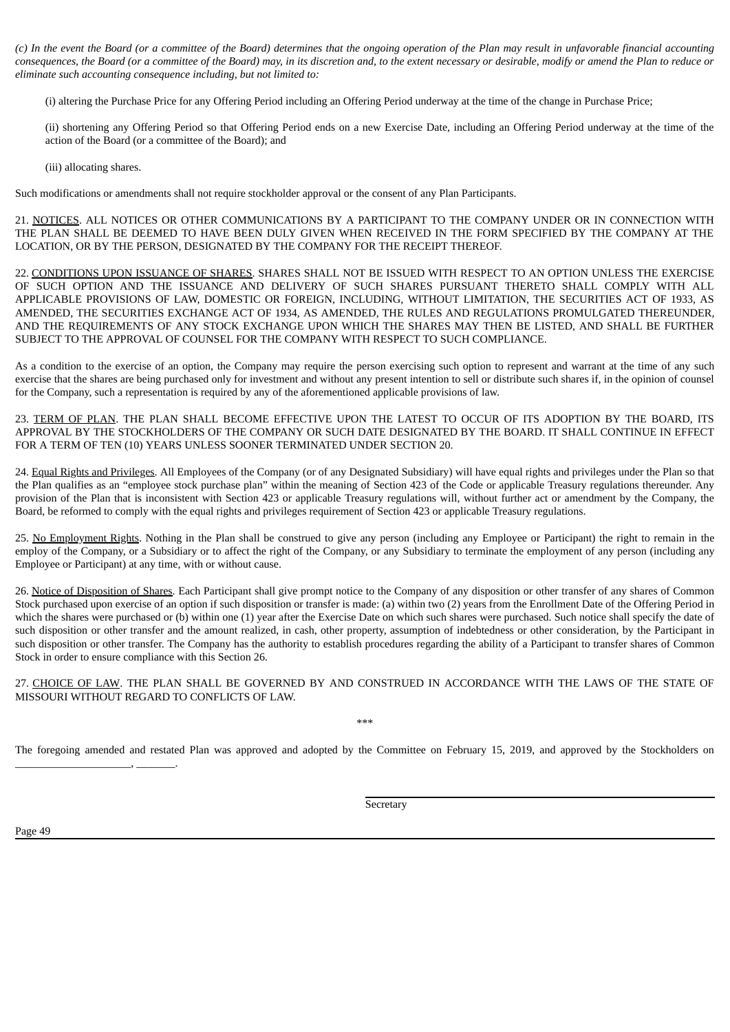*(c) In the event the Board (or a committee of the Board) determines that the ongoing operation of the Plan may result in unfavorable financial accounting consequences, the Board (or a committee of the Board) may, in its discretion and, to the extent necessary or desirable, modify or amend the Plan to reduce or eliminate such accounting consequence including, but not limited to:*

(i) altering the Purchase Price for any Offering Period including an Offering Period underway at the time of the change in Purchase Price;

(ii) shortening any Offering Period so that Offering Period ends on a new Exercise Date, including an Offering Period underway at the time of the action of the Board (or a committee of the Board); and

(iii) allocating shares.

Such modifications or amendments shall not require stockholder approval or the consent of any Plan Participants.

21. <u>NOTICES</u>. ALL NOTICES OR OTHER COMMUNICATIONS BY A PARTICIPANT TO THE COMPANY UNDER OR IN CONNECTION WITH THE PLAN SHALL BE DEEMED TO HAVE BEEN DULY GIVEN WHEN RECEIVED IN THE FORM SPECIFIED BY THE COMPANY AT THE LOCATION, OR BY THE PERSON, DESIGNATED BY THE COMPANY FOR THE RECEIPT THEREOF.

22. <u>CONDITIONS UPON ISSUANCE OF SHARES</u>. SHARES SHALL NOT BE ISSUED WITH RESPECT TO AN OPTION UNLESS THE EXERCISE OF SUCH OPTION AND THE ISSUANCE AND DELIVERY OF SUCH SHARES PURSUANT THERETO SHALL COMPLY WITH ALL APPLICABLE PROVISIONS OF LAW, DOMESTIC OR FOREIGN, INCLUDING, WITHOUT LIMITATION, THE SECURITIES ACT OF 1933, AS AMENDED, THE SECURITIES EXCHANGE ACT OF 1934, AS AMENDED, THE RULES AND REGULATIONS PROMULGATED THEREUNDER, AND THE REQUIREMENTS OF ANY STOCK EXCHANGE UPON WHICH THE SHARES MAY THEN BE LISTED, AND SHALL BE FURTHER SUBJECT TO THE APPROVAL OF COUNSEL FOR THE COMPANY WITH RESPECT TO SUCH COMPLIANCE.

As a condition to the exercise of an option, the Company may require the person exercising such option to represent and warrant at the time of any such exercise that the shares are being purchased only for investment and without any present intention to sell or distribute such shares if, in the opinion of counsel for the Company, such a representation is required by any of the aforementioned applicable provisions of law.

23. <u>TERM OF PLAN</u>. THE PLAN SHALL BECOME EFFECTIVE UPON THE LATEST TO OCCUR OF ITS ADOPTION BY THE BOARD, ITS APPROVAL BY THE STOCKHOLDERS OF THE COMPANY OR SUCH DATE DESIGNATED BY THE BOARD. IT SHALL CONTINUE IN EFFECT FOR A TERM OF TEN (10) YEARS UNLESS SOONER TERMINATED UNDER SECTION 20.

24. <u>Equal Rights and Privileges</u>. All Employees of the Company (or of any Designated Subsidiary) will have equal rights and privileges under the Plan so that the Plan qualifies as an "employee stock purchase plan" within the meaning of Section 423 of the Code or applicable Treasury regulations thereunder. Any provision of the Plan that is inconsistent with Section 423 or applicable Treasury regulations will, without further act or amendment by the Company, the Board, be reformed to comply with the equal rights and privileges requirement of Section 423 or applicable Treasury regulations.

25. <u>No Employment Rights</u>. Nothing in the Plan shall be construed to give any person (including any Employee or Participant) the right to remain in the employ of the Company, or a Subsidiary or to affect the right of the Company, or any Subsidiary to terminate the employment of any person (including any Employee or Participant) at any time, with or without cause.

26. <u>Notice of Disposition of Shares</u>. Each Participant shall give prompt notice to the Company of any disposition or other transfer of any shares of Common Stock purchased upon exercise of an option if such disposition or transfer is made: (a) within two (2) years from the Enrollment Date of the Offering Period in which the shares were purchased or (b) within one (1) year after the Exercise Date on which such shares were purchased. Such notice shall specify the date of such disposition or other transfer and the amount realized, in cash, other property, assumption of indebtedness or other consideration, by the Participant in such disposition or other transfer. The Company has the authority to establish procedures regarding the ability of a Participant to transfer shares of Common Stock in order to ensure compliance with this Section 26.

27. <u>CHOICE OF LAW</u>. THE PLAN SHALL BE GOVERNED BY AND CONSTRUED IN ACCORDANCE WITH THE LAWS OF THE STATE OF MISSOURI WITHOUT REGARD TO CONFLICTS OF LAW.

\*\*\*

The foregoing amended and restated Plan was approved and adopted by the Committee on February 15, 2019, and approved by the Stockholders on ____________________, _______.

______________________________
Secretary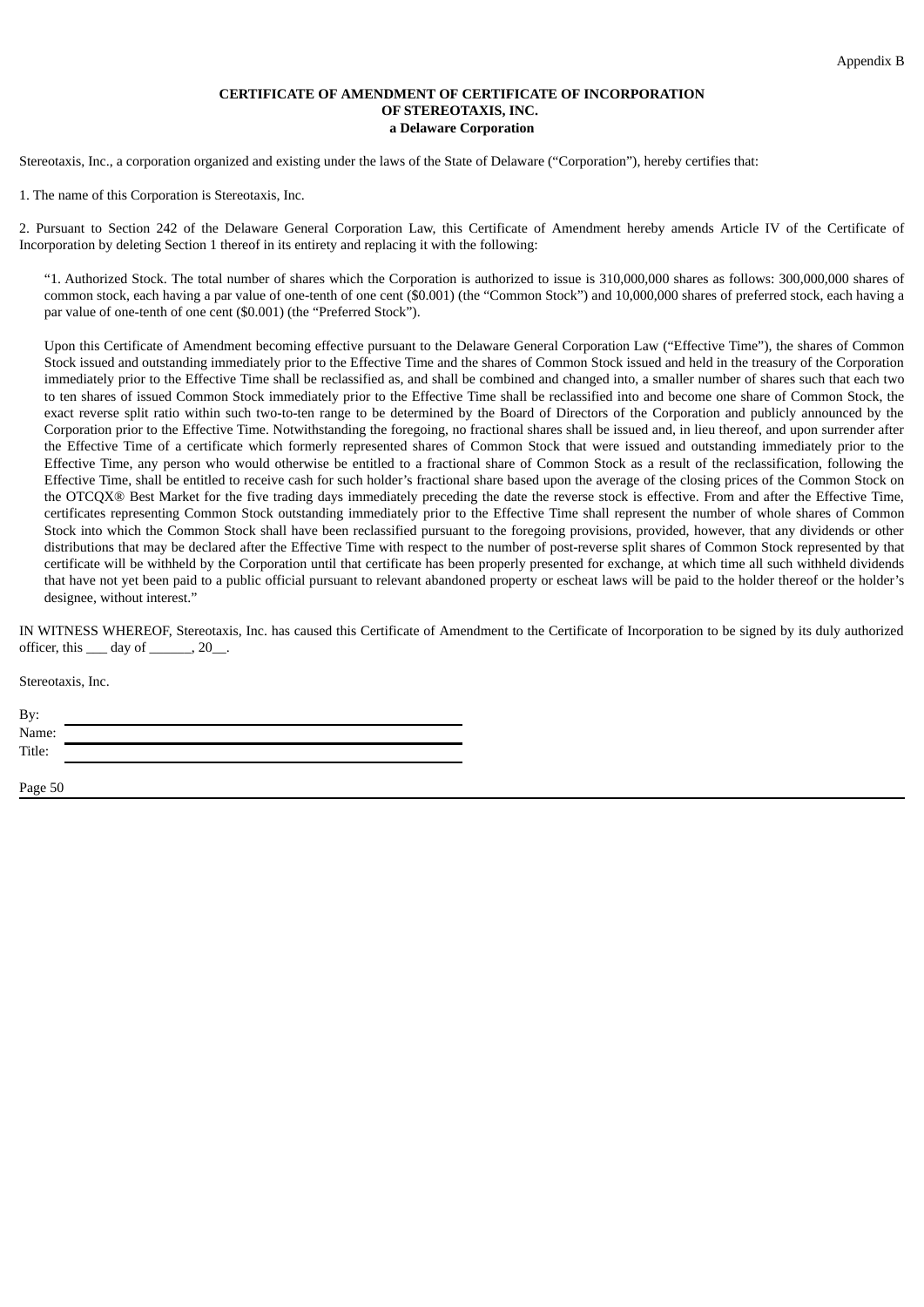Appendix B

**CERTIFICATE OF AMENDMENT OF CERTIFICATE OF INCORPORATION**
**OF STEREOTAXIS, INC.**
**a Delaware Corporation**

Stereotaxis, Inc., a corporation organized and existing under the laws of the State of Delaware ("Corporation"), hereby certifies that:

1. The name of this Corporation is Stereotaxis, Inc.

2. Pursuant to Section 242 of the Delaware General Corporation Law, this Certificate of Amendment hereby amends Article IV of the Certificate of Incorporation by deleting Section 1 thereof in its entirety and replacing it with the following:

> "1. Authorized Stock. The total number of shares which the Corporation is authorized to issue is 310,000,000 shares as follows: 300,000,000 shares of common stock, each having a par value of one-tenth of one cent ($0.001) (the "Common Stock") and 10,000,000 shares of preferred stock, each having a par value of one-tenth of one cent ($0.001) (the "Preferred Stock").
>
> Upon this Certificate of Amendment becoming effective pursuant to the Delaware General Corporation Law ("Effective Time"), the shares of Common Stock issued and outstanding immediately prior to the Effective Time and the shares of Common Stock issued and held in the treasury of the Corporation immediately prior to the Effective Time shall be reclassified as, and shall be combined and changed into, a smaller number of shares such that each two to ten shares of issued Common Stock immediately prior to the Effective Time shall be reclassified into and become one share of Common Stock, the exact reverse split ratio within such two-to-ten range to be determined by the Board of Directors of the Corporation and publicly announced by the Corporation prior to the Effective Time. Notwithstanding the foregoing, no fractional shares shall be issued and, in lieu thereof, and upon surrender after the Effective Time of a certificate which formerly represented shares of Common Stock that were issued and outstanding immediately prior to the Effective Time, any person who would otherwise be entitled to a fractional share of Common Stock as a result of the reclassification, following the Effective Time, shall be entitled to receive cash for such holder's fractional share based upon the average of the closing prices of the Common Stock on the OTCQX® Best Market for the five trading days immediately preceding the date the reverse stock is effective. From and after the Effective Time, certificates representing Common Stock outstanding immediately prior to the Effective Time shall represent the number of whole shares of Common Stock into which the Common Stock shall have been reclassified pursuant to the foregoing provisions, provided, however, that any dividends or other distributions that may be declared after the Effective Time with respect to the number of post-reverse split shares of Common Stock represented by that certificate will be withheld by the Corporation until that certificate has been properly presented for exchange, at which time all such withheld dividends that have not yet been paid to a public official pursuant to relevant abandoned property or escheat laws will be paid to the holder thereof or the holder's designee, without interest."

IN WITNESS WHEREOF, Stereotaxis, Inc. has caused this Certificate of Amendment to the Certificate of Incorporation to be signed by its duly authorized officer, this ___ day of ______, 20__.

Stereotaxis, Inc.

By: ______________________________

Name: ______________________________

Title: ______________________________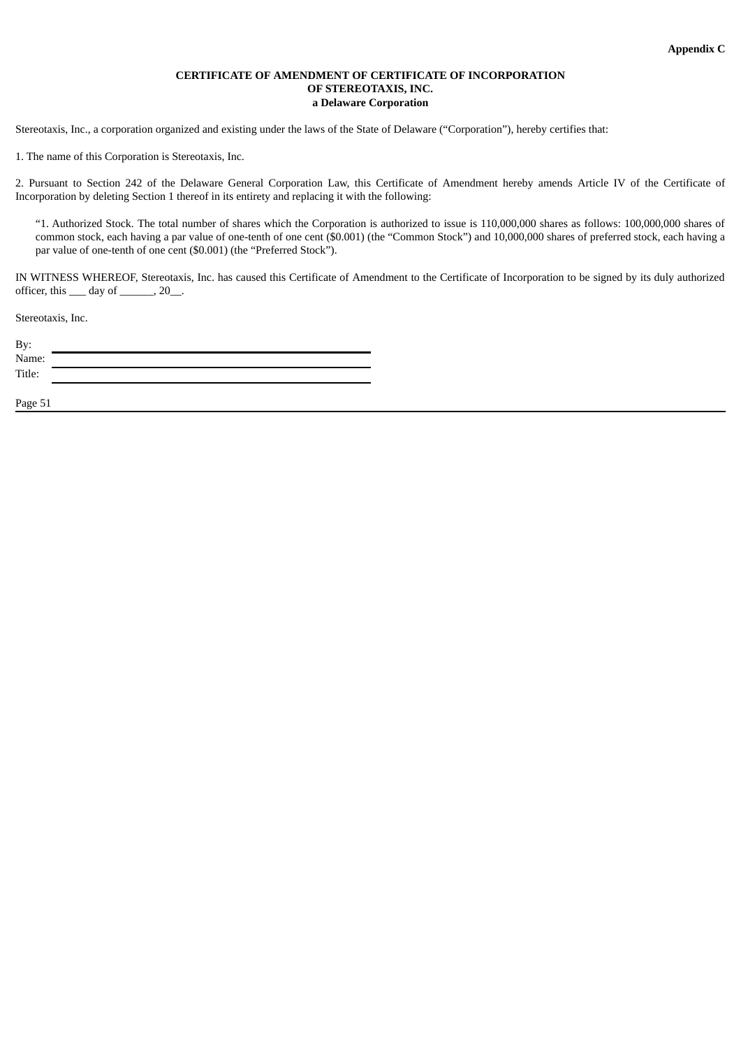**Appendix C**

**CERTIFICATE OF AMENDMENT OF CERTIFICATE OF INCORPORATION**
**OF STEREOTAXIS, INC.**
**a Delaware Corporation**

Stereotaxis, Inc., a corporation organized and existing under the laws of the State of Delaware (“Corporation”), hereby certifies that:

1. The name of this Corporation is Stereotaxis, Inc.

2. Pursuant to Section 242 of the Delaware General Corporation Law, this Certificate of Amendment hereby amends Article IV of the Certificate of Incorporation by deleting Section 1 thereof in its entirety and replacing it with the following:

> “1. Authorized Stock. The total number of shares which the Corporation is authorized to issue is 110,000,000 shares as follows: 100,000,000 shares of common stock, each having a par value of one-tenth of one cent ($0.001) (the “Common Stock”) and 10,000,000 shares of preferred stock, each having a par value of one-tenth of one cent ($0.001) (the “Preferred Stock”).

IN WITNESS WHEREOF, Stereotaxis, Inc. has caused this Certificate of Amendment to the Certificate of Incorporation to be signed by its duly authorized officer, this ___ day of ______, 20__.

Stereotaxis, Inc.

By: ______________________________

Name: ______________________________

Title: ______________________________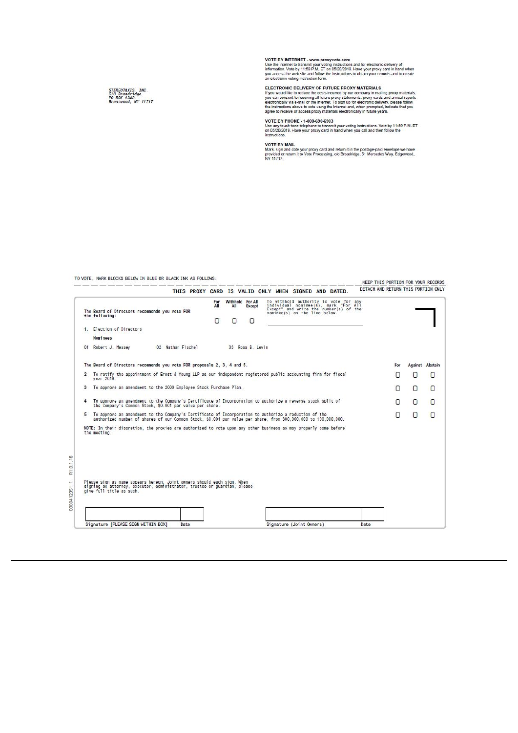STEREOTAXIS, INC.
C/O Broadridge
PO BOX 1342
Brentwood, NY 11717

**VOTE BY INTERNET - www.proxyvote.com**
Use the Internet to transmit your voting instructions and for electronic delivery of information. Vote by 11:59 P.M. ET on 05/20/2019. Have your proxy card in hand when you access the web site and follow the instructions to obtain your records and to create an electronic voting instruction form.

**ELECTRONIC DELIVERY OF FUTURE PROXY MATERIALS**
If you would like to reduce the costs incurred by our company in mailing proxy materials, you can consent to receiving all future proxy statements, proxy cards and annual reports electronically via e-mail or the Internet. To sign up for electronic delivery, please follow the instructions above to vote using the Internet and, when prompted, indicate that you agree to receive or access proxy materials electronically in future years.

**VOTE BY PHONE - 1-800-690-6903**
Use any touch-tone telephone to transmit your voting instructions. Vote by 11:59 P.M. ET on 05/20/2019. Have your proxy card in hand when you call and then follow the instructions.

**VOTE BY MAIL**
Mark, sign and date your proxy card and return it in the postage-paid envelope we have provided or return it to Vote Processing, c/o Broadridge, 51 Mercedes Way, Edgewood, NY 11717.

TO VOTE, MARK BLOCKS BELOW IN BLUE OR BLACK INK AS FOLLOWS:

KEEP THIS PORTION FOR YOUR RECORDS

DETACH AND RETURN THIS PORTION ONLY

**THIS PROXY CARD IS VALID ONLY WHEN SIGNED AND DATED.**

| The Board of Directors recommends you vote FOR the following: | For All | Withhold All | For All Except |
|---|---|---|---|
| | ☐ | ☐ | ☐ |

To withhold authority to vote for any individual nominee(s), mark "For All Except" and write the number(s) of the nominee(s) on the line below.

______________________________

1. Election of Directors

Nominees

01 Robert J. Messey    02 Nathan Fischel    03 Ross B. Levin

| The Board of Directors recommends you vote FOR proposals 2, 3, 4 and 5. | For | Against | Abstain |
|---|---|---|---|
| 2 To ratify the appointment of Ernst & Young LLP as our independent registered public accounting firm for fiscal year 2019. | ☐ | ☐ | ☐ |
| 3 To approve an amendment to the 2009 Employee Stock Purchase Plan. | ☐ | ☐ | ☐ |
| 4 To approve an amendment to the Company's Certificate of Incorporation to authorize a reverse stock split of the Company's Common Stock, \$0.001 par value per share. | ☐ | ☐ | ☐ |
| 5 To approve an amendment to the Company's Certificate of Incorporation to authorize a reduction of the authorized number of shares of our Common Stock, \$0.001 par value per share, from 300,000,000 to 100,000,000. | ☐ | ☐ | ☐ |

NOTE: In their discretion, the proxies are authorized to vote upon any other business as may properly come before the meeting.

Please sign as name appears hereon. Joint owners should each sign. When signing as attorney, executor, administrator, trustee or guardian, please give full title as such.

| Signature [PLEASE SIGN WITHIN BOX] | Date | Signature (Joint Owners) | Date |
|---|---|---|---|
| | | | |

0000412351_1 R1.0.1.18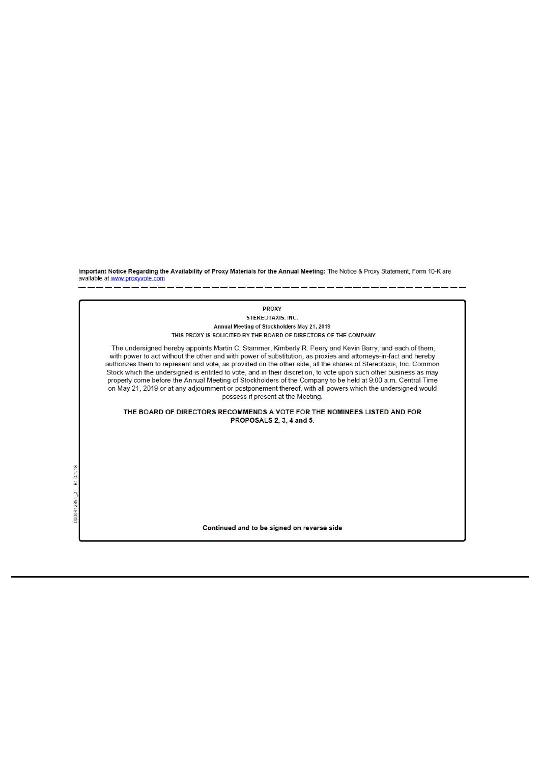**Important Notice Regarding the Availability of Proxy Materials for the Annual Meeting:** The Notice & Proxy Statement, Form 10-K are available at www.proxyvote.com

**PROXY**

**STEREOTAXIS, INC.**

**Annual Meeting of Stockholders May 21, 2019**

**THIS PROXY IS SOLICITED BY THE BOARD OF DIRECTORS OF THE COMPANY**

The undersigned hereby appoints Martin C. Stammer, Kimberly R. Peery and Kevin Barry, and each of them, with power to act without the other and with power of substitution, as proxies and attorneys-in-fact and hereby authorizes them to represent and vote, as provided on the other side, all the shares of Stereotaxis, Inc. Common Stock which the undersigned is entitled to vote, and in their discretion, to vote upon such other business as may properly come before the Annual Meeting of Stockholders of the Company to be held at 9:00 a.m. Central Time on May 21, 2019 or at any adjournment or postponement thereof, with all powers which the undersigned would possess if present at the Meeting.

**THE BOARD OF DIRECTORS RECOMMENDS A VOTE FOR THE NOMINEES LISTED AND FOR PROPOSALS 2, 3, 4 and 5.**

**Continued and to be signed on reverse side**

0000412351_2 R1.0.1.18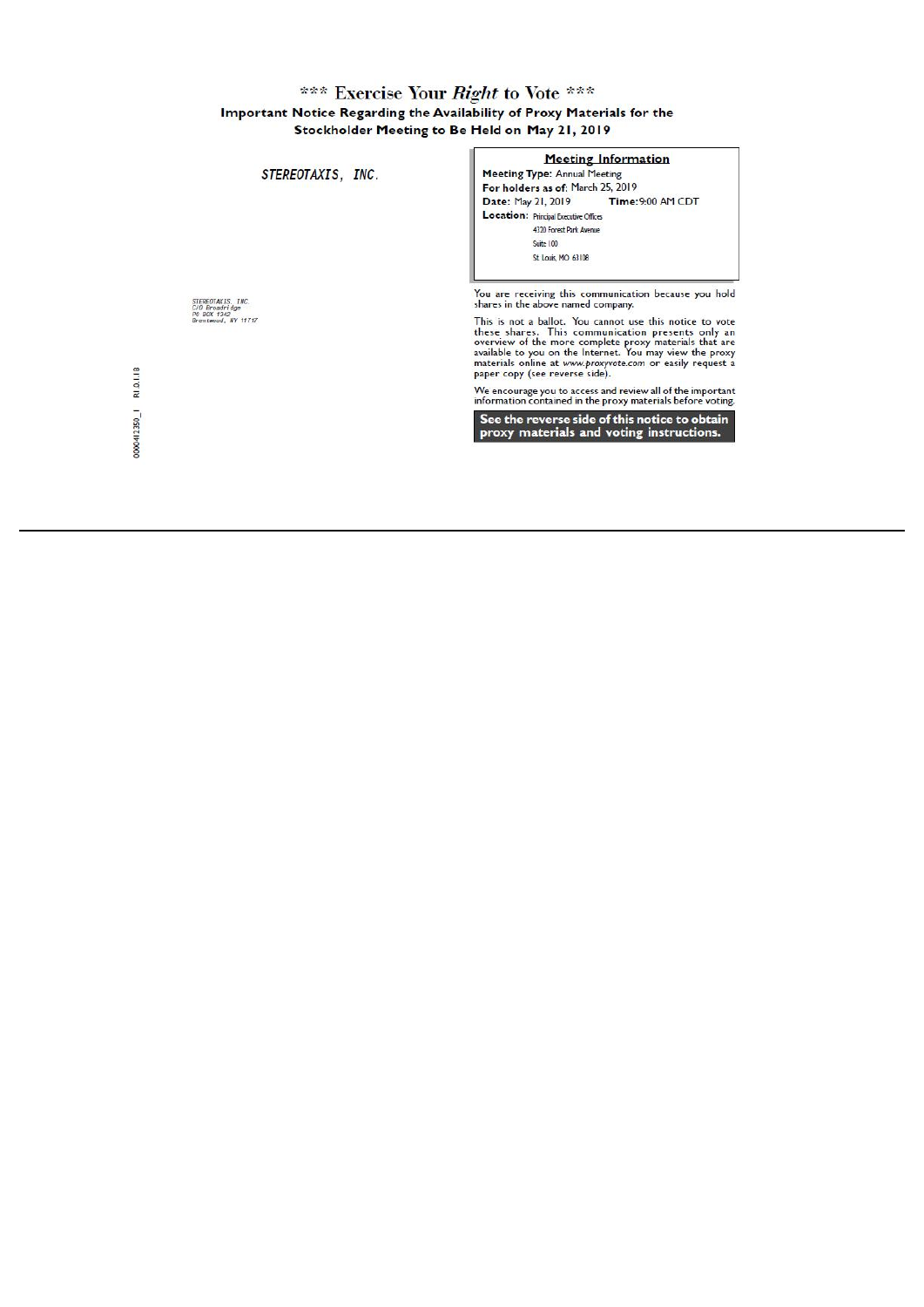# \*\*\* Exercise Your *Right* to Vote \*\*\*

**Important Notice Regarding the Availability of Proxy Materials for the Stockholder Meeting to Be Held on May 21, 2019**

STEREOTAXIS, INC.

STEREOTAXIS, INC.
C/O Broadridge
PO BOX 1342
Brentwood, NY 11717

**Meeting Information**

**Meeting Type:** Annual Meeting
**For holders as of:** March 25, 2019
**Date:** May 21, 2019 **Time:** 9:00 AM CDT
**Location:** Principal Executive Offices
4320 Forest Park Avenue
Suite 100
St. Louis, MO 63108

You are receiving this communication because you hold shares in the above named company.

This is not a ballot. You cannot use this notice to vote these shares. This communication presents only an overview of the more complete proxy materials that are available to you on the Internet. You may view the proxy materials online at *www.proxyvote.com* or easily request a paper copy (see reverse side).

We encourage you to access and review all of the important information contained in the proxy materials before voting.

**See the reverse side of this notice to obtain proxy materials and voting instructions.**

0000412350_1 R1.0.1.18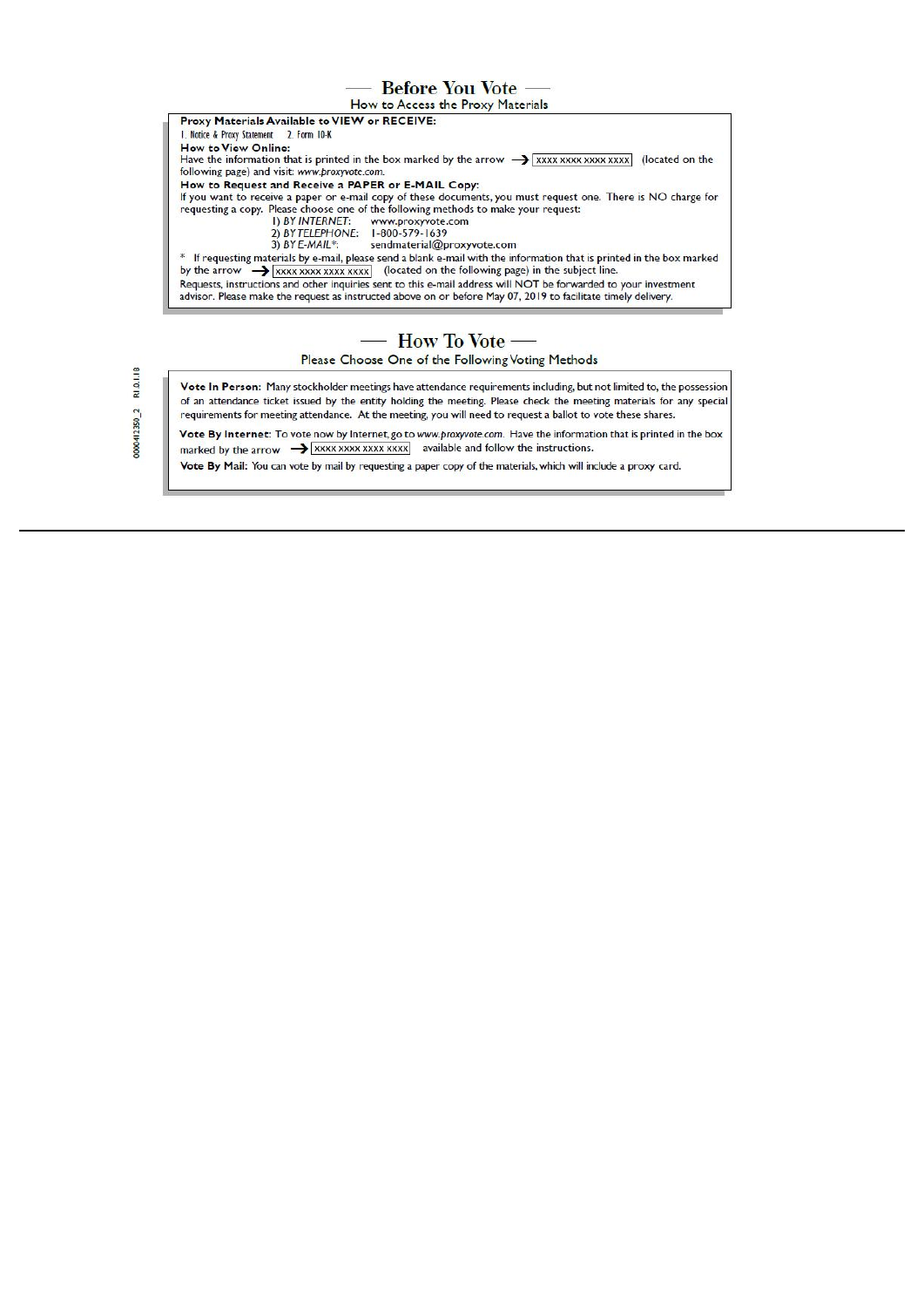## — Before You Vote —

### How to Access the Proxy Materials

**Proxy Materials Available to VIEW or RECEIVE:**

1. Notice & Proxy Statement 2. Form 10-K

**How to View Online:**

Have the information that is printed in the box marked by the arrow → XXXX XXXX XXXX XXXX (located on the following page) and visit: *www.proxyvote.com*.

**How to Request and Receive a PAPER or E-MAIL Copy:**

If you want to receive a paper or e-mail copy of these documents, you must request one. There is NO charge for requesting a copy. Please choose one of the following methods to make your request:

1) *BY INTERNET:* www.proxyvote.com
2) *BY TELEPHONE:* 1-800-579-1639
3) *BY E-MAIL*:* sendmaterial@proxyvote.com

\* If requesting materials by e-mail, please send a blank e-mail with the information that is printed in the box marked by the arrow → XXXX XXXX XXXX XXXX (located on the following page) in the subject line.

Requests, instructions and other inquiries sent to this e-mail address will NOT be forwarded to your investment advisor. Please make the request as instructed above on or before May 07, 2019 to facilitate timely delivery.

## — How To Vote —

### Please Choose One of the Following Voting Methods

**Vote In Person:** Many stockholder meetings have attendance requirements including, but not limited to, the possession of an attendance ticket issued by the entity holding the meeting. Please check the meeting materials for any special requirements for meeting attendance. At the meeting, you will need to request a ballot to vote these shares.

**Vote By Internet:** To vote now by Internet, go to *www.proxyvote.com*. Have the information that is printed in the box marked by the arrow → XXXX XXXX XXXX XXXX available and follow the instructions.

**Vote By Mail:** You can vote by mail by requesting a paper copy of the materials, which will include a proxy card.

0000412350_2 R1.0.1.18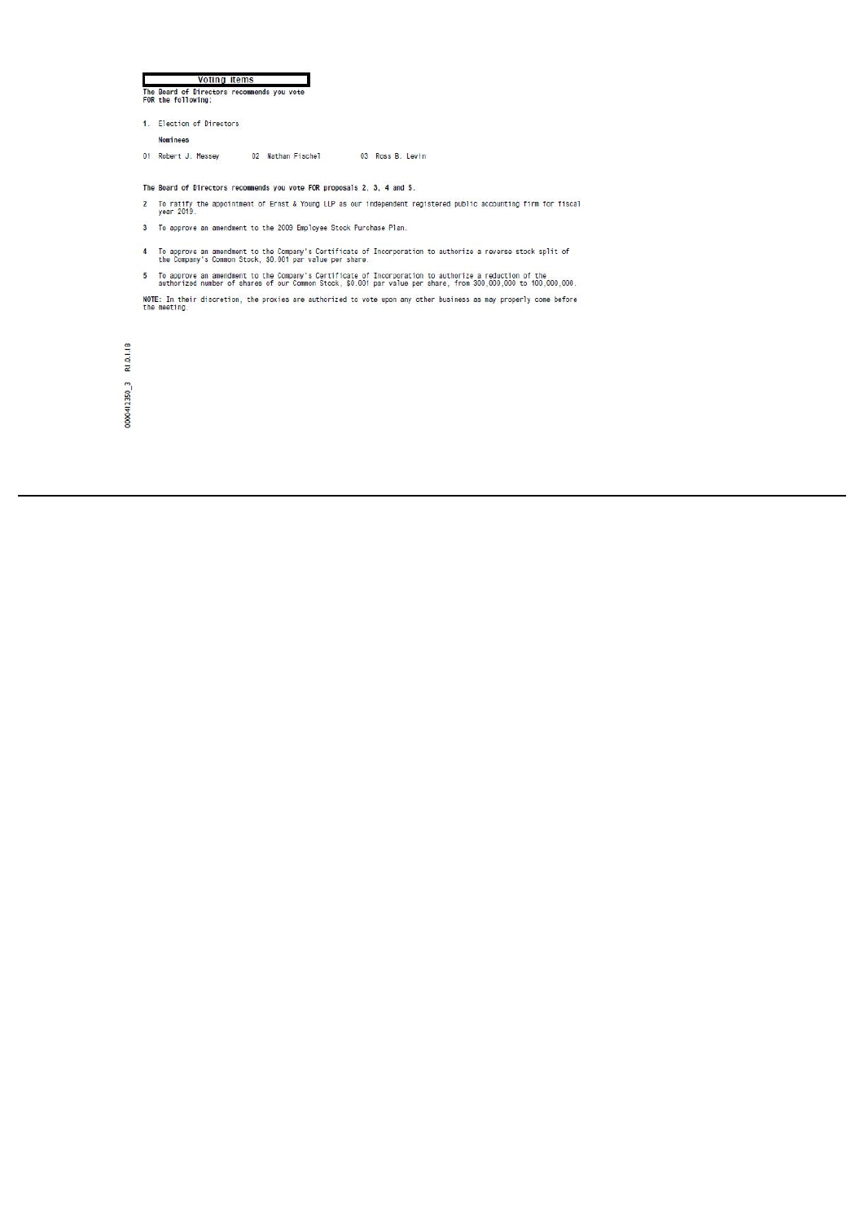**Voting Items**

**The Board of Directors recommends you vote FOR the following:**

1. Election of Directors

   **Nominees**

   01 Robert J. Messey    02 Nathan Fischel    03 Ross B. Levin

**The Board of Directors recommends you vote FOR proposals 2, 3, 4 and 5.**

2 To ratify the appointment of Ernst & Young LLP as our independent registered public accounting firm for fiscal year 2019.

3 To approve an amendment to the 2009 Employee Stock Purchase Plan.

4 To approve an amendment to the Company's Certificate of Incorporation to authorize a reverse stock split of the Company's Common Stock, $0.001 par value per share.

5 To approve an amendment to the Company's Certificate of Incorporation to authorize a reduction of the authorized number of shares of our Common Stock, $0.001 par value per share, from 300,000,000 to 100,000,000.

**NOTE:** In their discretion, the proxies are authorized to vote upon any other business as may properly come before the meeting.

0000412350_3 R1.0.1.18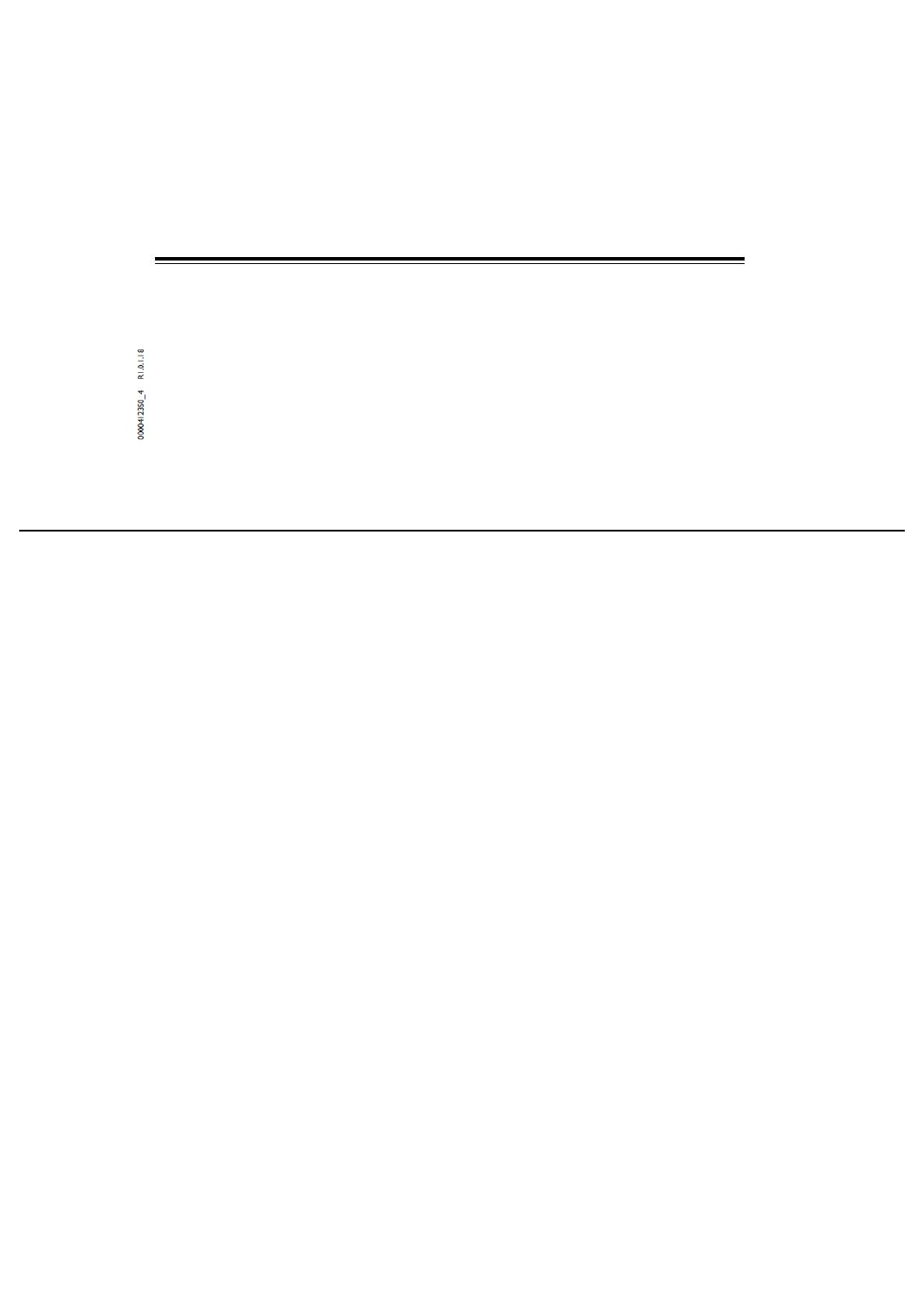0000412350_4 R1.0.1.18